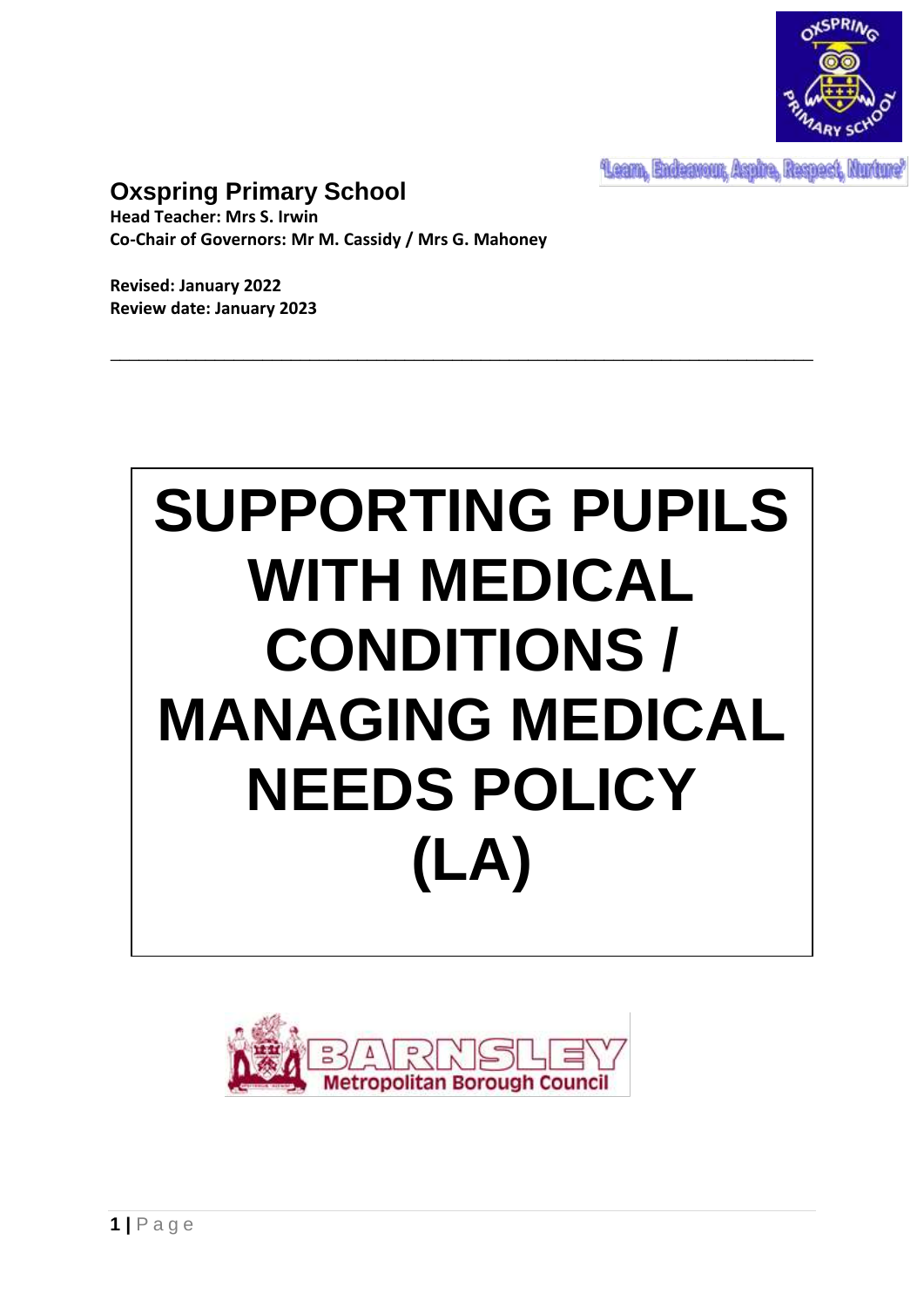'Learn, Endeavour, Aspire, Respect, Nurture'

## Oxspring Primary School

**Head Teacher: Mrs S. Irwin**
**Co-Chair of Governors: Mr M. Cassidy / Mrs G. Mahoney**

**Revised: January 2022**
**Review date: January 2023**

---

# SUPPORTING PUPILS WITH MEDICAL CONDITIONS / MANAGING MEDICAL NEEDS POLICY (LA)

BARNSLEY Metropolitan Borough Council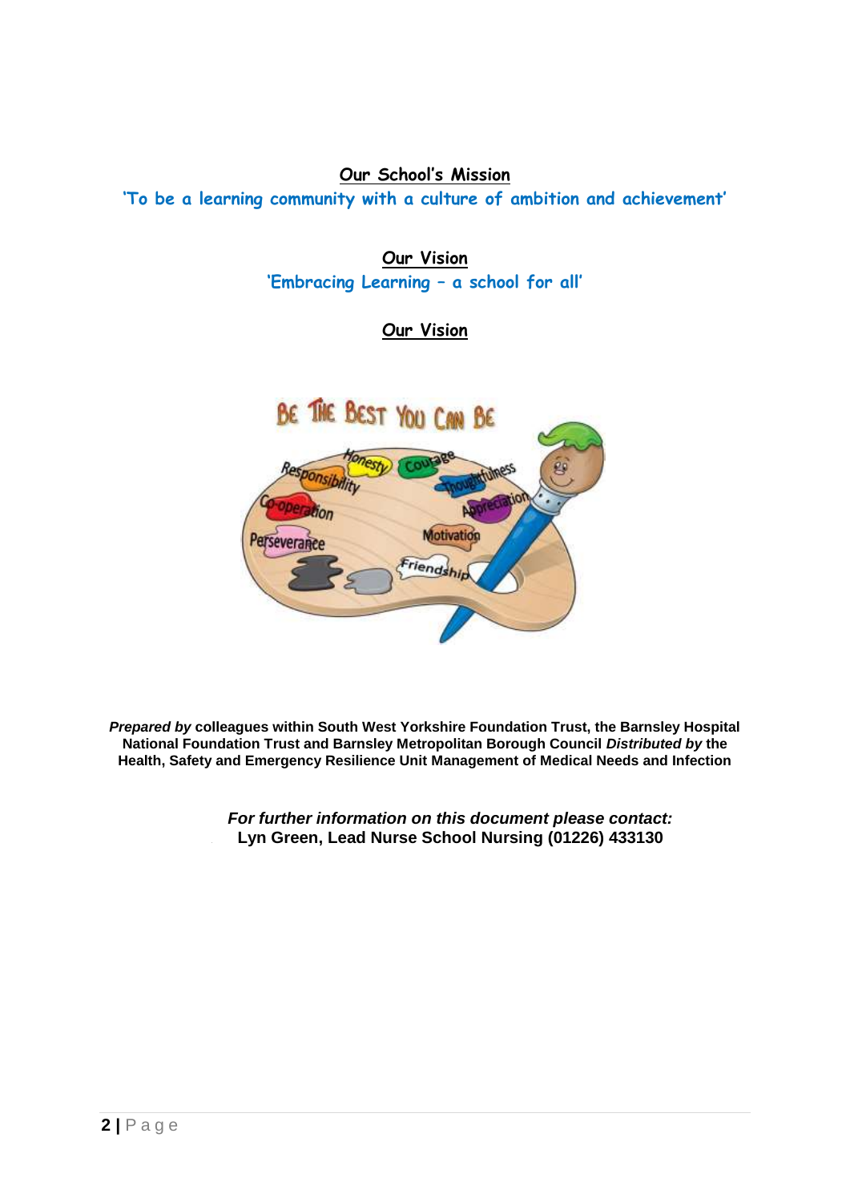**Our School's Mission**

'To be a learning community with a culture of ambition and achievement'

**Our Vision**

'Embracing Learning – a school for all'

**Our Vision**

BE THE BEST YOU CAN BE

Honesty, Courage, Responsibility, Thoughtfulness, Co-operation, Appreciation, Perseverance, Motivation, Friendship

***Prepared by*** **colleagues within South West Yorkshire Foundation Trust, the Barnsley Hospital National Foundation Trust and Barnsley Metropolitan Borough Council** ***Distributed by*** **the Health, Safety and Emergency Resilience Unit Management of Medical Needs and Infection**

***For further information on this document please contact:***
**Lyn Green, Lead Nurse School Nursing (01226) 433130**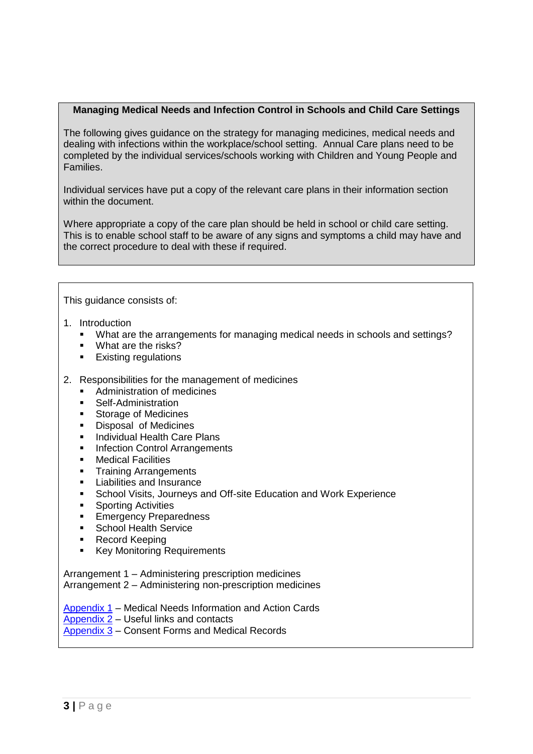**Managing Medical Needs and Infection Control in Schools and Child Care Settings**

The following gives guidance on the strategy for managing medicines, medical needs and dealing with infections within the workplace/school setting. Annual Care plans need to be completed by the individual services/schools working with Children and Young People and Families.

Individual services have put a copy of the relevant care plans in their information section within the document.

Where appropriate a copy of the care plan should be held in school or child care setting. This is to enable school staff to be aware of any signs and symptoms a child may have and the correct procedure to deal with these if required.

This guidance consists of:

1. Introduction
   - What are the arrangements for managing medical needs in schools and settings?
   - What are the risks?
   - Existing regulations

2. Responsibilities for the management of medicines
   - Administration of medicines
   - Self-Administration
   - Storage of Medicines
   - Disposal of Medicines
   - Individual Health Care Plans
   - Infection Control Arrangements
   - Medical Facilities
   - Training Arrangements
   - Liabilities and Insurance
   - School Visits, Journeys and Off-site Education and Work Experience
   - Sporting Activities
   - Emergency Preparedness
   - School Health Service
   - Record Keeping
   - Key Monitoring Requirements

Arrangement 1 – Administering prescription medicines
Arrangement 2 – Administering non-prescription medicines

Appendix 1 – Medical Needs Information and Action Cards
Appendix 2 – Useful links and contacts
Appendix 3 – Consent Forms and Medical Records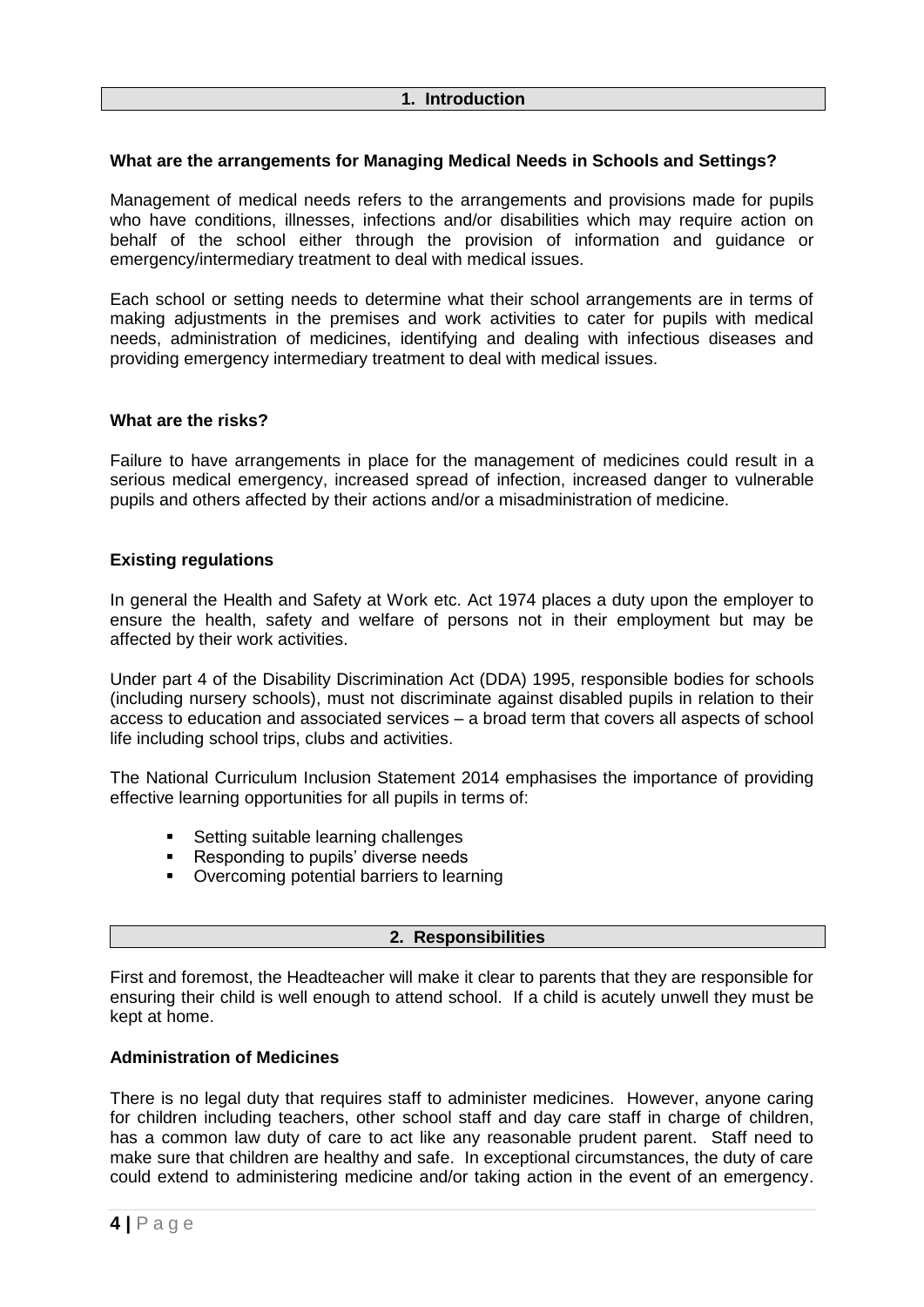## 1. Introduction

### What are the arrangements for Managing Medical Needs in Schools and Settings?

Management of medical needs refers to the arrangements and provisions made for pupils who have conditions, illnesses, infections and/or disabilities which may require action on behalf of the school either through the provision of information and guidance or emergency/intermediary treatment to deal with medical issues.

Each school or setting needs to determine what their school arrangements are in terms of making adjustments in the premises and work activities to cater for pupils with medical needs, administration of medicines, identifying and dealing with infectious diseases and providing emergency intermediary treatment to deal with medical issues.

### What are the risks?

Failure to have arrangements in place for the management of medicines could result in a serious medical emergency, increased spread of infection, increased danger to vulnerable pupils and others affected by their actions and/or a misadministration of medicine.

### Existing regulations

In general the Health and Safety at Work etc. Act 1974 places a duty upon the employer to ensure the health, safety and welfare of persons not in their employment but may be affected by their work activities.

Under part 4 of the Disability Discrimination Act (DDA) 1995, responsible bodies for schools (including nursery schools), must not discriminate against disabled pupils in relation to their access to education and associated services – a broad term that covers all aspects of school life including school trips, clubs and activities.

The National Curriculum Inclusion Statement 2014 emphasises the importance of providing effective learning opportunities for all pupils in terms of:

- Setting suitable learning challenges
- Responding to pupils' diverse needs
- Overcoming potential barriers to learning

## 2. Responsibilities

First and foremost, the Headteacher will make it clear to parents that they are responsible for ensuring their child is well enough to attend school. If a child is acutely unwell they must be kept at home.

### Administration of Medicines

There is no legal duty that requires staff to administer medicines. However, anyone caring for children including teachers, other school staff and day care staff in charge of children, has a common law duty of care to act like any reasonable prudent parent. Staff need to make sure that children are healthy and safe. In exceptional circumstances, the duty of care could extend to administering medicine and/or taking action in the event of an emergency.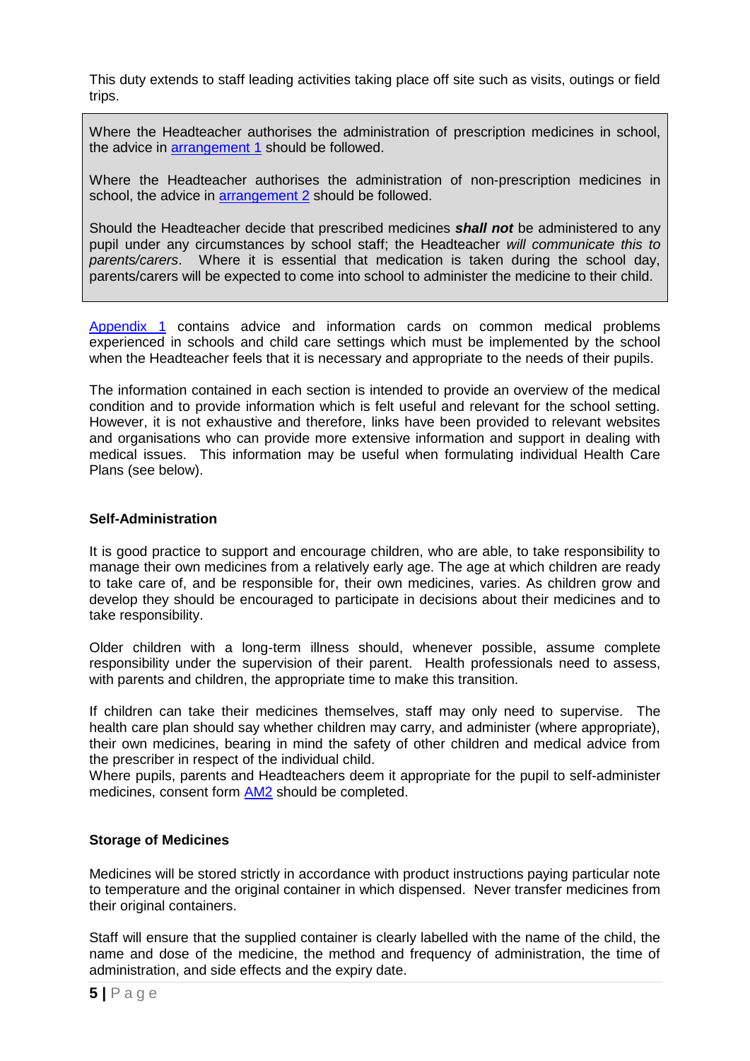This duty extends to staff leading activities taking place off site such as visits, outings or field trips.

> Where the Headteacher authorises the administration of prescription medicines in school, the advice in arrangement 1 should be followed.
>
> Where the Headteacher authorises the administration of non-prescription medicines in school, the advice in arrangement 2 should be followed.
>
> Should the Headteacher decide that prescribed medicines ***shall not*** be administered to any pupil under any circumstances by school staff; the Headteacher *will communicate this to parents/carers*. Where it is essential that medication is taken during the school day, parents/carers will be expected to come into school to administer the medicine to their child.

Appendix 1 contains advice and information cards on common medical problems experienced in schools and child care settings which must be implemented by the school when the Headteacher feels that it is necessary and appropriate to the needs of their pupils.

The information contained in each section is intended to provide an overview of the medical condition and to provide information which is felt useful and relevant for the school setting. However, it is not exhaustive and therefore, links have been provided to relevant websites and organisations who can provide more extensive information and support in dealing with medical issues. This information may be useful when formulating individual Health Care Plans (see below).

**Self-Administration**

It is good practice to support and encourage children, who are able, to take responsibility to manage their own medicines from a relatively early age. The age at which children are ready to take care of, and be responsible for, their own medicines, varies. As children grow and develop they should be encouraged to participate in decisions about their medicines and to take responsibility.

Older children with a long-term illness should, whenever possible, assume complete responsibility under the supervision of their parent. Health professionals need to assess, with parents and children, the appropriate time to make this transition.

If children can take their medicines themselves, staff may only need to supervise. The health care plan should say whether children may carry, and administer (where appropriate), their own medicines, bearing in mind the safety of other children and medical advice from the prescriber in respect of the individual child.
Where pupils, parents and Headteachers deem it appropriate for the pupil to self-administer medicines, consent form AM2 should be completed.

**Storage of Medicines**

Medicines will be stored strictly in accordance with product instructions paying particular note to temperature and the original container in which dispensed. Never transfer medicines from their original containers.

Staff will ensure that the supplied container is clearly labelled with the name of the child, the name and dose of the medicine, the method and frequency of administration, the time of administration, and side effects and the expiry date.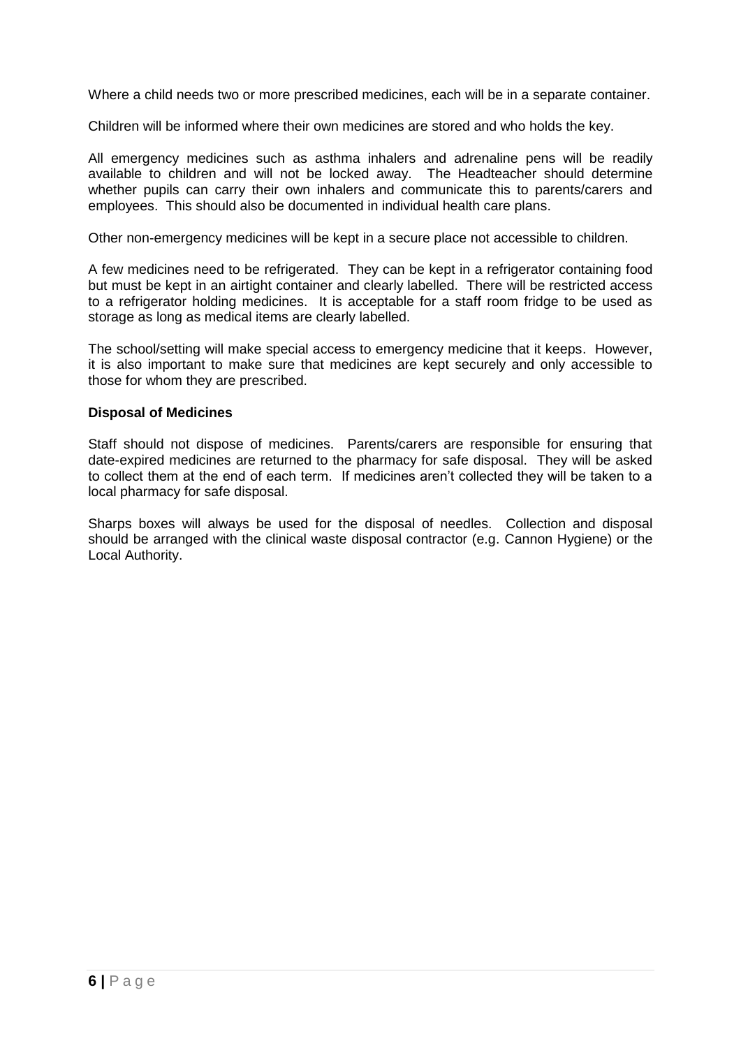Where a child needs two or more prescribed medicines, each will be in a separate container.

Children will be informed where their own medicines are stored and who holds the key.

All emergency medicines such as asthma inhalers and adrenaline pens will be readily available to children and will not be locked away. The Headteacher should determine whether pupils can carry their own inhalers and communicate this to parents/carers and employees. This should also be documented in individual health care plans.

Other non-emergency medicines will be kept in a secure place not accessible to children.

A few medicines need to be refrigerated. They can be kept in a refrigerator containing food but must be kept in an airtight container and clearly labelled. There will be restricted access to a refrigerator holding medicines. It is acceptable for a staff room fridge to be used as storage as long as medical items are clearly labelled.

The school/setting will make special access to emergency medicine that it keeps. However, it is also important to make sure that medicines are kept securely and only accessible to those for whom they are prescribed.

**Disposal of Medicines**

Staff should not dispose of medicines. Parents/carers are responsible for ensuring that date-expired medicines are returned to the pharmacy for safe disposal. They will be asked to collect them at the end of each term. If medicines aren't collected they will be taken to a local pharmacy for safe disposal.

Sharps boxes will always be used for the disposal of needles. Collection and disposal should be arranged with the clinical waste disposal contractor (e.g. Cannon Hygiene) or the Local Authority.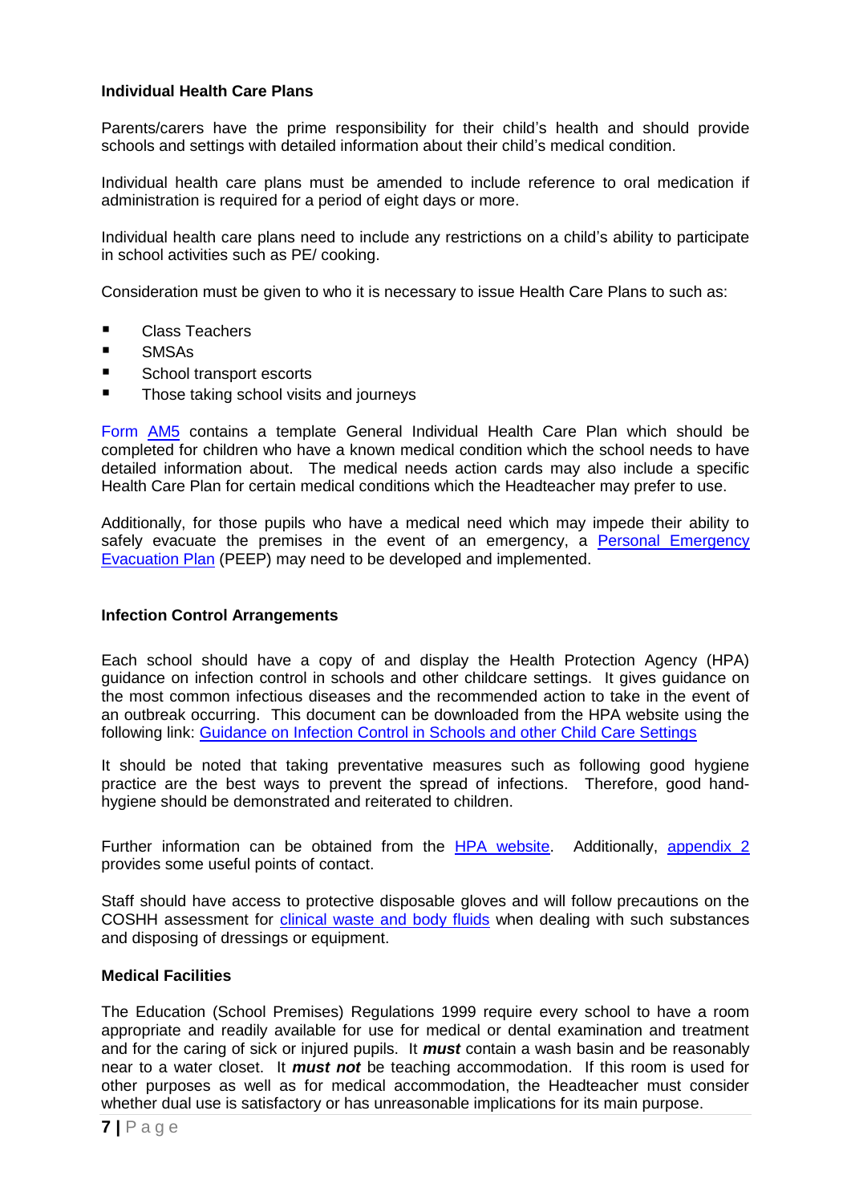**Individual Health Care Plans**

Parents/carers have the prime responsibility for their child's health and should provide schools and settings with detailed information about their child's medical condition.

Individual health care plans must be amended to include reference to oral medication if administration is required for a period of eight days or more.

Individual health care plans need to include any restrictions on a child's ability to participate in school activities such as PE/ cooking.

Consideration must be given to who it is necessary to issue Health Care Plans to such as:

- Class Teachers
- SMSAs
- School transport escorts
- Those taking school visits and journeys

Form AM5 contains a template General Individual Health Care Plan which should be completed for children who have a known medical condition which the school needs to have detailed information about. The medical needs action cards may also include a specific Health Care Plan for certain medical conditions which the Headteacher may prefer to use.

Additionally, for those pupils who have a medical need which may impede their ability to safely evacuate the premises in the event of an emergency, a Personal Emergency Evacuation Plan (PEEP) may need to be developed and implemented.

**Infection Control Arrangements**

Each school should have a copy of and display the Health Protection Agency (HPA) guidance on infection control in schools and other childcare settings. It gives guidance on the most common infectious diseases and the recommended action to take in the event of an outbreak occurring. This document can be downloaded from the HPA website using the following link: Guidance on Infection Control in Schools and other Child Care Settings

It should be noted that taking preventative measures such as following good hygiene practice are the best ways to prevent the spread of infections. Therefore, good hand-hygiene should be demonstrated and reiterated to children.

Further information can be obtained from the HPA website. Additionally, appendix 2 provides some useful points of contact.

Staff should have access to protective disposable gloves and will follow precautions on the COSHH assessment for clinical waste and body fluids when dealing with such substances and disposing of dressings or equipment.

**Medical Facilities**

The Education (School Premises) Regulations 1999 require every school to have a room appropriate and readily available for use for medical or dental examination and treatment and for the caring of sick or injured pupils. It ***must*** contain a wash basin and be reasonably near to a water closet. It ***must not*** be teaching accommodation. If this room is used for other purposes as well as for medical accommodation, the Headteacher must consider whether dual use is satisfactory or has unreasonable implications for its main purpose.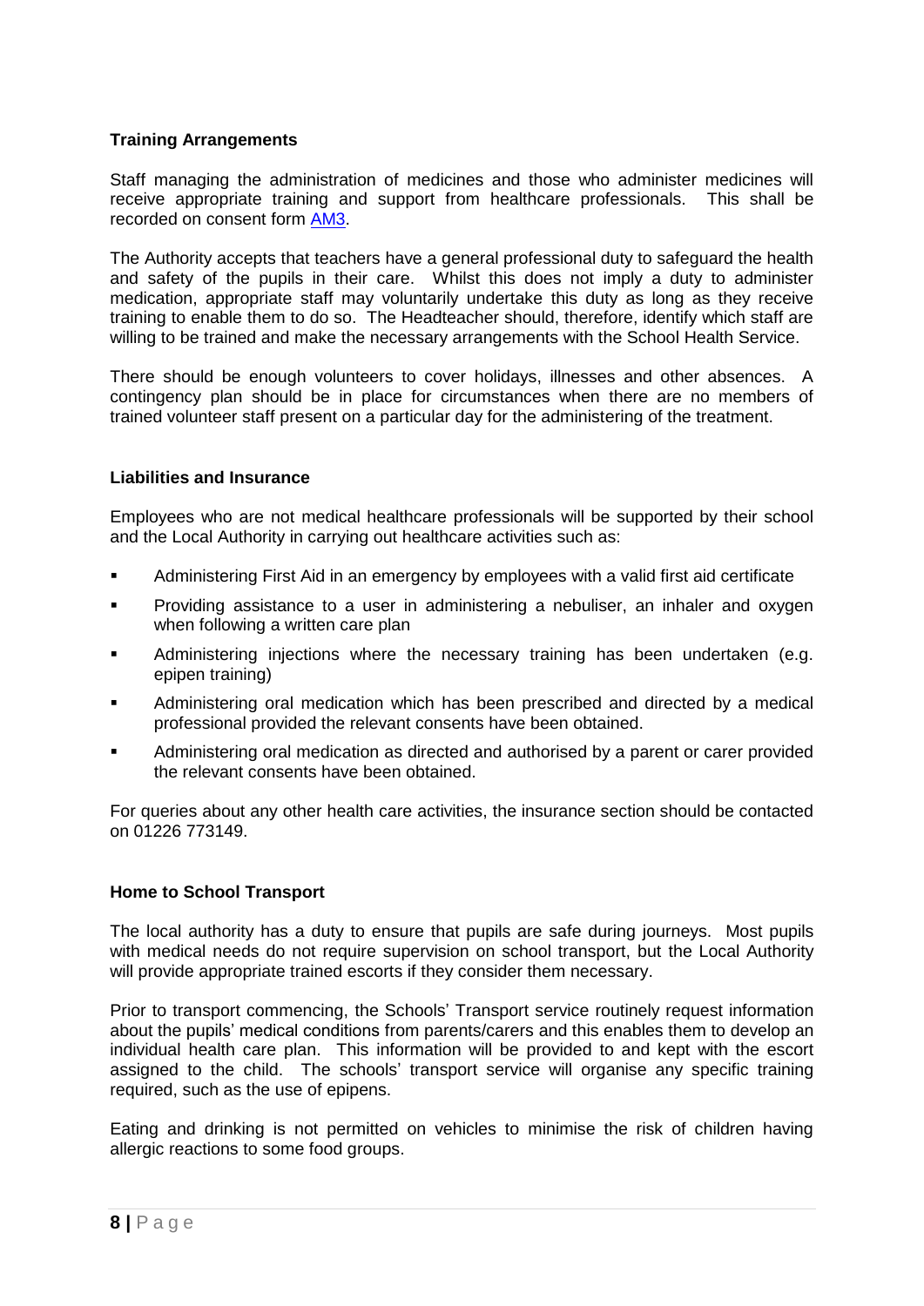### Training Arrangements

Staff managing the administration of medicines and those who administer medicines will receive appropriate training and support from healthcare professionals. This shall be recorded on consent form AM3.

The Authority accepts that teachers have a general professional duty to safeguard the health and safety of the pupils in their care. Whilst this does not imply a duty to administer medication, appropriate staff may voluntarily undertake this duty as long as they receive training to enable them to do so. The Headteacher should, therefore, identify which staff are willing to be trained and make the necessary arrangements with the School Health Service.

There should be enough volunteers to cover holidays, illnesses and other absences. A contingency plan should be in place for circumstances when there are no members of trained volunteer staff present on a particular day for the administering of the treatment.

### Liabilities and Insurance

Employees who are not medical healthcare professionals will be supported by their school and the Local Authority in carrying out healthcare activities such as:

- Administering First Aid in an emergency by employees with a valid first aid certificate
- Providing assistance to a user in administering a nebuliser, an inhaler and oxygen when following a written care plan
- Administering injections where the necessary training has been undertaken (e.g. epipen training)
- Administering oral medication which has been prescribed and directed by a medical professional provided the relevant consents have been obtained.
- Administering oral medication as directed and authorised by a parent or carer provided the relevant consents have been obtained.

For queries about any other health care activities, the insurance section should be contacted on 01226 773149.

### Home to School Transport

The local authority has a duty to ensure that pupils are safe during journeys. Most pupils with medical needs do not require supervision on school transport, but the Local Authority will provide appropriate trained escorts if they consider them necessary.

Prior to transport commencing, the Schools' Transport service routinely request information about the pupils' medical conditions from parents/carers and this enables them to develop an individual health care plan. This information will be provided to and kept with the escort assigned to the child. The schools' transport service will organise any specific training required, such as the use of epipens.

Eating and drinking is not permitted on vehicles to minimise the risk of children having allergic reactions to some food groups.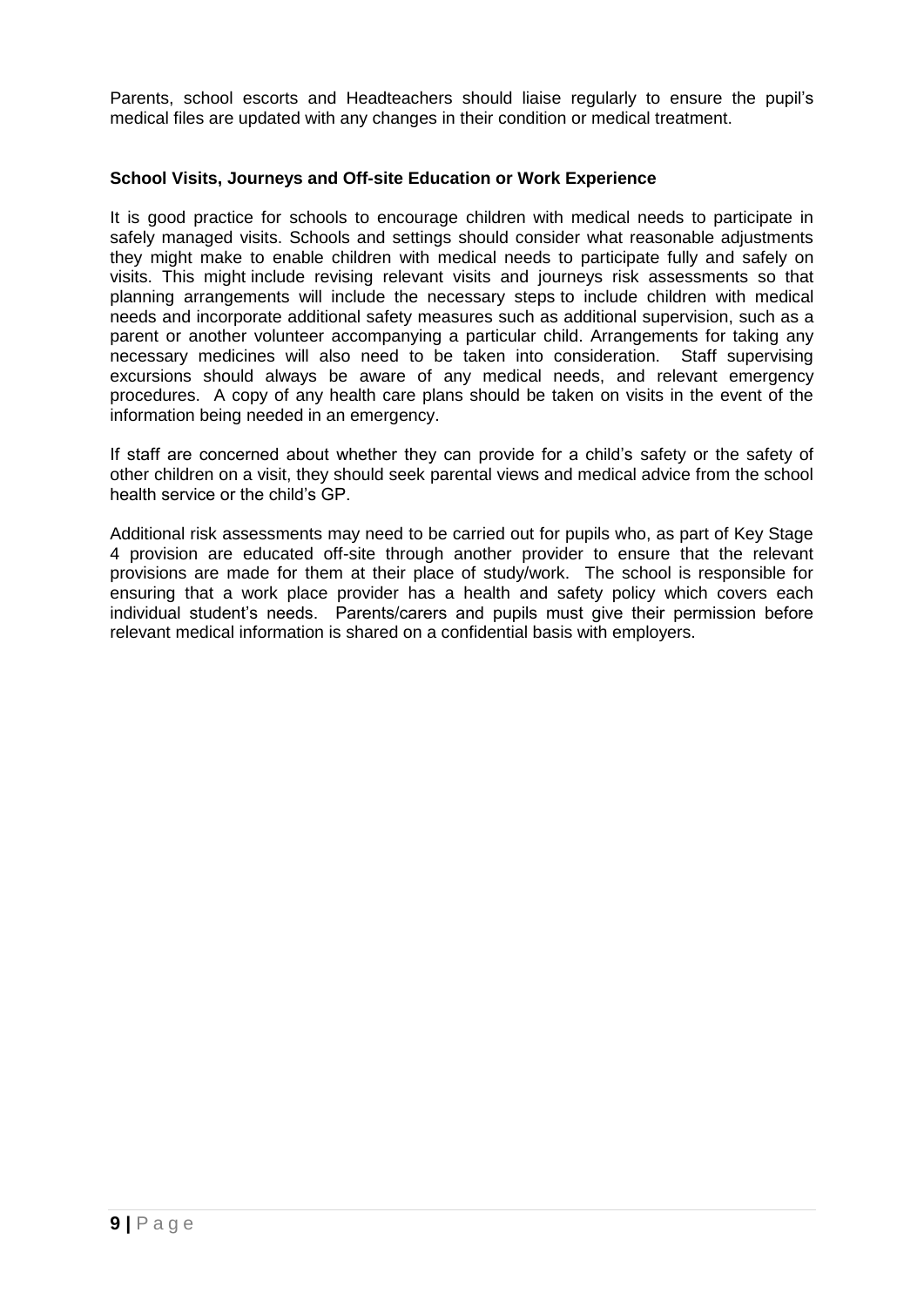Parents, school escorts and Headteachers should liaise regularly to ensure the pupil's medical files are updated with any changes in their condition or medical treatment.

**School Visits, Journeys and Off-site Education or Work Experience**

It is good practice for schools to encourage children with medical needs to participate in safely managed visits. Schools and settings should consider what reasonable adjustments they might make to enable children with medical needs to participate fully and safely on visits. This might include revising relevant visits and journeys risk assessments so that planning arrangements will include the necessary steps to include children with medical needs and incorporate additional safety measures such as additional supervision, such as a parent or another volunteer accompanying a particular child. Arrangements for taking any necessary medicines will also need to be taken into consideration. Staff supervising excursions should always be aware of any medical needs, and relevant emergency procedures. A copy of any health care plans should be taken on visits in the event of the information being needed in an emergency.

If staff are concerned about whether they can provide for a child's safety or the safety of other children on a visit, they should seek parental views and medical advice from the school health service or the child's GP.

Additional risk assessments may need to be carried out for pupils who, as part of Key Stage 4 provision are educated off-site through another provider to ensure that the relevant provisions are made for them at their place of study/work. The school is responsible for ensuring that a work place provider has a health and safety policy which covers each individual student's needs. Parents/carers and pupils must give their permission before relevant medical information is shared on a confidential basis with employers.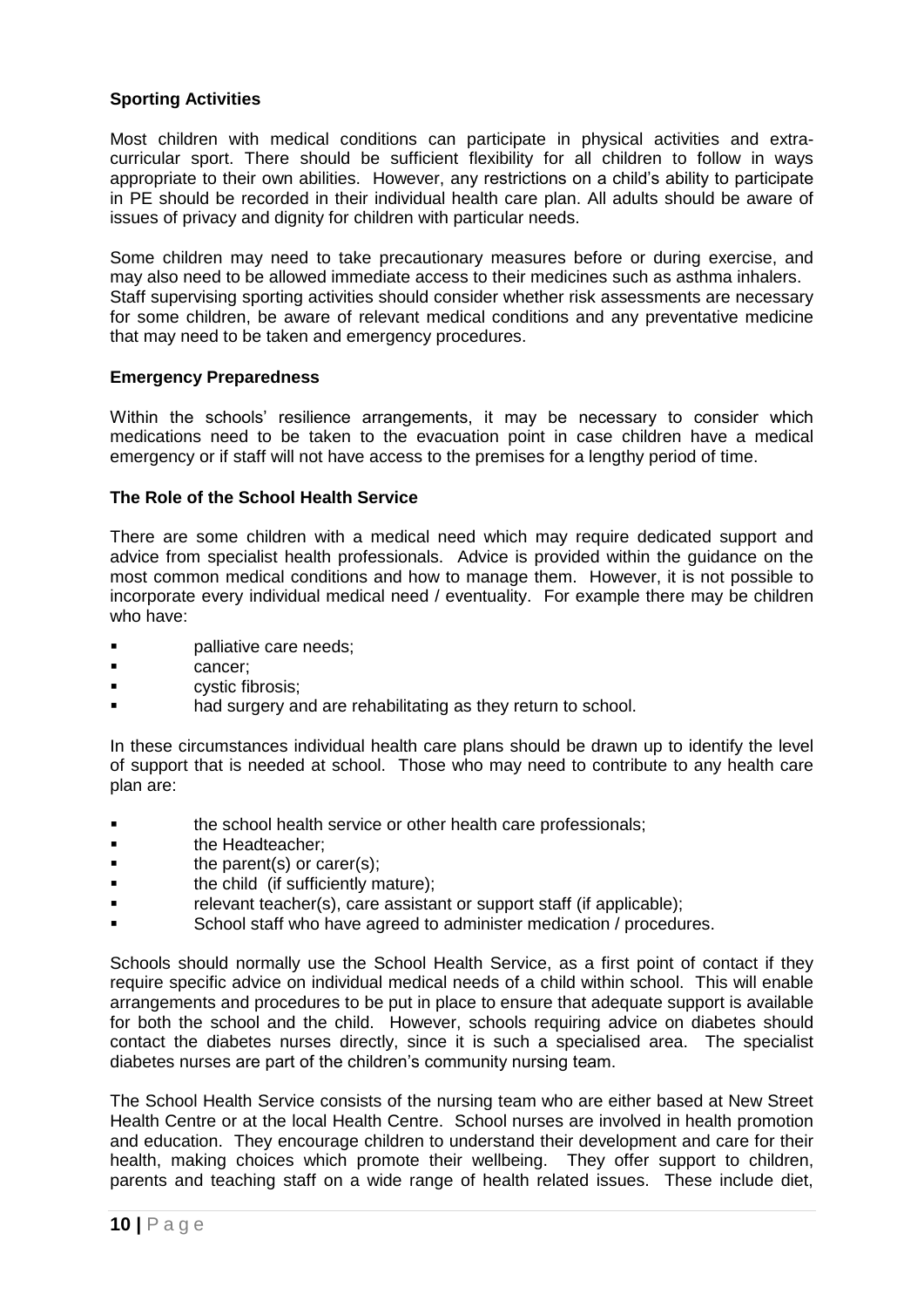**Sporting Activities**

Most children with medical conditions can participate in physical activities and extra-curricular sport. There should be sufficient flexibility for all children to follow in ways appropriate to their own abilities. However, any restrictions on a child's ability to participate in PE should be recorded in their individual health care plan. All adults should be aware of issues of privacy and dignity for children with particular needs.

Some children may need to take precautionary measures before or during exercise, and may also need to be allowed immediate access to their medicines such as asthma inhalers. Staff supervising sporting activities should consider whether risk assessments are necessary for some children, be aware of relevant medical conditions and any preventative medicine that may need to be taken and emergency procedures.

**Emergency Preparedness**

Within the schools' resilience arrangements, it may be necessary to consider which medications need to be taken to the evacuation point in case children have a medical emergency or if staff will not have access to the premises for a lengthy period of time.

**The Role of the School Health Service**

There are some children with a medical need which may require dedicated support and advice from specialist health professionals. Advice is provided within the guidance on the most common medical conditions and how to manage them. However, it is not possible to incorporate every individual medical need / eventuality. For example there may be children who have:

- palliative care needs;
- cancer;
- cystic fibrosis;
- had surgery and are rehabilitating as they return to school.

In these circumstances individual health care plans should be drawn up to identify the level of support that is needed at school. Those who may need to contribute to any health care plan are:

- the school health service or other health care professionals;
- the Headteacher;
- the parent(s) or carer(s);
- the child (if sufficiently mature);
- relevant teacher(s), care assistant or support staff (if applicable);
- School staff who have agreed to administer medication / procedures.

Schools should normally use the School Health Service, as a first point of contact if they require specific advice on individual medical needs of a child within school. This will enable arrangements and procedures to be put in place to ensure that adequate support is available for both the school and the child. However, schools requiring advice on diabetes should contact the diabetes nurses directly, since it is such a specialised area. The specialist diabetes nurses are part of the children's community nursing team.

The School Health Service consists of the nursing team who are either based at New Street Health Centre or at the local Health Centre. School nurses are involved in health promotion and education. They encourage children to understand their development and care for their health, making choices which promote their wellbeing. They offer support to children, parents and teaching staff on a wide range of health related issues. These include diet,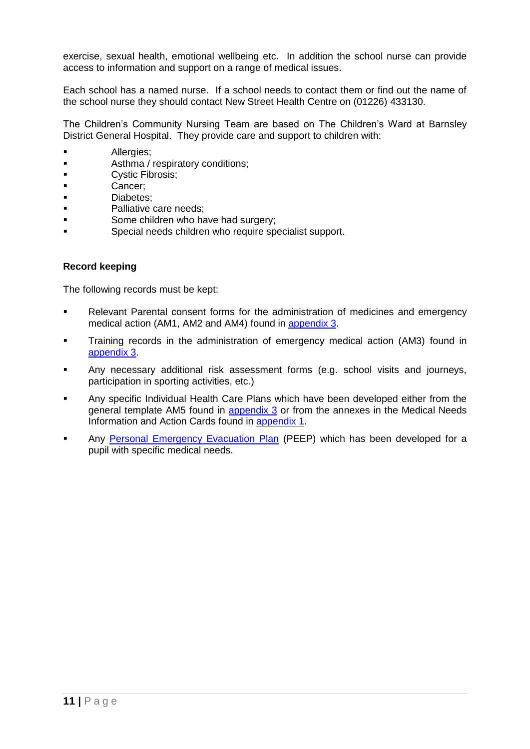exercise, sexual health, emotional wellbeing etc. In addition the school nurse can provide access to information and support on a range of medical issues.

Each school has a named nurse. If a school needs to contact them or find out the name of the school nurse they should contact New Street Health Centre on (01226) 433130.

The Children's Community Nursing Team are based on The Children's Ward at Barnsley District General Hospital. They provide care and support to children with:

- Allergies;
- Asthma / respiratory conditions;
- Cystic Fibrosis;
- Cancer;
- Diabetes;
- Palliative care needs;
- Some children who have had surgery;
- Special needs children who require specialist support.

**Record keeping**

The following records must be kept:

- Relevant Parental consent forms for the administration of medicines and emergency medical action (AM1, AM2 and AM4) found in appendix 3.
- Training records in the administration of emergency medical action (AM3) found in appendix 3.
- Any necessary additional risk assessment forms (e.g. school visits and journeys, participation in sporting activities, etc.)
- Any specific Individual Health Care Plans which have been developed either from the general template AM5 found in appendix 3 or from the annexes in the Medical Needs Information and Action Cards found in appendix 1.
- Any Personal Emergency Evacuation Plan (PEEP) which has been developed for a pupil with specific medical needs.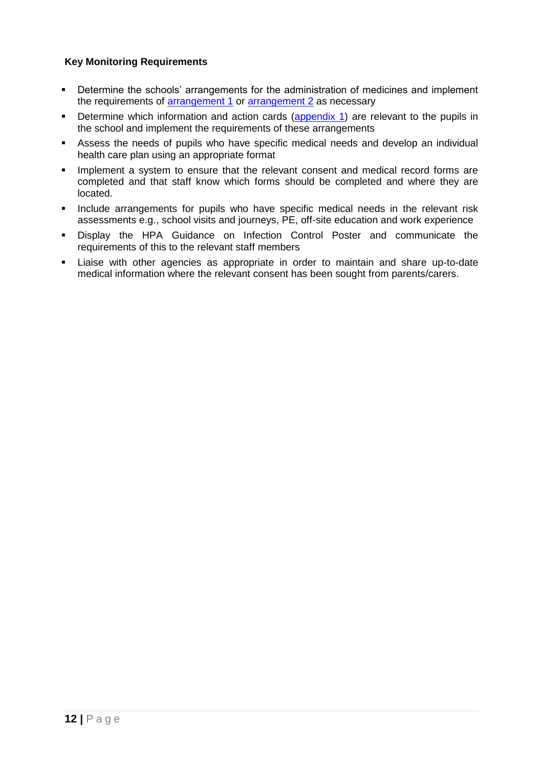**Key Monitoring Requirements**

- Determine the schools' arrangements for the administration of medicines and implement the requirements of arrangement 1 or arrangement 2 as necessary
- Determine which information and action cards (appendix 1) are relevant to the pupils in the school and implement the requirements of these arrangements
- Assess the needs of pupils who have specific medical needs and develop an individual health care plan using an appropriate format
- Implement a system to ensure that the relevant consent and medical record forms are completed and that staff know which forms should be completed and where they are located.
- Include arrangements for pupils who have specific medical needs in the relevant risk assessments e.g., school visits and journeys, PE, off-site education and work experience
- Display the HPA Guidance on Infection Control Poster and communicate the requirements of this to the relevant staff members
- Liaise with other agencies as appropriate in order to maintain and share up-to-date medical information where the relevant consent has been sought from parents/carers.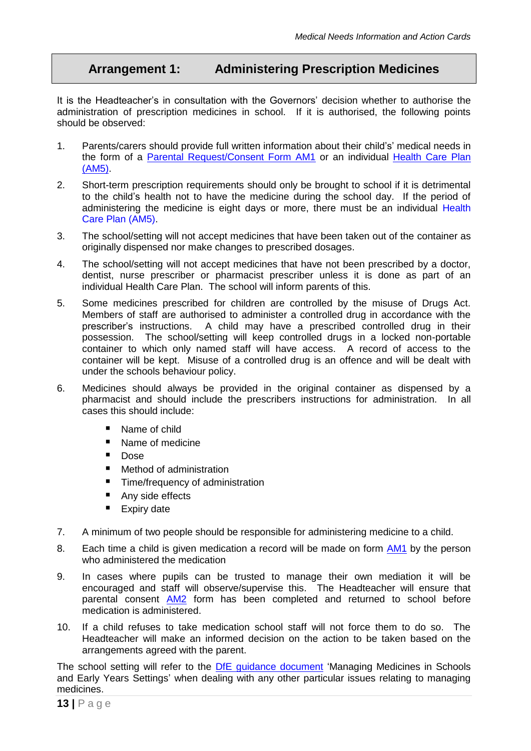## Arrangement 1: Administering Prescription Medicines

It is the Headteacher's in consultation with the Governors' decision whether to authorise the administration of prescription medicines in school. If it is authorised, the following points should be observed:

1. Parents/carers should provide full written information about their child's' medical needs in the form of a Parental Request/Consent Form AM1 or an individual Health Care Plan (AM5).
2. Short-term prescription requirements should only be brought to school if it is detrimental to the child's health not to have the medicine during the school day. If the period of administering the medicine is eight days or more, there must be an individual Health Care Plan (AM5).
3. The school/setting will not accept medicines that have been taken out of the container as originally dispensed nor make changes to prescribed dosages.
4. The school/setting will not accept medicines that have not been prescribed by a doctor, dentist, nurse prescriber or pharmacist prescriber unless it is done as part of an individual Health Care Plan. The school will inform parents of this.
5. Some medicines prescribed for children are controlled by the misuse of Drugs Act. Members of staff are authorised to administer a controlled drug in accordance with the prescriber's instructions. A child may have a prescribed controlled drug in their possession. The school/setting will keep controlled drugs in a locked non-portable container to which only named staff will have access. A record of access to the container will be kept. Misuse of a controlled drug is an offence and will be dealt with under the schools behaviour policy.
6. Medicines should always be provided in the original container as dispensed by a pharmacist and should include the prescribers instructions for administration. In all cases this should include:
   - Name of child
   - Name of medicine
   - Dose
   - Method of administration
   - Time/frequency of administration
   - Any side effects
   - Expiry date
7. A minimum of two people should be responsible for administering medicine to a child.
8. Each time a child is given medication a record will be made on form AM1 by the person who administered the medication
9. In cases where pupils can be trusted to manage their own mediation it will be encouraged and staff will observe/supervise this. The Headteacher will ensure that parental consent AM2 form has been completed and returned to school before medication is administered.
10. If a child refuses to take medication school staff will not force them to do so. The Headteacher will make an informed decision on the action to be taken based on the arrangements agreed with the parent.

The school setting will refer to the DfE guidance document 'Managing Medicines in Schools and Early Years Settings' when dealing with any other particular issues relating to managing medicines.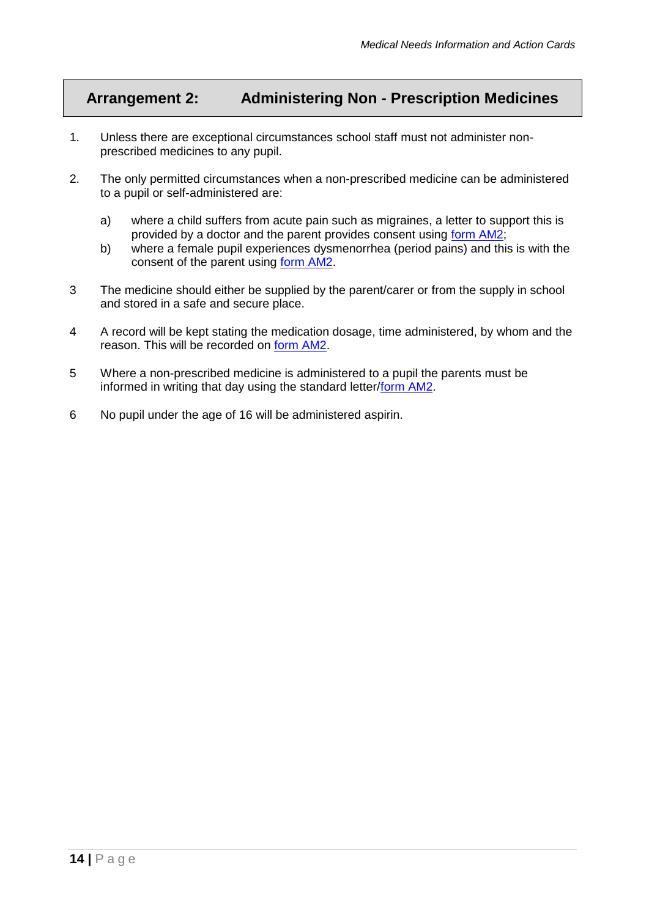## Arrangement 2: Administering Non - Prescription Medicines

1. Unless there are exceptional circumstances school staff must not administer non-prescribed medicines to any pupil.

2. The only permitted circumstances when a non-prescribed medicine can be administered to a pupil or self-administered are:

   a) where a child suffers from acute pain such as migraines, a letter to support this is provided by a doctor and the parent provides consent using form AM2;
   
   b) where a female pupil experiences dysmenorrhea (period pains) and this is with the consent of the parent using form AM2.

3 The medicine should either be supplied by the parent/carer or from the supply in school and stored in a safe and secure place.

4 A record will be kept stating the medication dosage, time administered, by whom and the reason. This will be recorded on form AM2.

5 Where a non-prescribed medicine is administered to a pupil the parents must be informed in writing that day using the standard letter/form AM2.

6 No pupil under the age of 16 will be administered aspirin.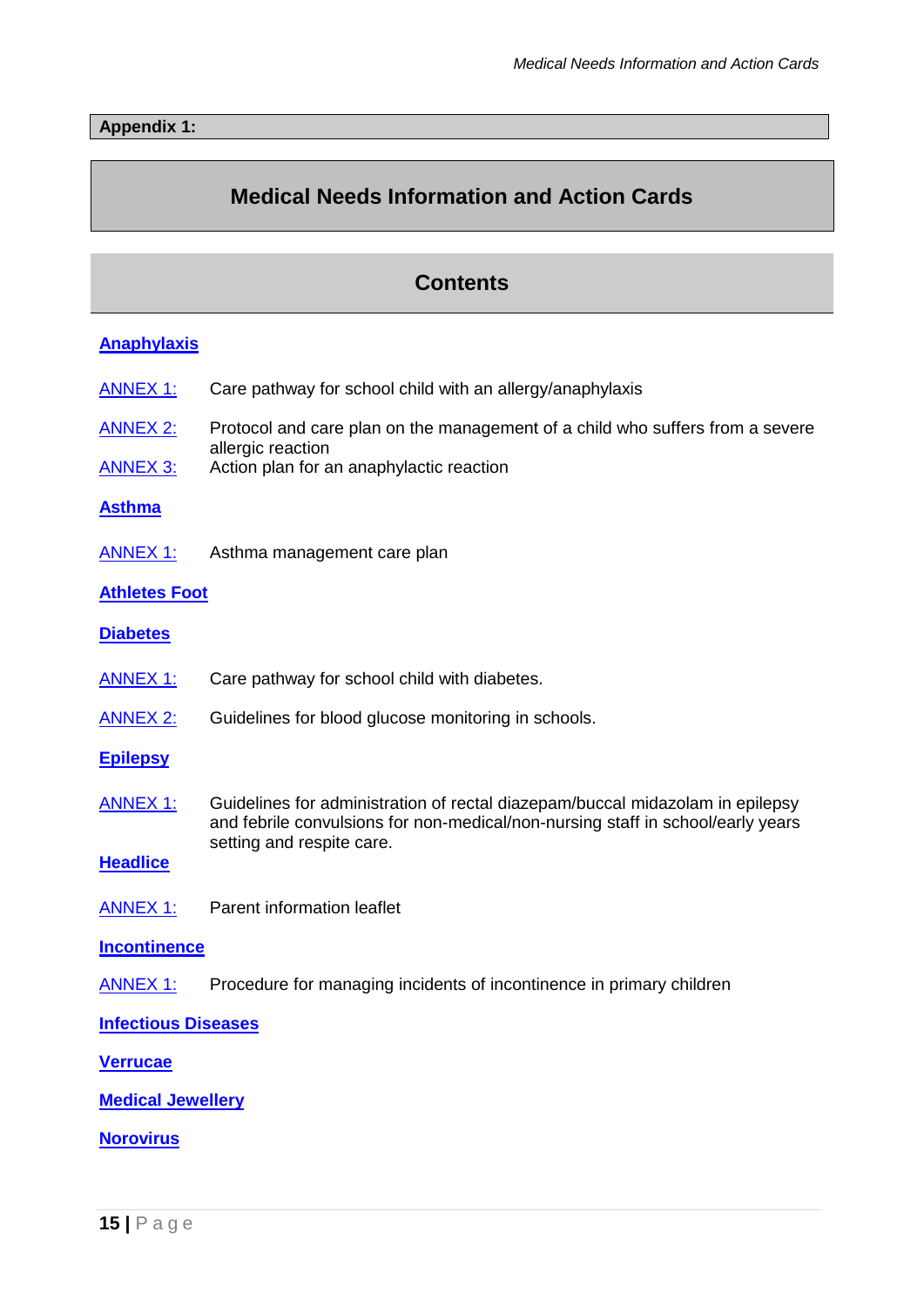**Appendix 1:**

# Medical Needs Information and Action Cards

## Contents

**Anaphylaxis**

| | |
|---|---|
| ANNEX 1: | Care pathway for school child with an allergy/anaphylaxis |
| ANNEX 2: | Protocol and care plan on the management of a child who suffers from a severe allergic reaction |
| ANNEX 3: | Action plan for an anaphylactic reaction |

**Asthma**

| | |
|---|---|
| ANNEX 1: | Asthma management care plan |

**Athletes Foot**

**Diabetes**

| | |
|---|---|
| ANNEX 1: | Care pathway for school child with diabetes. |
| ANNEX 2: | Guidelines for blood glucose monitoring in schools. |

**Epilepsy**

| | |
|---|---|
| ANNEX 1: | Guidelines for administration of rectal diazepam/buccal midazolam in epilepsy and febrile convulsions for non-medical/non-nursing staff in school/early years setting and respite care. |

**Headlice**

| | |
|---|---|
| ANNEX 1: | Parent information leaflet |

**Incontinence**

| | |
|---|---|
| ANNEX 1: | Procedure for managing incidents of incontinence in primary children |

**Infectious Diseases**

**Verrucae**

**Medical Jewellery**

**Norovirus**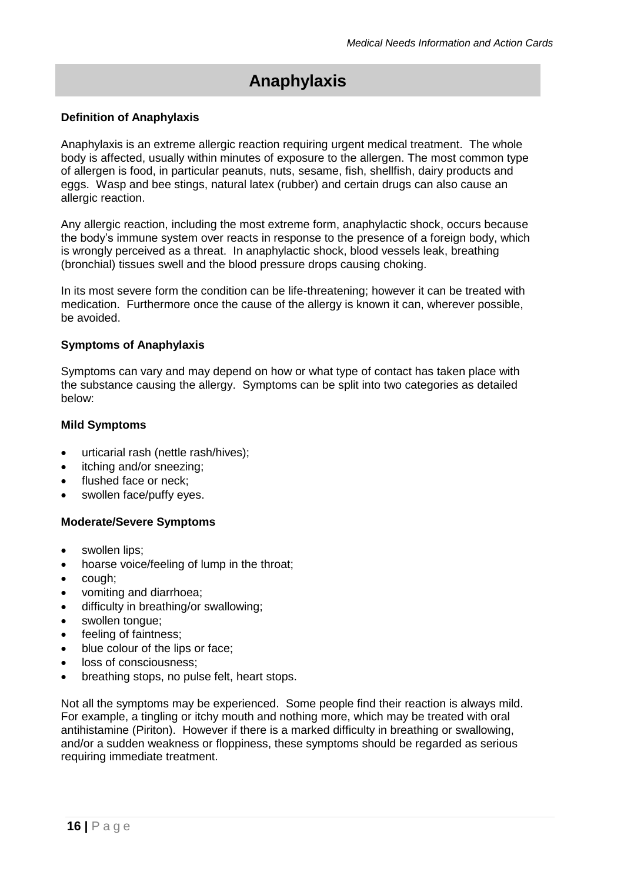# Anaphylaxis

**Definition of Anaphylaxis**

Anaphylaxis is an extreme allergic reaction requiring urgent medical treatment. The whole body is affected, usually within minutes of exposure to the allergen. The most common type of allergen is food, in particular peanuts, nuts, sesame, fish, shellfish, dairy products and eggs. Wasp and bee stings, natural latex (rubber) and certain drugs can also cause an allergic reaction.

Any allergic reaction, including the most extreme form, anaphylactic shock, occurs because the body's immune system over reacts in response to the presence of a foreign body, which is wrongly perceived as a threat. In anaphylactic shock, blood vessels leak, breathing (bronchial) tissues swell and the blood pressure drops causing choking.

In its most severe form the condition can be life-threatening; however it can be treated with medication. Furthermore once the cause of the allergy is known it can, wherever possible, be avoided.

**Symptoms of Anaphylaxis**

Symptoms can vary and may depend on how or what type of contact has taken place with the substance causing the allergy. Symptoms can be split into two categories as detailed below:

**Mild Symptoms**

- urticarial rash (nettle rash/hives);
- itching and/or sneezing;
- flushed face or neck;
- swollen face/puffy eyes.

**Moderate/Severe Symptoms**

- swollen lips;
- hoarse voice/feeling of lump in the throat;
- cough;
- vomiting and diarrhoea;
- difficulty in breathing/or swallowing;
- swollen tongue;
- feeling of faintness;
- blue colour of the lips or face;
- loss of consciousness;
- breathing stops, no pulse felt, heart stops.

Not all the symptoms may be experienced. Some people find their reaction is always mild. For example, a tingling or itchy mouth and nothing more, which may be treated with oral antihistamine (Piriton). However if there is a marked difficulty in breathing or swallowing, and/or a sudden weakness or floppiness, these symptoms should be regarded as serious requiring immediate treatment.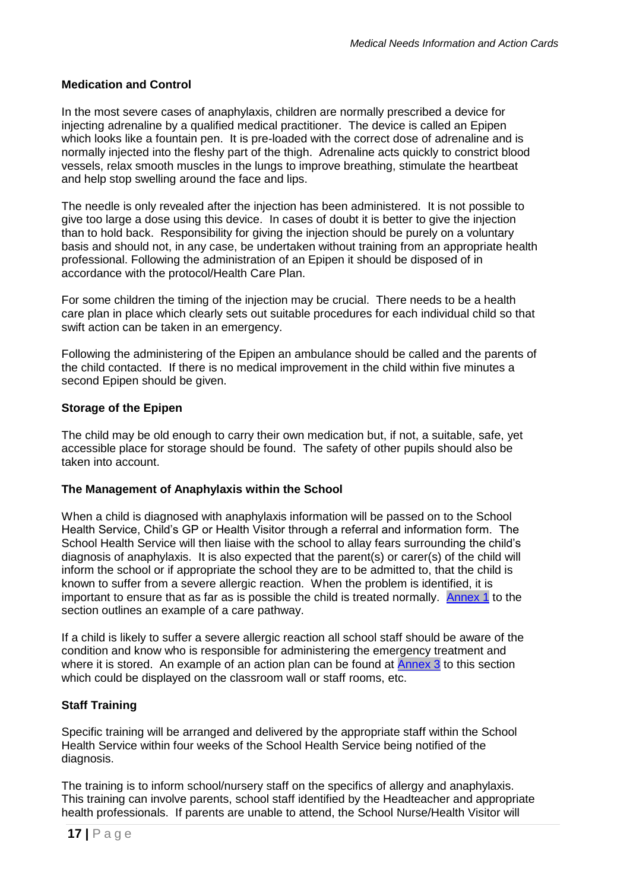### Medication and Control

In the most severe cases of anaphylaxis, children are normally prescribed a device for injecting adrenaline by a qualified medical practitioner. The device is called an Epipen which looks like a fountain pen. It is pre-loaded with the correct dose of adrenaline and is normally injected into the fleshy part of the thigh. Adrenaline acts quickly to constrict blood vessels, relax smooth muscles in the lungs to improve breathing, stimulate the heartbeat and help stop swelling around the face and lips.

The needle is only revealed after the injection has been administered. It is not possible to give too large a dose using this device. In cases of doubt it is better to give the injection than to hold back. Responsibility for giving the injection should be purely on a voluntary basis and should not, in any case, be undertaken without training from an appropriate health professional. Following the administration of an Epipen it should be disposed of in accordance with the protocol/Health Care Plan.

For some children the timing of the injection may be crucial. There needs to be a health care plan in place which clearly sets out suitable procedures for each individual child so that swift action can be taken in an emergency.

Following the administering of the Epipen an ambulance should be called and the parents of the child contacted. If there is no medical improvement in the child within five minutes a second Epipen should be given.

### Storage of the Epipen

The child may be old enough to carry their own medication but, if not, a suitable, safe, yet accessible place for storage should be found. The safety of other pupils should also be taken into account.

### The Management of Anaphylaxis within the School

When a child is diagnosed with anaphylaxis information will be passed on to the School Health Service, Child's GP or Health Visitor through a referral and information form. The School Health Service will then liaise with the school to allay fears surrounding the child's diagnosis of anaphylaxis. It is also expected that the parent(s) or carer(s) of the child will inform the school or if appropriate the school they are to be admitted to, that the child is known to suffer from a severe allergic reaction. When the problem is identified, it is important to ensure that as far as is possible the child is treated normally. Annex 1 to the section outlines an example of a care pathway.

If a child is likely to suffer a severe allergic reaction all school staff should be aware of the condition and know who is responsible for administering the emergency treatment and where it is stored. An example of an action plan can be found at Annex 3 to this section which could be displayed on the classroom wall or staff rooms, etc.

### Staff Training

Specific training will be arranged and delivered by the appropriate staff within the School Health Service within four weeks of the School Health Service being notified of the diagnosis.

The training is to inform school/nursery staff on the specifics of allergy and anaphylaxis. This training can involve parents, school staff identified by the Headteacher and appropriate health professionals. If parents are unable to attend, the School Nurse/Health Visitor will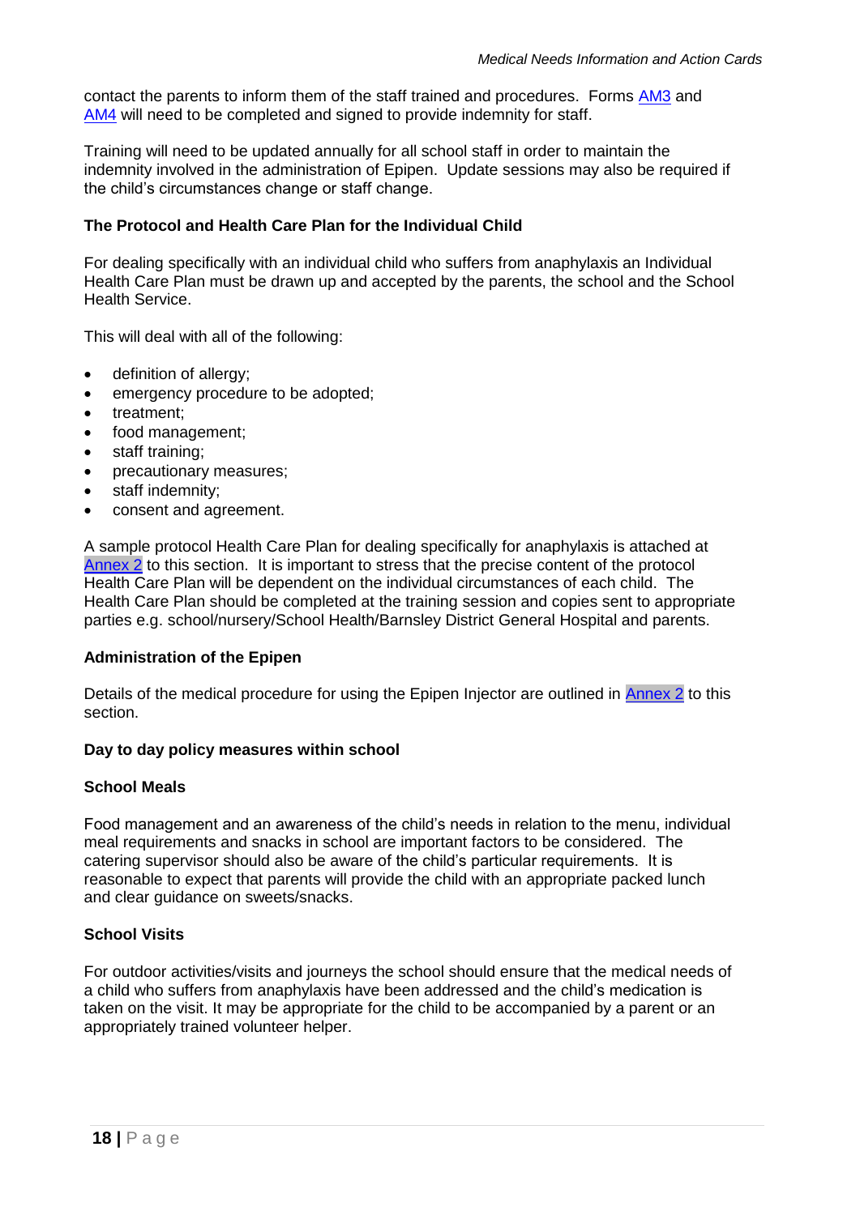contact the parents to inform them of the staff trained and procedures. Forms AM3 and AM4 will need to be completed and signed to provide indemnity for staff.

Training will need to be updated annually for all school staff in order to maintain the indemnity involved in the administration of Epipen. Update sessions may also be required if the child's circumstances change or staff change.

**The Protocol and Health Care Plan for the Individual Child**

For dealing specifically with an individual child who suffers from anaphylaxis an Individual Health Care Plan must be drawn up and accepted by the parents, the school and the School Health Service.

This will deal with all of the following:

- definition of allergy;
- emergency procedure to be adopted;
- treatment;
- food management;
- staff training;
- precautionary measures;
- staff indemnity;
- consent and agreement.

A sample protocol Health Care Plan for dealing specifically for anaphylaxis is attached at Annex 2 to this section. It is important to stress that the precise content of the protocol Health Care Plan will be dependent on the individual circumstances of each child. The Health Care Plan should be completed at the training session and copies sent to appropriate parties e.g. school/nursery/School Health/Barnsley District General Hospital and parents.

**Administration of the Epipen**

Details of the medical procedure for using the Epipen Injector are outlined in Annex 2 to this section.

**Day to day policy measures within school**

**School Meals**

Food management and an awareness of the child's needs in relation to the menu, individual meal requirements and snacks in school are important factors to be considered. The catering supervisor should also be aware of the child's particular requirements. It is reasonable to expect that parents will provide the child with an appropriate packed lunch and clear guidance on sweets/snacks.

**School Visits**

For outdoor activities/visits and journeys the school should ensure that the medical needs of a child who suffers from anaphylaxis have been addressed and the child's medication is taken on the visit. It may be appropriate for the child to be accompanied by a parent or an appropriately trained volunteer helper.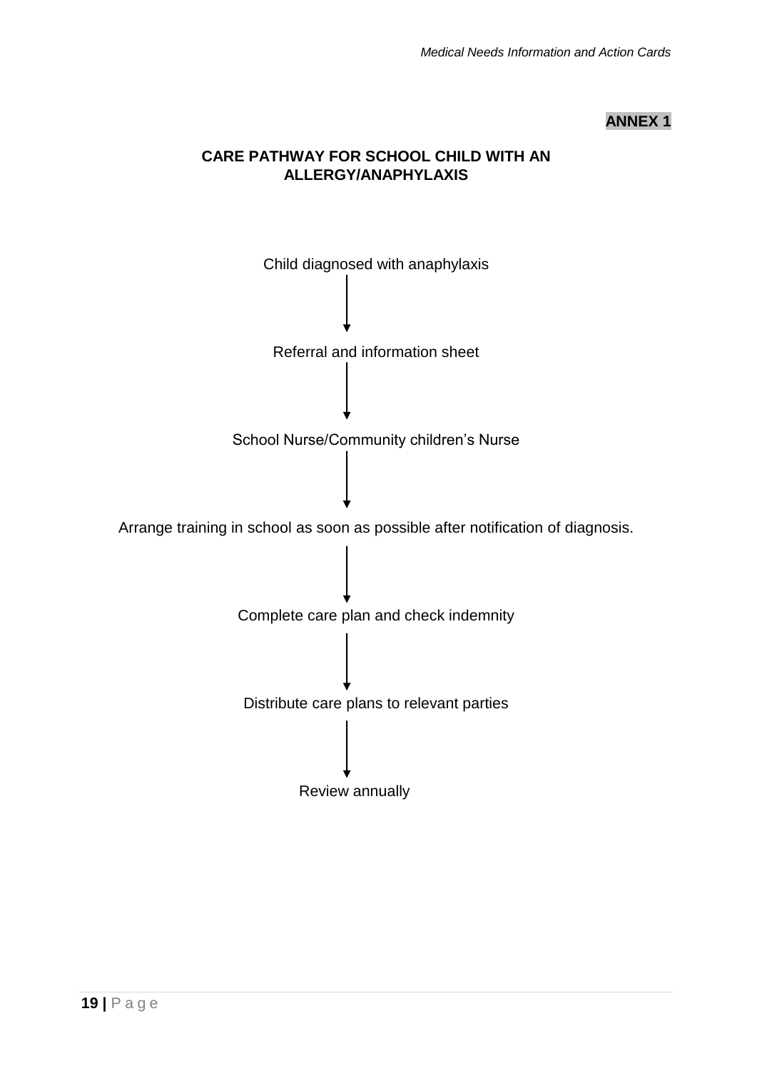**ANNEX 1**

## CARE PATHWAY FOR SCHOOL CHILD WITH AN ALLERGY/ANAPHYLAXIS

Child diagnosed with anaphylaxis

↓

Referral and information sheet

↓

School Nurse/Community children's Nurse

↓

Arrange training in school as soon as possible after notification of diagnosis.

↓

Complete care plan and check indemnity

↓

Distribute care plans to relevant parties

↓

Review annually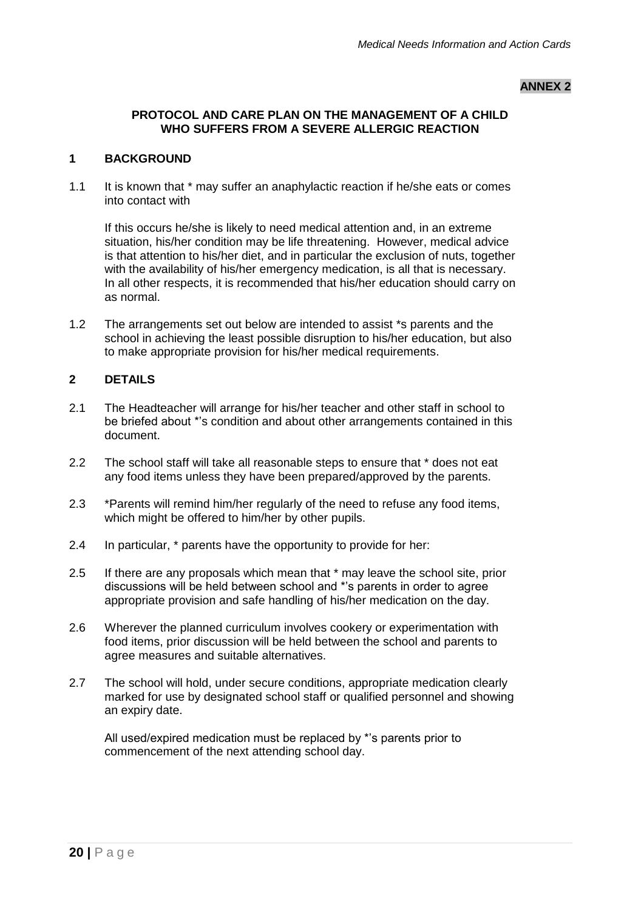**ANNEX 2**

## PROTOCOL AND CARE PLAN ON THE MANAGEMENT OF A CHILD WHO SUFFERS FROM A SEVERE ALLERGIC REACTION

### 1 BACKGROUND

1.1 It is known that * may suffer an anaphylactic reaction if he/she eats or comes into contact with

If this occurs he/she is likely to need medical attention and, in an extreme situation, his/her condition may be life threatening. However, medical advice is that attention to his/her diet, and in particular the exclusion of nuts, together with the availability of his/her emergency medication, is all that is necessary. In all other respects, it is recommended that his/her education should carry on as normal.

1.2 The arrangements set out below are intended to assist *s parents and the school in achieving the least possible disruption to his/her education, but also to make appropriate provision for his/her medical requirements.

### 2 DETAILS

2.1 The Headteacher will arrange for his/her teacher and other staff in school to be briefed about *'s condition and about other arrangements contained in this document.

2.2 The school staff will take all reasonable steps to ensure that * does not eat any food items unless they have been prepared/approved by the parents.

2.3 *Parents will remind him/her regularly of the need to refuse any food items, which might be offered to him/her by other pupils.

2.4 In particular, * parents have the opportunity to provide for her:

2.5 If there are any proposals which mean that * may leave the school site, prior discussions will be held between school and *'s parents in order to agree appropriate provision and safe handling of his/her medication on the day.

2.6 Wherever the planned curriculum involves cookery or experimentation with food items, prior discussion will be held between the school and parents to agree measures and suitable alternatives.

2.7 The school will hold, under secure conditions, appropriate medication clearly marked for use by designated school staff or qualified personnel and showing an expiry date.

All used/expired medication must be replaced by *'s parents prior to commencement of the next attending school day.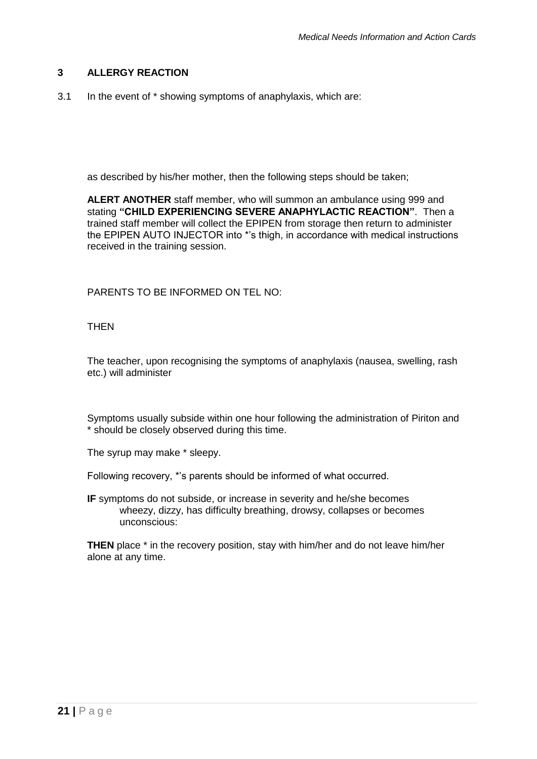## 3 ALLERGY REACTION

3.1 In the event of * showing symptoms of anaphylaxis, which are:

as described by his/her mother, then the following steps should be taken;

**ALERT ANOTHER** staff member, who will summon an ambulance using 999 and stating **"CHILD EXPERIENCING SEVERE ANAPHYLACTIC REACTION"**. Then a trained staff member will collect the EPIPEN from storage then return to administer the EPIPEN AUTO INJECTOR into *'s thigh, in accordance with medical instructions received in the training session.

PARENTS TO BE INFORMED ON TEL NO:

THEN

The teacher, upon recognising the symptoms of anaphylaxis (nausea, swelling, rash etc.) will administer

Symptoms usually subside within one hour following the administration of Piriton and * should be closely observed during this time.

The syrup may make * sleepy.

Following recovery, *'s parents should be informed of what occurred.

**IF** symptoms do not subside, or increase in severity and he/she becomes wheezy, dizzy, has difficulty breathing, drowsy, collapses or becomes unconscious:

**THEN** place * in the recovery position, stay with him/her and do not leave him/her alone at any time.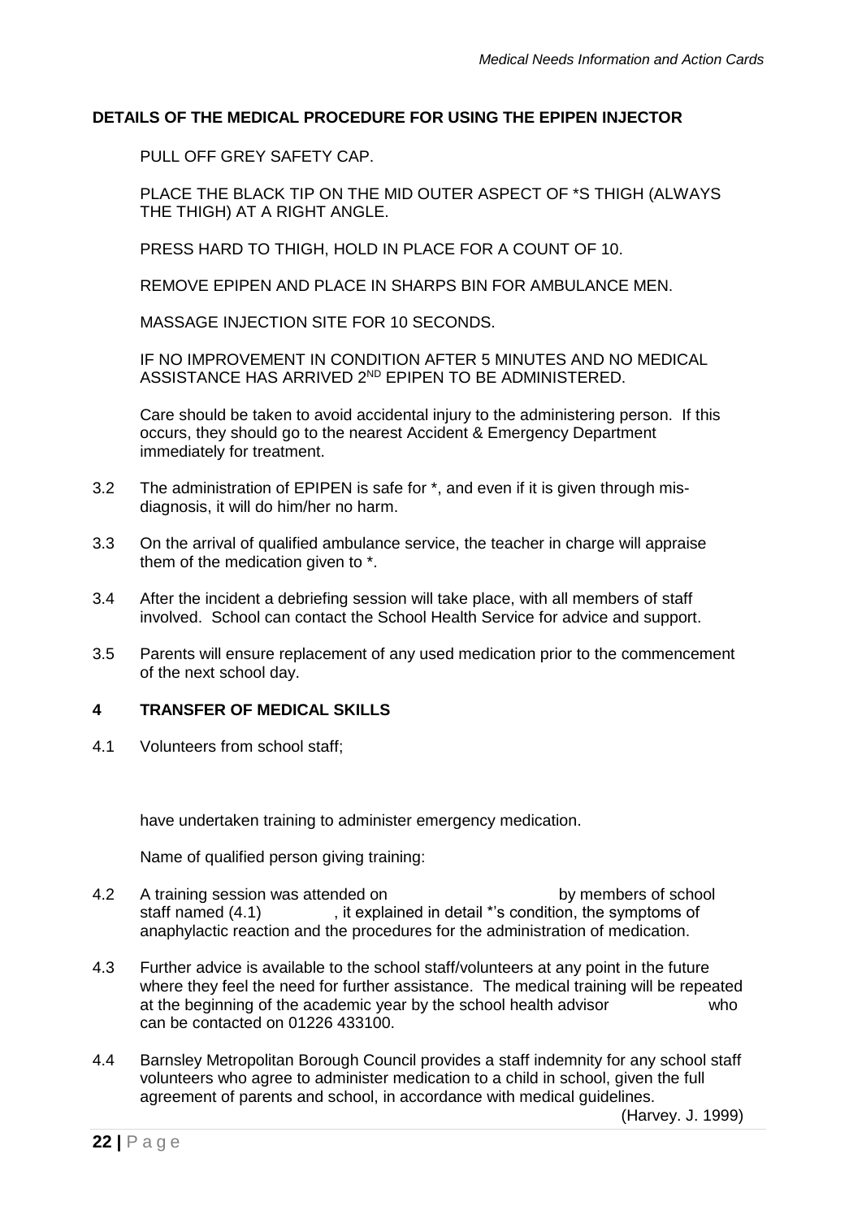**DETAILS OF THE MEDICAL PROCEDURE FOR USING THE EPIPEN INJECTOR**

PULL OFF GREY SAFETY CAP.

PLACE THE BLACK TIP ON THE MID OUTER ASPECT OF *S THIGH (ALWAYS THE THIGH) AT A RIGHT ANGLE.

PRESS HARD TO THIGH, HOLD IN PLACE FOR A COUNT OF 10.

REMOVE EPIPEN AND PLACE IN SHARPS BIN FOR AMBULANCE MEN.

MASSAGE INJECTION SITE FOR 10 SECONDS.

IF NO IMPROVEMENT IN CONDITION AFTER 5 MINUTES AND NO MEDICAL ASSISTANCE HAS ARRIVED 2ND EPIPEN TO BE ADMINISTERED.

Care should be taken to avoid accidental injury to the administering person. If this occurs, they should go to the nearest Accident & Emergency Department immediately for treatment.

3.2 The administration of EPIPEN is safe for *, and even if it is given through mis-diagnosis, it will do him/her no harm.

3.3 On the arrival of qualified ambulance service, the teacher in charge will appraise them of the medication given to *.

3.4 After the incident a debriefing session will take place, with all members of staff involved. School can contact the School Health Service for advice and support.

3.5 Parents will ensure replacement of any used medication prior to the commencement of the next school day.

**4 TRANSFER OF MEDICAL SKILLS**

4.1 Volunteers from school staff;

have undertaken training to administer emergency medication.

Name of qualified person giving training:

4.2 A training session was attended on by members of school staff named (4.1) , it explained in detail *'s condition, the symptoms of anaphylactic reaction and the procedures for the administration of medication.

4.3 Further advice is available to the school staff/volunteers at any point in the future where they feel the need for further assistance. The medical training will be repeated at the beginning of the academic year by the school health advisor who can be contacted on 01226 433100.

4.4 Barnsley Metropolitan Borough Council provides a staff indemnity for any school staff volunteers who agree to administer medication to a child in school, given the full agreement of parents and school, in accordance with medical guidelines.

(Harvey. J. 1999)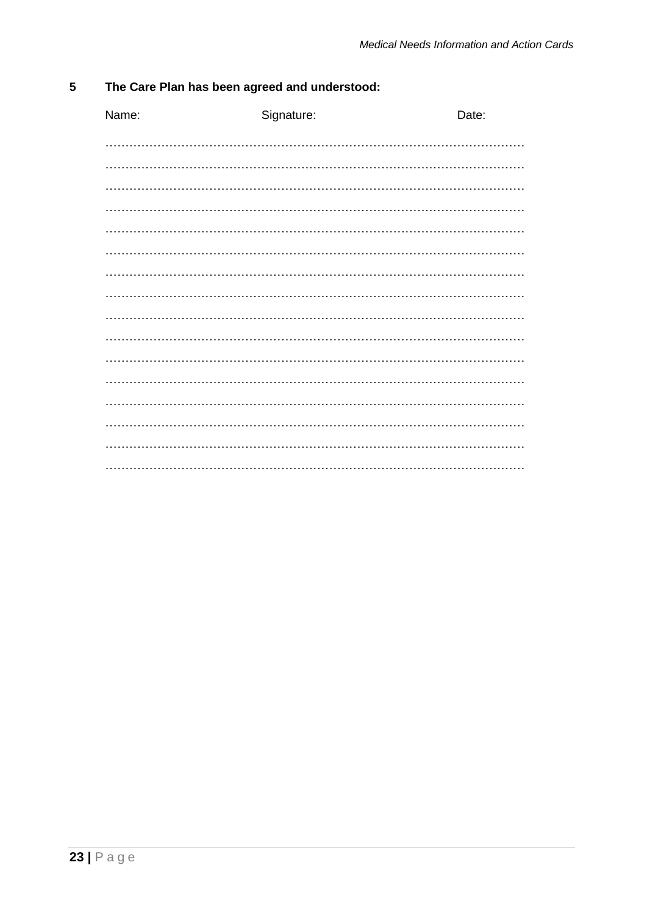## 5 The Care Plan has been agreed and understood:

Name: Signature: Date:

……………………………………………………………………………………………

……………………………………………………………………………………………

……………………………………………………………………………………………

……………………………………………………………………………………………

……………………………………………………………………………………………

……………………………………………………………………………………………

……………………………………………………………………………………………

……………………………………………………………………………………………

……………………………………………………………………………………………

……………………………………………………………………………………………

……………………………………………………………………………………………

……………………………………………………………………………………………

……………………………………………………………………………………………

……………………………………………………………………………………………

……………………………………………………………………………………………

……………………………………………………………………………………………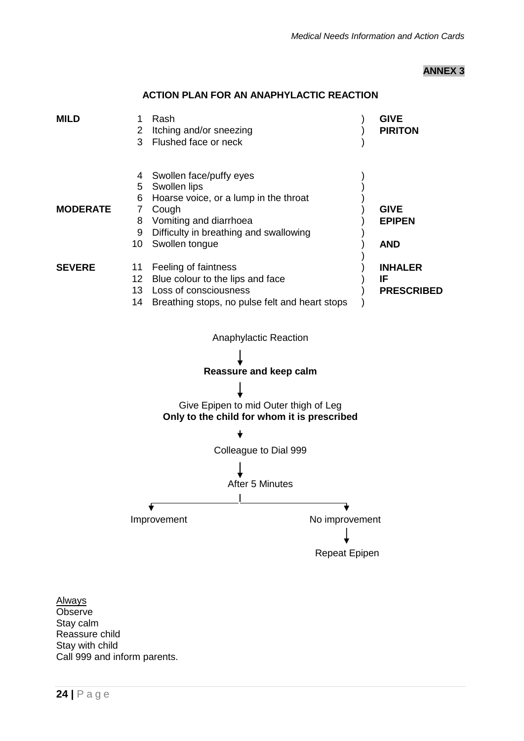**ANNEX 3**

## ACTION PLAN FOR AN ANAPHYLACTIC REACTION

| Severity | No. | Symptom | Action |
|---|---|---|---|
| **MILD** | 1 | Rash | **GIVE PIRITON** |
| | 2 | Itching and/or sneezing | |
| | 3 | Flushed face or neck | |
| **MODERATE** | 4 | Swollen face/puffy eyes | **GIVE EPIPEN AND INHALER IF PRESCRIBED** |
| | 5 | Swollen lips | |
| | 6 | Hoarse voice, or a lump in the throat | |
| | 7 | Cough | |
| | 8 | Vomiting and diarrhoea | |
| | 9 | Difficulty in breathing and swallowing | |
| | 10 | Swollen tongue | |
| **SEVERE** | 11 | Feeling of faintness | |
| | 12 | Blue colour to the lips and face | |
| | 13 | Loss of consciousness | |
| | 14 | Breathing stops, no pulse felt and heart stops | |

Anaphylactic Reaction

↓

**Reassure and keep calm**

↓

Give Epipen to mid Outer thigh of Leg
**Only to the child for whom it is prescribed**

↓

Colleague to Dial 999

↓

After 5 Minutes

↓

- Improvement
- No improvement → Repeat Epipen

Always
Observe
Stay calm
Reassure child
Stay with child
Call 999 and inform parents.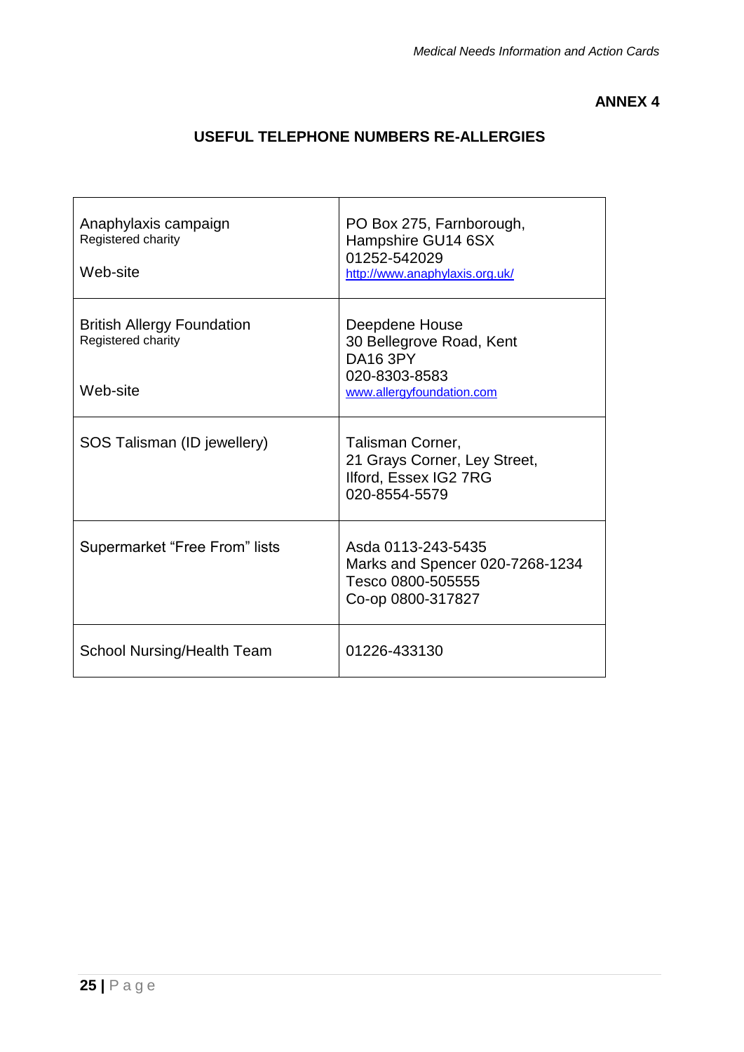**ANNEX 4**

## USEFUL TELEPHONE NUMBERS RE-ALLERGIES

| | |
|---|---|
| Anaphylaxis campaign<br>Registered charity<br><br>Web-site | PO Box 275, Farnborough,<br>Hampshire GU14 6SX<br>01252-542029<br>http://www.anaphylaxis.org.uk/ |
| British Allergy Foundation<br>Registered charity<br><br>Web-site | Deepdene House<br>30 Bellegrove Road, Kent<br>DA16 3PY<br>020-8303-8583<br>www.allergyfoundation.com |
| SOS Talisman (ID jewellery) | Talisman Corner,<br>21 Grays Corner, Ley Street,<br>Ilford, Essex IG2 7RG<br>020-8554-5579 |
| Supermarket "Free From" lists | Asda 0113-243-5435<br>Marks and Spencer 020-7268-1234<br>Tesco 0800-505555<br>Co-op 0800-317827 |
| School Nursing/Health Team | 01226-433130 |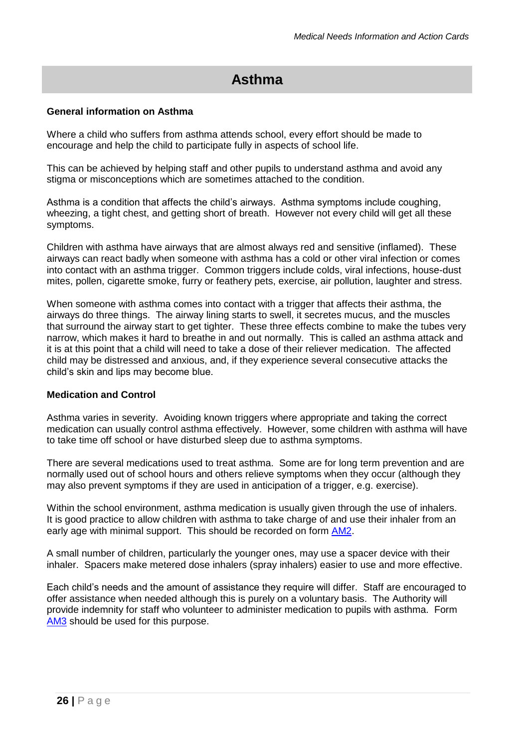# Asthma

**General information on Asthma**

Where a child who suffers from asthma attends school, every effort should be made to encourage and help the child to participate fully in aspects of school life.

This can be achieved by helping staff and other pupils to understand asthma and avoid any stigma or misconceptions which are sometimes attached to the condition.

Asthma is a condition that affects the child's airways. Asthma symptoms include coughing, wheezing, a tight chest, and getting short of breath. However not every child will get all these symptoms.

Children with asthma have airways that are almost always red and sensitive (inflamed). These airways can react badly when someone with asthma has a cold or other viral infection or comes into contact with an asthma trigger. Common triggers include colds, viral infections, house-dust mites, pollen, cigarette smoke, furry or feathery pets, exercise, air pollution, laughter and stress.

When someone with asthma comes into contact with a trigger that affects their asthma, the airways do three things. The airway lining starts to swell, it secretes mucus, and the muscles that surround the airway start to get tighter. These three effects combine to make the tubes very narrow, which makes it hard to breathe in and out normally. This is called an asthma attack and it is at this point that a child will need to take a dose of their reliever medication. The affected child may be distressed and anxious, and, if they experience several consecutive attacks the child's skin and lips may become blue.

**Medication and Control**

Asthma varies in severity. Avoiding known triggers where appropriate and taking the correct medication can usually control asthma effectively. However, some children with asthma will have to take time off school or have disturbed sleep due to asthma symptoms.

There are several medications used to treat asthma. Some are for long term prevention and are normally used out of school hours and others relieve symptoms when they occur (although they may also prevent symptoms if they are used in anticipation of a trigger, e.g. exercise).

Within the school environment, asthma medication is usually given through the use of inhalers. It is good practice to allow children with asthma to take charge of and use their inhaler from an early age with minimal support. This should be recorded on form AM2.

A small number of children, particularly the younger ones, may use a spacer device with their inhaler. Spacers make metered dose inhalers (spray inhalers) easier to use and more effective.

Each child's needs and the amount of assistance they require will differ. Staff are encouraged to offer assistance when needed although this is purely on a voluntary basis. The Authority will provide indemnity for staff who volunteer to administer medication to pupils with asthma. Form AM3 should be used for this purpose.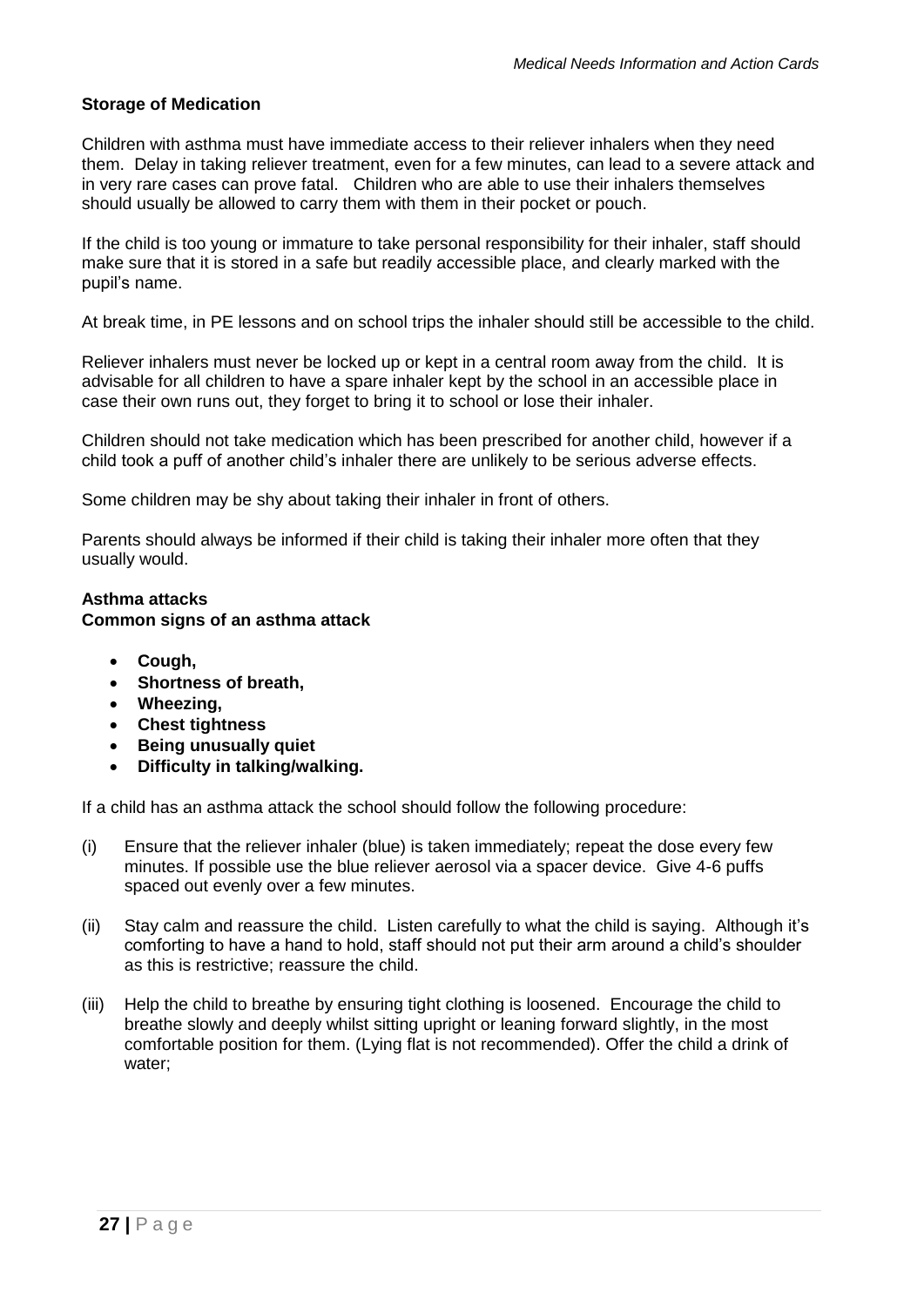**Storage of Medication**

Children with asthma must have immediate access to their reliever inhalers when they need them. Delay in taking reliever treatment, even for a few minutes, can lead to a severe attack and in very rare cases can prove fatal. Children who are able to use their inhalers themselves should usually be allowed to carry them with them in their pocket or pouch.

If the child is too young or immature to take personal responsibility for their inhaler, staff should make sure that it is stored in a safe but readily accessible place, and clearly marked with the pupil's name.

At break time, in PE lessons and on school trips the inhaler should still be accessible to the child.

Reliever inhalers must never be locked up or kept in a central room away from the child. It is advisable for all children to have a spare inhaler kept by the school in an accessible place in case their own runs out, they forget to bring it to school or lose their inhaler.

Children should not take medication which has been prescribed for another child, however if a child took a puff of another child's inhaler there are unlikely to be serious adverse effects.

Some children may be shy about taking their inhaler in front of others.

Parents should always be informed if their child is taking their inhaler more often that they usually would.

**Asthma attacks**
**Common signs of an asthma attack**

- **Cough,**
- **Shortness of breath,**
- **Wheezing,**
- **Chest tightness**
- **Being unusually quiet**
- **Difficulty in talking/walking.**

If a child has an asthma attack the school should follow the following procedure:

(i) Ensure that the reliever inhaler (blue) is taken immediately; repeat the dose every few minutes. If possible use the blue reliever aerosol via a spacer device. Give 4-6 puffs spaced out evenly over a few minutes.

(ii) Stay calm and reassure the child. Listen carefully to what the child is saying. Although it's comforting to have a hand to hold, staff should not put their arm around a child's shoulder as this is restrictive; reassure the child.

(iii) Help the child to breathe by ensuring tight clothing is loosened. Encourage the child to breathe slowly and deeply whilst sitting upright or leaning forward slightly, in the most comfortable position for them. (Lying flat is not recommended). Offer the child a drink of water;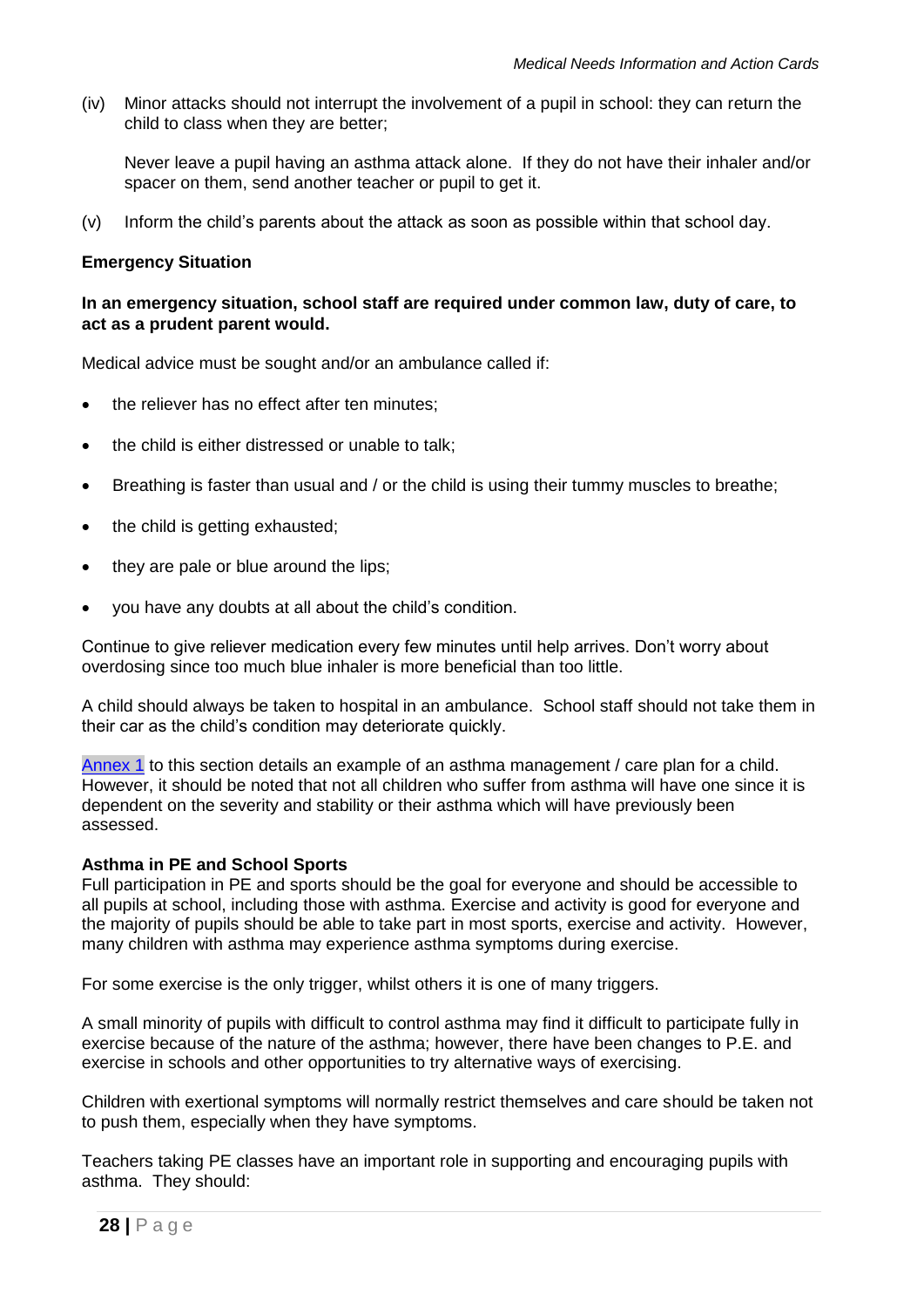(iv) Minor attacks should not interrupt the involvement of a pupil in school: they can return the child to class when they are better;

Never leave a pupil having an asthma attack alone. If they do not have their inhaler and/or spacer on them, send another teacher or pupil to get it.

(v) Inform the child's parents about the attack as soon as possible within that school day.

**Emergency Situation**

**In an emergency situation, school staff are required under common law, duty of care, to act as a prudent parent would.**

Medical advice must be sought and/or an ambulance called if:

- the reliever has no effect after ten minutes;
- the child is either distressed or unable to talk;
- Breathing is faster than usual and / or the child is using their tummy muscles to breathe;
- the child is getting exhausted;
- they are pale or blue around the lips;
- you have any doubts at all about the child's condition.

Continue to give reliever medication every few minutes until help arrives. Don't worry about overdosing since too much blue inhaler is more beneficial than too little.

A child should always be taken to hospital in an ambulance. School staff should not take them in their car as the child's condition may deteriorate quickly.

Annex 1 to this section details an example of an asthma management / care plan for a child. However, it should be noted that not all children who suffer from asthma will have one since it is dependent on the severity and stability or their asthma which will have previously been assessed.

**Asthma in PE and School Sports**

Full participation in PE and sports should be the goal for everyone and should be accessible to all pupils at school, including those with asthma. Exercise and activity is good for everyone and the majority of pupils should be able to take part in most sports, exercise and activity. However, many children with asthma may experience asthma symptoms during exercise.

For some exercise is the only trigger, whilst others it is one of many triggers.

A small minority of pupils with difficult to control asthma may find it difficult to participate fully in exercise because of the nature of the asthma; however, there have been changes to P.E. and exercise in schools and other opportunities to try alternative ways of exercising.

Children with exertional symptoms will normally restrict themselves and care should be taken not to push them, especially when they have symptoms.

Teachers taking PE classes have an important role in supporting and encouraging pupils with asthma. They should: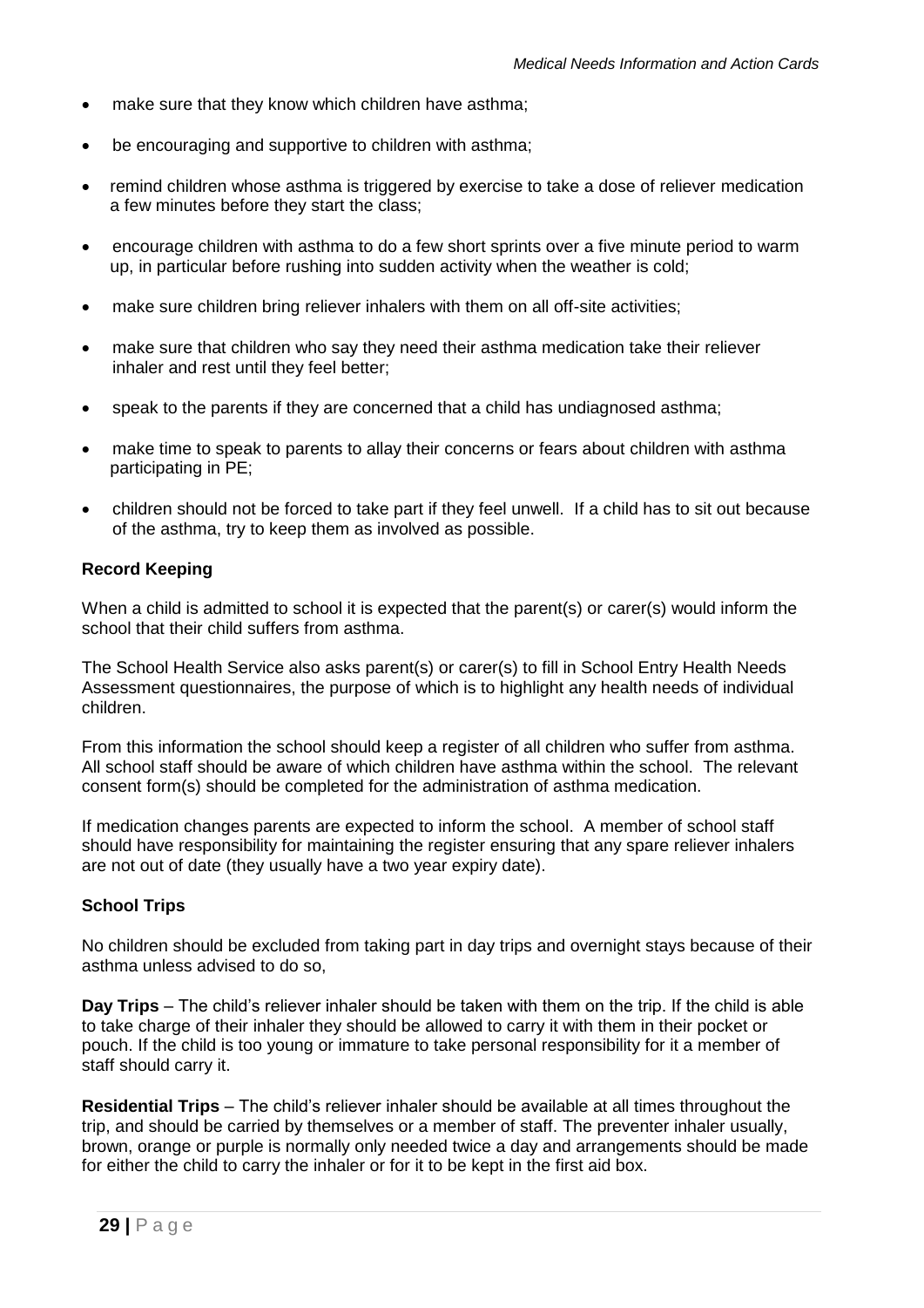- make sure that they know which children have asthma;
- be encouraging and supportive to children with asthma;
- remind children whose asthma is triggered by exercise to take a dose of reliever medication a few minutes before they start the class;
- encourage children with asthma to do a few short sprints over a five minute period to warm up, in particular before rushing into sudden activity when the weather is cold;
- make sure children bring reliever inhalers with them on all off-site activities;
- make sure that children who say they need their asthma medication take their reliever inhaler and rest until they feel better;
- speak to the parents if they are concerned that a child has undiagnosed asthma;
- make time to speak to parents to allay their concerns or fears about children with asthma participating in PE;
- children should not be forced to take part if they feel unwell. If a child has to sit out because of the asthma, try to keep them as involved as possible.

**Record Keeping**

When a child is admitted to school it is expected that the parent(s) or carer(s) would inform the school that their child suffers from asthma.

The School Health Service also asks parent(s) or carer(s) to fill in School Entry Health Needs Assessment questionnaires, the purpose of which is to highlight any health needs of individual children.

From this information the school should keep a register of all children who suffer from asthma. All school staff should be aware of which children have asthma within the school. The relevant consent form(s) should be completed for the administration of asthma medication.

If medication changes parents are expected to inform the school. A member of school staff should have responsibility for maintaining the register ensuring that any spare reliever inhalers are not out of date (they usually have a two year expiry date).

**School Trips**

No children should be excluded from taking part in day trips and overnight stays because of their asthma unless advised to do so,

**Day Trips** – The child's reliever inhaler should be taken with them on the trip. If the child is able to take charge of their inhaler they should be allowed to carry it with them in their pocket or pouch. If the child is too young or immature to take personal responsibility for it a member of staff should carry it.

**Residential Trips** – The child's reliever inhaler should be available at all times throughout the trip, and should be carried by themselves or a member of staff. The preventer inhaler usually, brown, orange or purple is normally only needed twice a day and arrangements should be made for either the child to carry the inhaler or for it to be kept in the first aid box.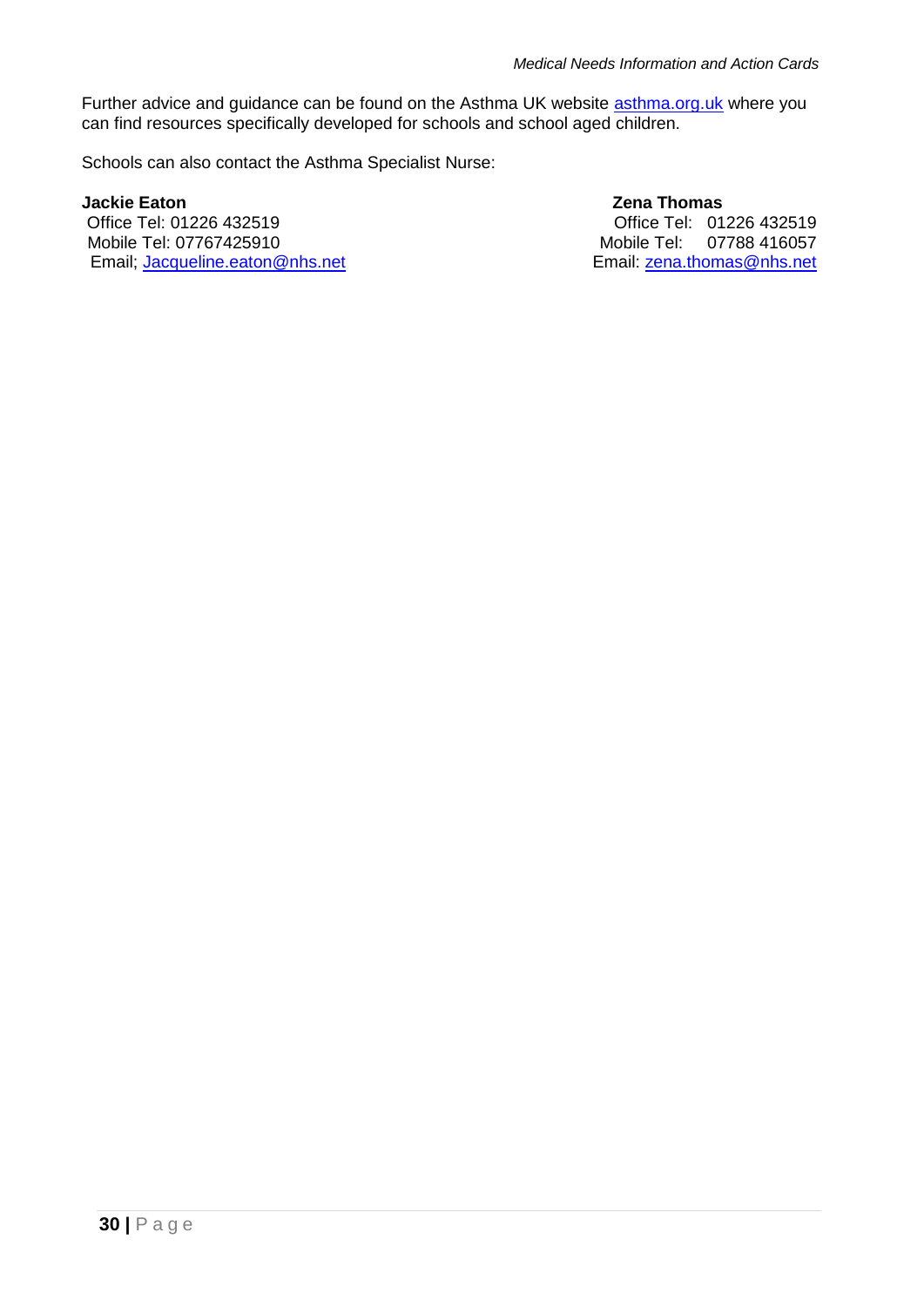Further advice and guidance can be found on the Asthma UK website [asthma.org.uk](asthma.org.uk) where you can find resources specifically developed for schools and school aged children.

Schools can also contact the Asthma Specialist Nurse:

**Jackie Eaton**
Office Tel: 01226 432519
Mobile Tel: 07767425910
Email; Jacqueline.eaton@nhs.net

**Zena Thomas**
Office Tel: 01226 432519
Mobile Tel: 07788 416057
Email: zena.thomas@nhs.net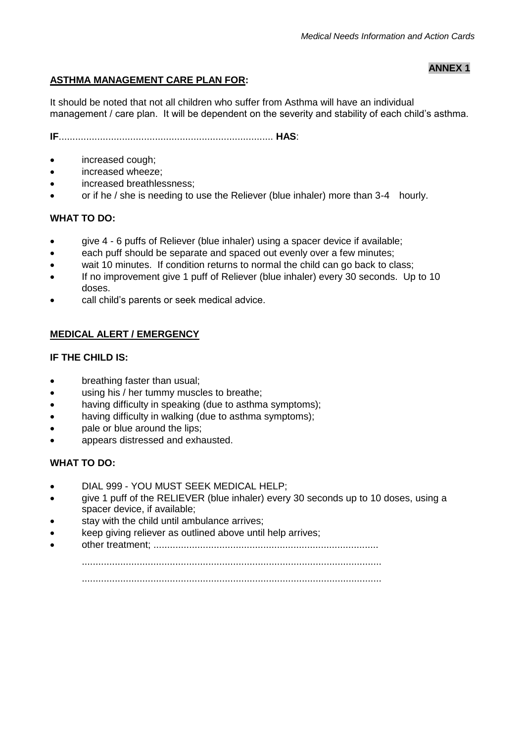**ANNEX 1**

**ASTHMA MANAGEMENT CARE PLAN FOR:**

It should be noted that not all children who suffer from Asthma will have an individual management / care plan. It will be dependent on the severity and stability of each child's asthma.

**IF**............................................................................ **HAS**:

- increased cough;
- increased wheeze;
- increased breathlessness;
- or if he / she is needing to use the Reliever (blue inhaler) more than 3-4 hourly.

**WHAT TO DO:**

- give 4 - 6 puffs of Reliever (blue inhaler) using a spacer device if available;
- each puff should be separate and spaced out evenly over a few minutes;
- wait 10 minutes. If condition returns to normal the child can go back to class;
- If no improvement give 1 puff of Reliever (blue inhaler) every 30 seconds. Up to 10 doses.
- call child's parents or seek medical advice.

**MEDICAL ALERT / EMERGENCY**

**IF THE CHILD IS:**

- breathing faster than usual;
- using his / her tummy muscles to breathe;
- having difficulty in speaking (due to asthma symptoms);
- having difficulty in walking (due to asthma symptoms);
- pale or blue around the lips;
- appears distressed and exhausted.

**WHAT TO DO:**

- DIAL 999 - YOU MUST SEEK MEDICAL HELP;
- give 1 puff of the RELIEVER (blue inhaler) every 30 seconds up to 10 doses, using a spacer device, if available;
- stay with the child until ambulance arrives;
- keep giving reliever as outlined above until help arrives;
- other treatment; ..................................................................................

  ............................................................................................................

  ............................................................................................................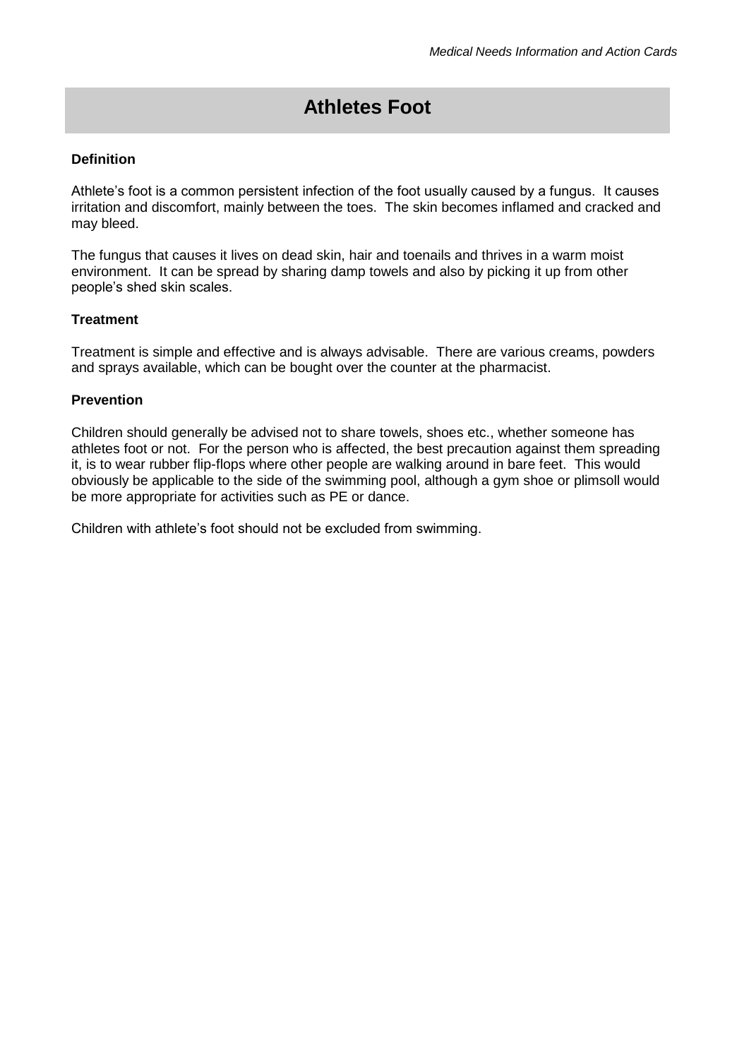# Athletes Foot

**Definition**

Athlete's foot is a common persistent infection of the foot usually caused by a fungus. It causes irritation and discomfort, mainly between the toes. The skin becomes inflamed and cracked and may bleed.

The fungus that causes it lives on dead skin, hair and toenails and thrives in a warm moist environment. It can be spread by sharing damp towels and also by picking it up from other people's shed skin scales.

**Treatment**

Treatment is simple and effective and is always advisable. There are various creams, powders and sprays available, which can be bought over the counter at the pharmacist.

**Prevention**

Children should generally be advised not to share towels, shoes etc., whether someone has athletes foot or not. For the person who is affected, the best precaution against them spreading it, is to wear rubber flip-flops where other people are walking around in bare feet. This would obviously be applicable to the side of the swimming pool, although a gym shoe or plimsoll would be more appropriate for activities such as PE or dance.

Children with athlete's foot should not be excluded from swimming.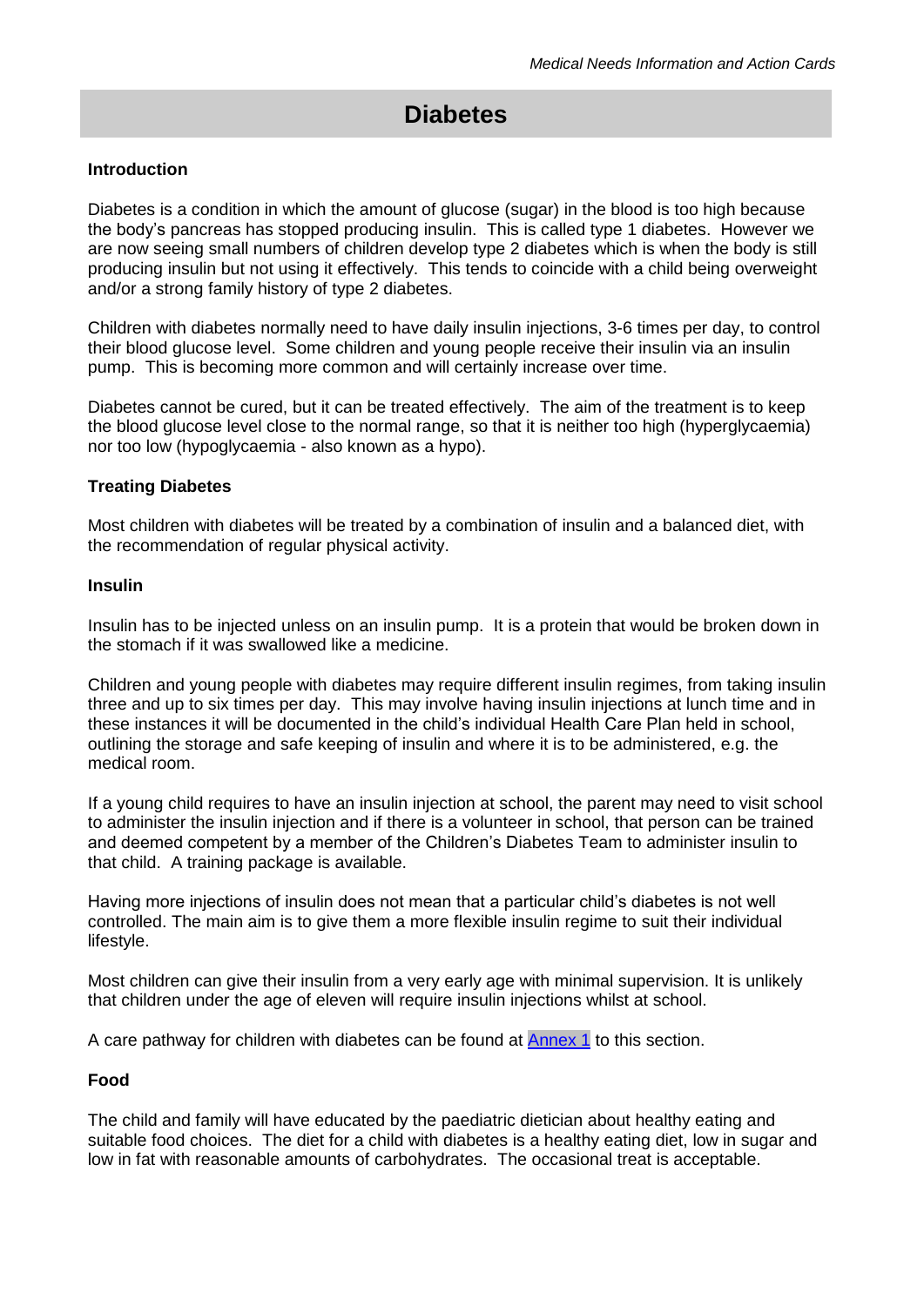# Diabetes

### Introduction

Diabetes is a condition in which the amount of glucose (sugar) in the blood is too high because the body's pancreas has stopped producing insulin. This is called type 1 diabetes. However we are now seeing small numbers of children develop type 2 diabetes which is when the body is still producing insulin but not using it effectively. This tends to coincide with a child being overweight and/or a strong family history of type 2 diabetes.

Children with diabetes normally need to have daily insulin injections, 3-6 times per day, to control their blood glucose level. Some children and young people receive their insulin via an insulin pump. This is becoming more common and will certainly increase over time.

Diabetes cannot be cured, but it can be treated effectively. The aim of the treatment is to keep the blood glucose level close to the normal range, so that it is neither too high (hyperglycaemia) nor too low (hypoglycaemia - also known as a hypo).

### Treating Diabetes

Most children with diabetes will be treated by a combination of insulin and a balanced diet, with the recommendation of regular physical activity.

### Insulin

Insulin has to be injected unless on an insulin pump. It is a protein that would be broken down in the stomach if it was swallowed like a medicine.

Children and young people with diabetes may require different insulin regimes, from taking insulin three and up to six times per day. This may involve having insulin injections at lunch time and in these instances it will be documented in the child's individual Health Care Plan held in school, outlining the storage and safe keeping of insulin and where it is to be administered, e.g. the medical room.

If a young child requires to have an insulin injection at school, the parent may need to visit school to administer the insulin injection and if there is a volunteer in school, that person can be trained and deemed competent by a member of the Children's Diabetes Team to administer insulin to that child. A training package is available.

Having more injections of insulin does not mean that a particular child's diabetes is not well controlled. The main aim is to give them a more flexible insulin regime to suit their individual lifestyle.

Most children can give their insulin from a very early age with minimal supervision. It is unlikely that children under the age of eleven will require insulin injections whilst at school.

A care pathway for children with diabetes can be found at Annex 1 to this section.

### Food

The child and family will have educated by the paediatric dietician about healthy eating and suitable food choices. The diet for a child with diabetes is a healthy eating diet, low in sugar and low in fat with reasonable amounts of carbohydrates. The occasional treat is acceptable.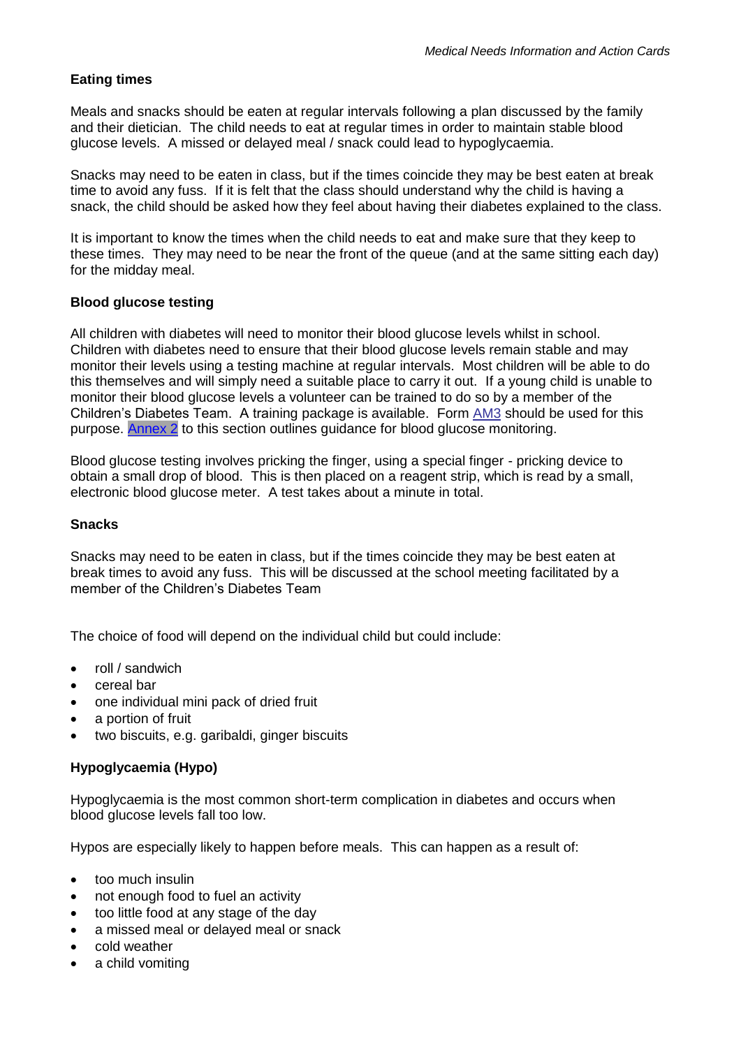### Eating times

Meals and snacks should be eaten at regular intervals following a plan discussed by the family and their dietician. The child needs to eat at regular times in order to maintain stable blood glucose levels. A missed or delayed meal / snack could lead to hypoglycaemia.

Snacks may need to be eaten in class, but if the times coincide they may be best eaten at break time to avoid any fuss. If it is felt that the class should understand why the child is having a snack, the child should be asked how they feel about having their diabetes explained to the class.

It is important to know the times when the child needs to eat and make sure that they keep to these times. They may need to be near the front of the queue (and at the same sitting each day) for the midday meal.

### Blood glucose testing

All children with diabetes will need to monitor their blood glucose levels whilst in school. Children with diabetes need to ensure that their blood glucose levels remain stable and may monitor their levels using a testing machine at regular intervals. Most children will be able to do this themselves and will simply need a suitable place to carry it out. If a young child is unable to monitor their blood glucose levels a volunteer can be trained to do so by a member of the Children's Diabetes Team. A training package is available. Form AM3 should be used for this purpose. Annex 2 to this section outlines guidance for blood glucose monitoring.

Blood glucose testing involves pricking the finger, using a special finger - pricking device to obtain a small drop of blood. This is then placed on a reagent strip, which is read by a small, electronic blood glucose meter. A test takes about a minute in total.

### Snacks

Snacks may need to be eaten in class, but if the times coincide they may be best eaten at break times to avoid any fuss. This will be discussed at the school meeting facilitated by a member of the Children's Diabetes Team

The choice of food will depend on the individual child but could include:

- roll / sandwich
- cereal bar
- one individual mini pack of dried fruit
- a portion of fruit
- two biscuits, e.g. garibaldi, ginger biscuits

### Hypoglycaemia (Hypo)

Hypoglycaemia is the most common short-term complication in diabetes and occurs when blood glucose levels fall too low.

Hypos are especially likely to happen before meals. This can happen as a result of:

- too much insulin
- not enough food to fuel an activity
- too little food at any stage of the day
- a missed meal or delayed meal or snack
- cold weather
- a child vomiting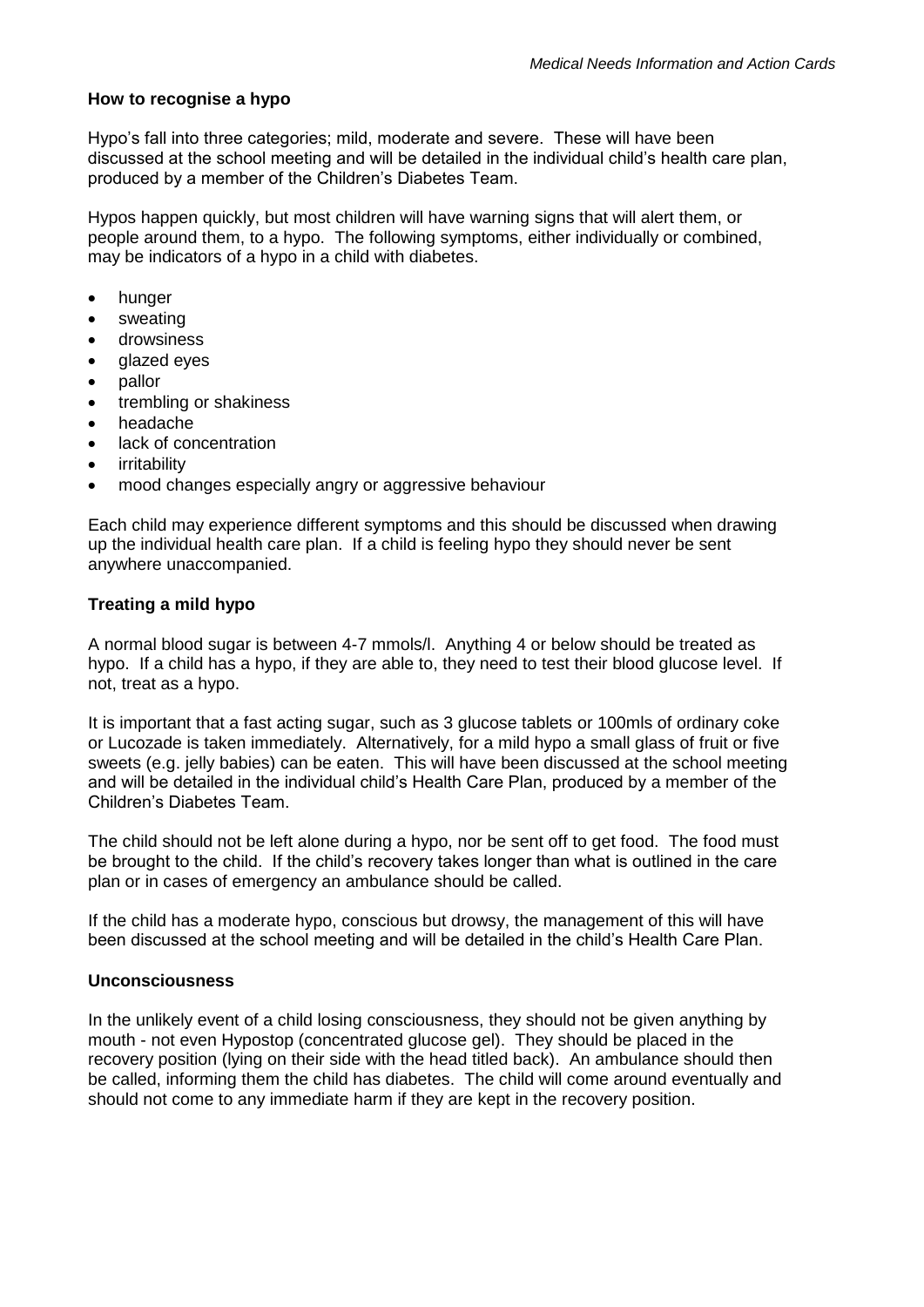**How to recognise a hypo**

Hypo's fall into three categories; mild, moderate and severe. These will have been discussed at the school meeting and will be detailed in the individual child's health care plan, produced by a member of the Children's Diabetes Team.

Hypos happen quickly, but most children will have warning signs that will alert them, or people around them, to a hypo. The following symptoms, either individually or combined, may be indicators of a hypo in a child with diabetes.

- hunger
- sweating
- drowsiness
- glazed eyes
- pallor
- trembling or shakiness
- headache
- lack of concentration
- irritability
- mood changes especially angry or aggressive behaviour

Each child may experience different symptoms and this should be discussed when drawing up the individual health care plan. If a child is feeling hypo they should never be sent anywhere unaccompanied.

**Treating a mild hypo**

A normal blood sugar is between 4-7 mmols/l. Anything 4 or below should be treated as hypo. If a child has a hypo, if they are able to, they need to test their blood glucose level. If not, treat as a hypo.

It is important that a fast acting sugar, such as 3 glucose tablets or 100mls of ordinary coke or Lucozade is taken immediately. Alternatively, for a mild hypo a small glass of fruit or five sweets (e.g. jelly babies) can be eaten. This will have been discussed at the school meeting and will be detailed in the individual child's Health Care Plan, produced by a member of the Children's Diabetes Team.

The child should not be left alone during a hypo, nor be sent off to get food. The food must be brought to the child. If the child's recovery takes longer than what is outlined in the care plan or in cases of emergency an ambulance should be called.

If the child has a moderate hypo, conscious but drowsy, the management of this will have been discussed at the school meeting and will be detailed in the child's Health Care Plan.

**Unconsciousness**

In the unlikely event of a child losing consciousness, they should not be given anything by mouth - not even Hypostop (concentrated glucose gel). They should be placed in the recovery position (lying on their side with the head titled back). An ambulance should then be called, informing them the child has diabetes. The child will come around eventually and should not come to any immediate harm if they are kept in the recovery position.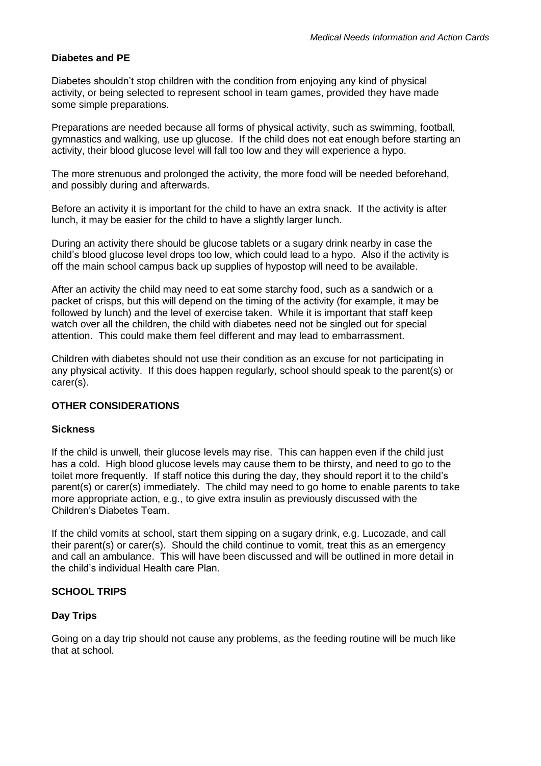## Diabetes and PE

Diabetes shouldn't stop children with the condition from enjoying any kind of physical activity, or being selected to represent school in team games, provided they have made some simple preparations.

Preparations are needed because all forms of physical activity, such as swimming, football, gymnastics and walking, use up glucose. If the child does not eat enough before starting an activity, their blood glucose level will fall too low and they will experience a hypo.

The more strenuous and prolonged the activity, the more food will be needed beforehand, and possibly during and afterwards.

Before an activity it is important for the child to have an extra snack. If the activity is after lunch, it may be easier for the child to have a slightly larger lunch.

During an activity there should be glucose tablets or a sugary drink nearby in case the child's blood glucose level drops too low, which could lead to a hypo. Also if the activity is off the main school campus back up supplies of hypostop will need to be available.

After an activity the child may need to eat some starchy food, such as a sandwich or a packet of crisps, but this will depend on the timing of the activity (for example, it may be followed by lunch) and the level of exercise taken. While it is important that staff keep watch over all the children, the child with diabetes need not be singled out for special attention. This could make them feel different and may lead to embarrassment.

Children with diabetes should not use their condition as an excuse for not participating in any physical activity. If this does happen regularly, school should speak to the parent(s) or carer(s).

## OTHER CONSIDERATIONS

### Sickness

If the child is unwell, their glucose levels may rise. This can happen even if the child just has a cold. High blood glucose levels may cause them to be thirsty, and need to go to the toilet more frequently. If staff notice this during the day, they should report it to the child's parent(s) or carer(s) immediately. The child may need to go home to enable parents to take more appropriate action, e.g., to give extra insulin as previously discussed with the Children's Diabetes Team.

If the child vomits at school, start them sipping on a sugary drink, e.g. Lucozade, and call their parent(s) or carer(s). Should the child continue to vomit, treat this as an emergency and call an ambulance. This will have been discussed and will be outlined in more detail in the child's individual Health care Plan.

## SCHOOL TRIPS

### Day Trips

Going on a day trip should not cause any problems, as the feeding routine will be much like that at school.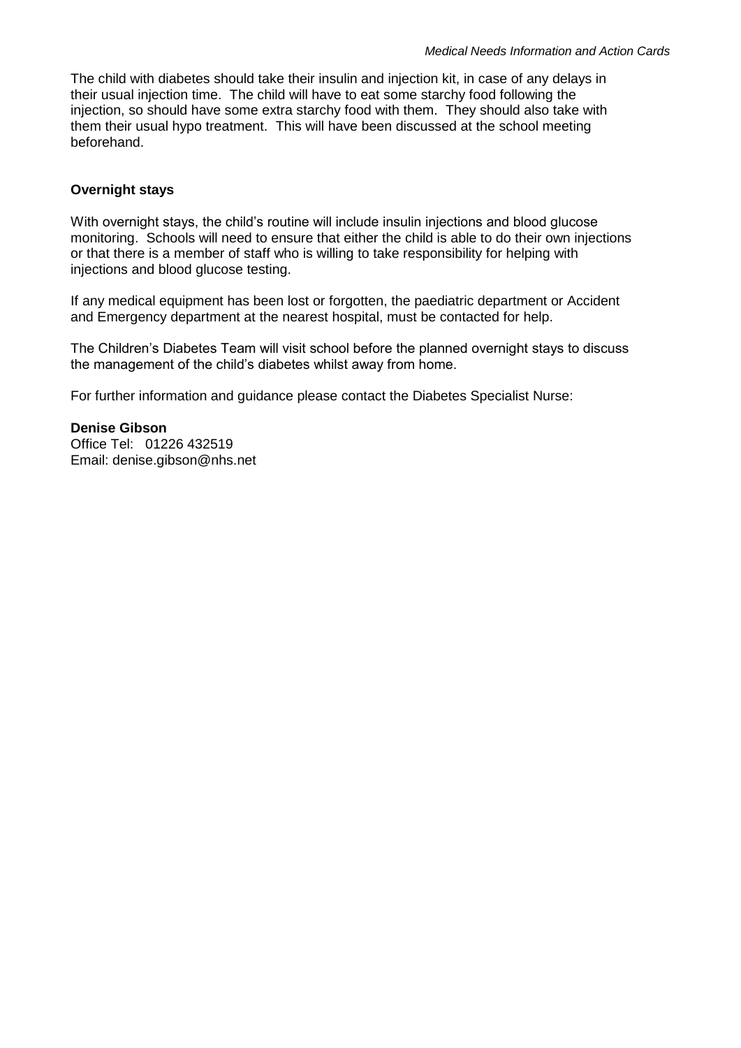The child with diabetes should take their insulin and injection kit, in case of any delays in their usual injection time. The child will have to eat some starchy food following the injection, so should have some extra starchy food with them. They should also take with them their usual hypo treatment. This will have been discussed at the school meeting beforehand.

**Overnight stays**

With overnight stays, the child's routine will include insulin injections and blood glucose monitoring. Schools will need to ensure that either the child is able to do their own injections or that there is a member of staff who is willing to take responsibility for helping with injections and blood glucose testing.

If any medical equipment has been lost or forgotten, the paediatric department or Accident and Emergency department at the nearest hospital, must be contacted for help.

The Children's Diabetes Team will visit school before the planned overnight stays to discuss the management of the child's diabetes whilst away from home.

For further information and guidance please contact the Diabetes Specialist Nurse:

**Denise Gibson**
Office Tel: 01226 432519
Email: denise.gibson@nhs.net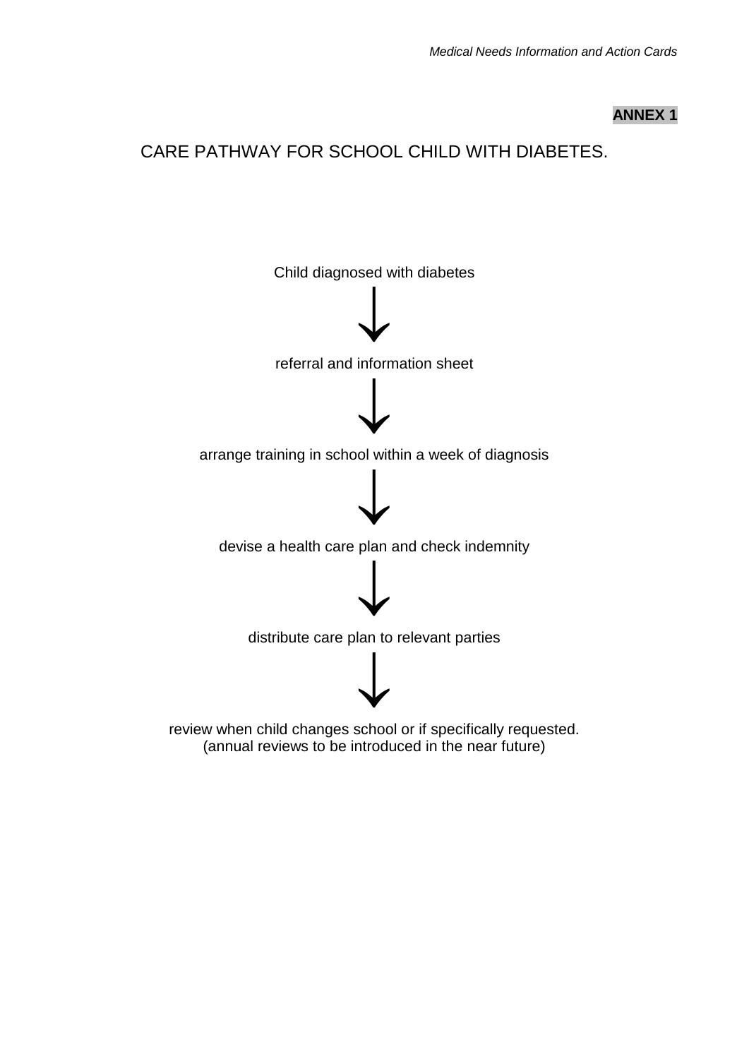**ANNEX 1**

# CARE PATHWAY FOR SCHOOL CHILD WITH DIABETES.

Child diagnosed with diabetes

↓

referral and information sheet

↓

arrange training in school within a week of diagnosis

↓

devise a health care plan and check indemnity

↓

distribute care plan to relevant parties

↓

review when child changes school or if specifically requested.
(annual reviews to be introduced in the near future)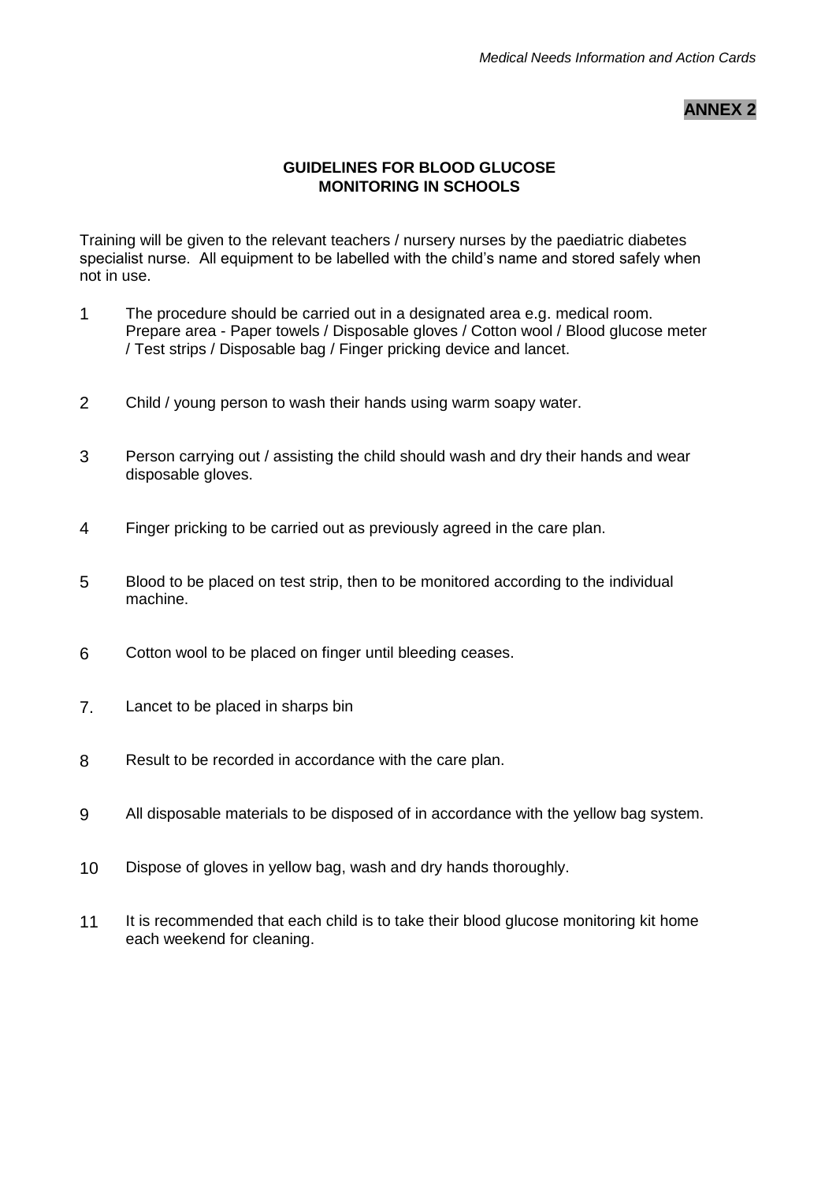**ANNEX 2**

## GUIDELINES FOR BLOOD GLUCOSE MONITORING IN SCHOOLS

Training will be given to the relevant teachers / nursery nurses by the paediatric diabetes specialist nurse. All equipment to be labelled with the child's name and stored safely when not in use.

1. The procedure should be carried out in a designated area e.g. medical room. Prepare area - Paper towels / Disposable gloves / Cotton wool / Blood glucose meter / Test strips / Disposable bag / Finger pricking device and lancet.
2. Child / young person to wash their hands using warm soapy water.
3. Person carrying out / assisting the child should wash and dry their hands and wear disposable gloves.
4. Finger pricking to be carried out as previously agreed in the care plan.
5. Blood to be placed on test strip, then to be monitored according to the individual machine.
6. Cotton wool to be placed on finger until bleeding ceases.
7. Lancet to be placed in sharps bin
8. Result to be recorded in accordance with the care plan.
9. All disposable materials to be disposed of in accordance with the yellow bag system.
10. Dispose of gloves in yellow bag, wash and dry hands thoroughly.
11. It is recommended that each child is to take their blood glucose monitoring kit home each weekend for cleaning.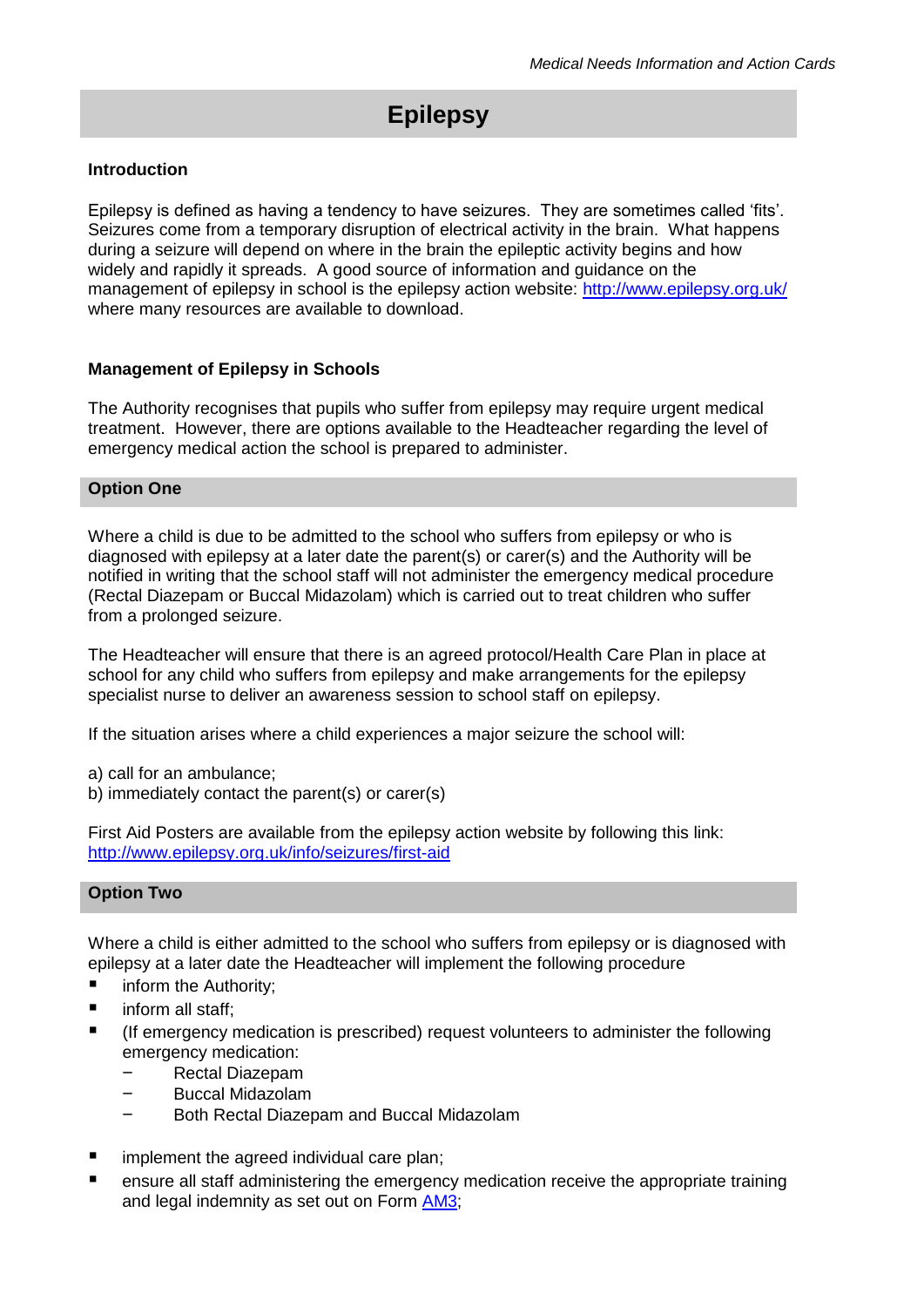# Epilepsy

### Introduction

Epilepsy is defined as having a tendency to have seizures. They are sometimes called 'fits'. Seizures come from a temporary disruption of electrical activity in the brain. What happens during a seizure will depend on where in the brain the epileptic activity begins and how widely and rapidly it spreads. A good source of information and guidance on the management of epilepsy in school is the epilepsy action website: [http://www.epilepsy.org.uk/](http://www.epilepsy.org.uk/) where many resources are available to download.

### Management of Epilepsy in Schools

The Authority recognises that pupils who suffer from epilepsy may require urgent medical treatment. However, there are options available to the Headteacher regarding the level of emergency medical action the school is prepared to administer.

## Option One

Where a child is due to be admitted to the school who suffers from epilepsy or who is diagnosed with epilepsy at a later date the parent(s) or carer(s) and the Authority will be notified in writing that the school staff will not administer the emergency medical procedure (Rectal Diazepam or Buccal Midazolam) which is carried out to treat children who suffer from a prolonged seizure.

The Headteacher will ensure that there is an agreed protocol/Health Care Plan in place at school for any child who suffers from epilepsy and make arrangements for the epilepsy specialist nurse to deliver an awareness session to school staff on epilepsy.

If the situation arises where a child experiences a major seizure the school will:

a) call for an ambulance;
b) immediately contact the parent(s) or carer(s)

First Aid Posters are available from the epilepsy action website by following this link: [http://www.epilepsy.org.uk/info/seizures/first-aid](http://www.epilepsy.org.uk/info/seizures/first-aid)

## Option Two

Where a child is either admitted to the school who suffers from epilepsy or is diagnosed with epilepsy at a later date the Headteacher will implement the following procedure

- inform the Authority;
- inform all staff;
- (If emergency medication is prescribed) request volunteers to administer the following emergency medication:
  - Rectal Diazepam
  - Buccal Midazolam
  - Both Rectal Diazepam and Buccal Midazolam
- implement the agreed individual care plan;
- ensure all staff administering the emergency medication receive the appropriate training and legal indemnity as set out on Form AM3;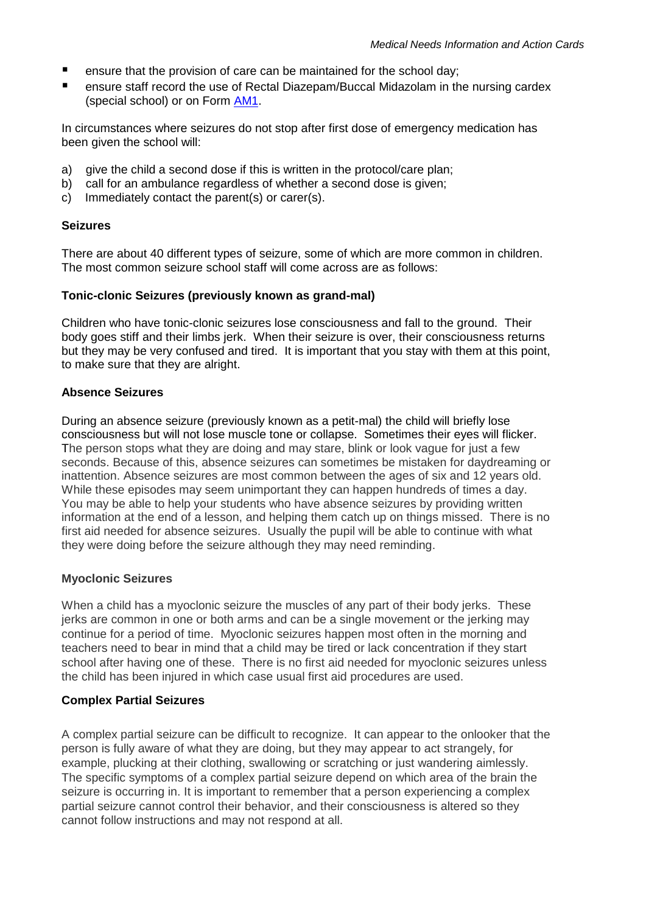- ensure that the provision of care can be maintained for the school day;
- ensure staff record the use of Rectal Diazepam/Buccal Midazolam in the nursing cardex (special school) or on Form AM1.

In circumstances where seizures do not stop after first dose of emergency medication has been given the school will:

a) give the child a second dose if this is written in the protocol/care plan;
b) call for an ambulance regardless of whether a second dose is given;
c) Immediately contact the parent(s) or carer(s).

**Seizures**

There are about 40 different types of seizure, some of which are more common in children. The most common seizure school staff will come across are as follows:

**Tonic-clonic Seizures (previously known as grand-mal)**

Children who have tonic-clonic seizures lose consciousness and fall to the ground. Their body goes stiff and their limbs jerk. When their seizure is over, their consciousness returns but they may be very confused and tired. It is important that you stay with them at this point, to make sure that they are alright.

**Absence Seizures**

During an absence seizure (previously known as a petit-mal) the child will briefly lose consciousness but will not lose muscle tone or collapse. Sometimes their eyes will flicker. The person stops what they are doing and may stare, blink or look vague for just a few seconds. Because of this, absence seizures can sometimes be mistaken for daydreaming or inattention. Absence seizures are most common between the ages of six and 12 years old. While these episodes may seem unimportant they can happen hundreds of times a day. You may be able to help your students who have absence seizures by providing written information at the end of a lesson, and helping them catch up on things missed. There is no first aid needed for absence seizures. Usually the pupil will be able to continue with what they were doing before the seizure although they may need reminding.

**Myoclonic Seizures**

When a child has a myoclonic seizure the muscles of any part of their body jerks. These jerks are common in one or both arms and can be a single movement or the jerking may continue for a period of time. Myoclonic seizures happen most often in the morning and teachers need to bear in mind that a child may be tired or lack concentration if they start school after having one of these. There is no first aid needed for myoclonic seizures unless the child has been injured in which case usual first aid procedures are used.

**Complex Partial Seizures**

A complex partial seizure can be difficult to recognize. It can appear to the onlooker that the person is fully aware of what they are doing, but they may appear to act strangely, for example, plucking at their clothing, swallowing or scratching or just wandering aimlessly. The specific symptoms of a complex partial seizure depend on which area of the brain the seizure is occurring in. It is important to remember that a person experiencing a complex partial seizure cannot control their behavior, and their consciousness is altered so they cannot follow instructions and may not respond at all.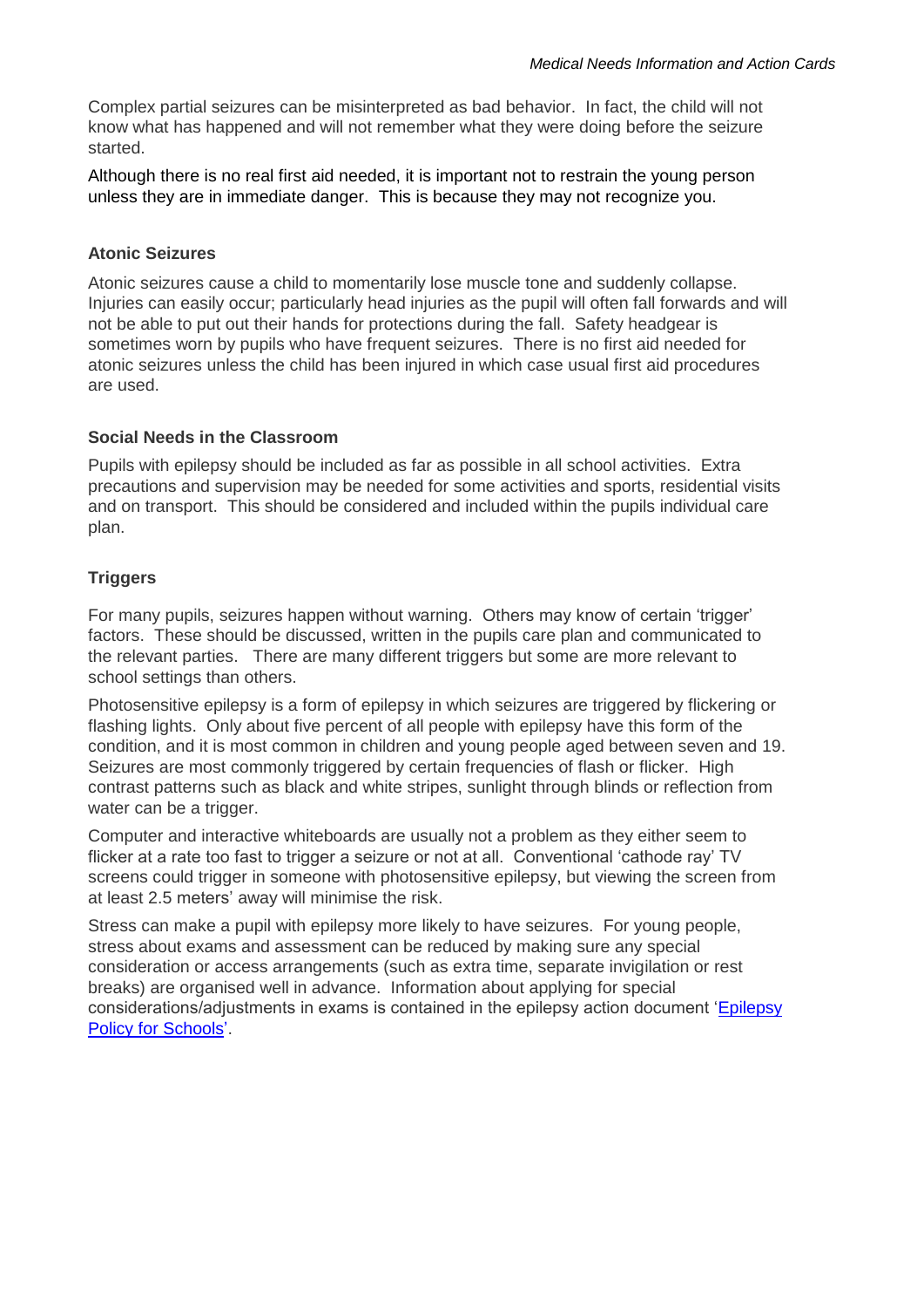Complex partial seizures can be misinterpreted as bad behavior. In fact, the child will not know what has happened and will not remember what they were doing before the seizure started.

Although there is no real first aid needed, it is important not to restrain the young person unless they are in immediate danger. This is because they may not recognize you.

### Atonic Seizures

Atonic seizures cause a child to momentarily lose muscle tone and suddenly collapse. Injuries can easily occur; particularly head injuries as the pupil will often fall forwards and will not be able to put out their hands for protections during the fall. Safety headgear is sometimes worn by pupils who have frequent seizures. There is no first aid needed for atonic seizures unless the child has been injured in which case usual first aid procedures are used.

### Social Needs in the Classroom

Pupils with epilepsy should be included as far as possible in all school activities. Extra precautions and supervision may be needed for some activities and sports, residential visits and on transport. This should be considered and included within the pupils individual care plan.

### Triggers

For many pupils, seizures happen without warning. Others may know of certain 'trigger' factors. These should be discussed, written in the pupils care plan and communicated to the relevant parties. There are many different triggers but some are more relevant to school settings than others.

Photosensitive epilepsy is a form of epilepsy in which seizures are triggered by flickering or flashing lights. Only about five percent of all people with epilepsy have this form of the condition, and it is most common in children and young people aged between seven and 19. Seizures are most commonly triggered by certain frequencies of flash or flicker. High contrast patterns such as black and white stripes, sunlight through blinds or reflection from water can be a trigger.

Computer and interactive whiteboards are usually not a problem as they either seem to flicker at a rate too fast to trigger a seizure or not at all. Conventional 'cathode ray' TV screens could trigger in someone with photosensitive epilepsy, but viewing the screen from at least 2.5 meters' away will minimise the risk.

Stress can make a pupil with epilepsy more likely to have seizures. For young people, stress about exams and assessment can be reduced by making sure any special consideration or access arrangements (such as extra time, separate invigilation or rest breaks) are organised well in advance. Information about applying for special considerations/adjustments in exams is contained in the epilepsy action document 'Epilepsy Policy for Schools'.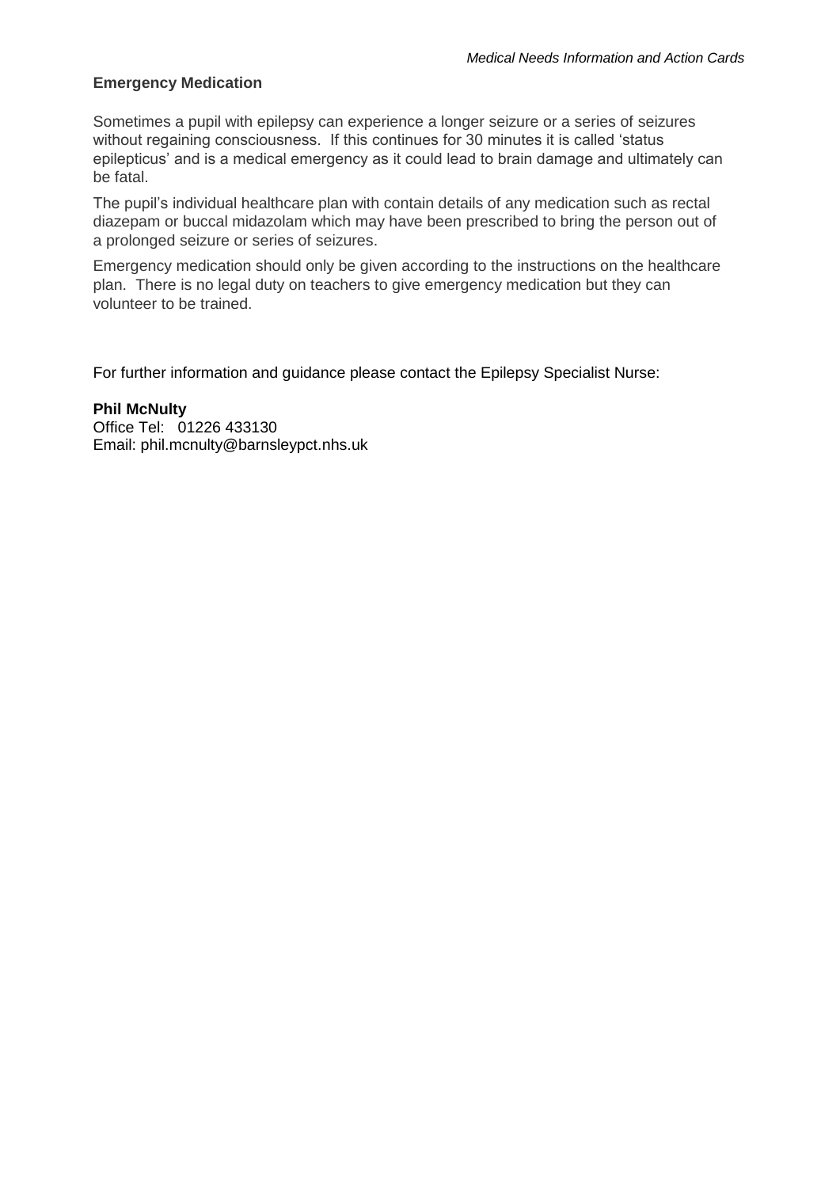## Emergency Medication

Sometimes a pupil with epilepsy can experience a longer seizure or a series of seizures without regaining consciousness. If this continues for 30 minutes it is called 'status epilepticus' and is a medical emergency as it could lead to brain damage and ultimately can be fatal.

The pupil's individual healthcare plan with contain details of any medication such as rectal diazepam or buccal midazolam which may have been prescribed to bring the person out of a prolonged seizure or series of seizures.

Emergency medication should only be given according to the instructions on the healthcare plan. There is no legal duty on teachers to give emergency medication but they can volunteer to be trained.

For further information and guidance please contact the Epilepsy Specialist Nurse:

**Phil McNulty**
Office Tel: 01226 433130
Email: phil.mcnulty@barnsleypct.nhs.uk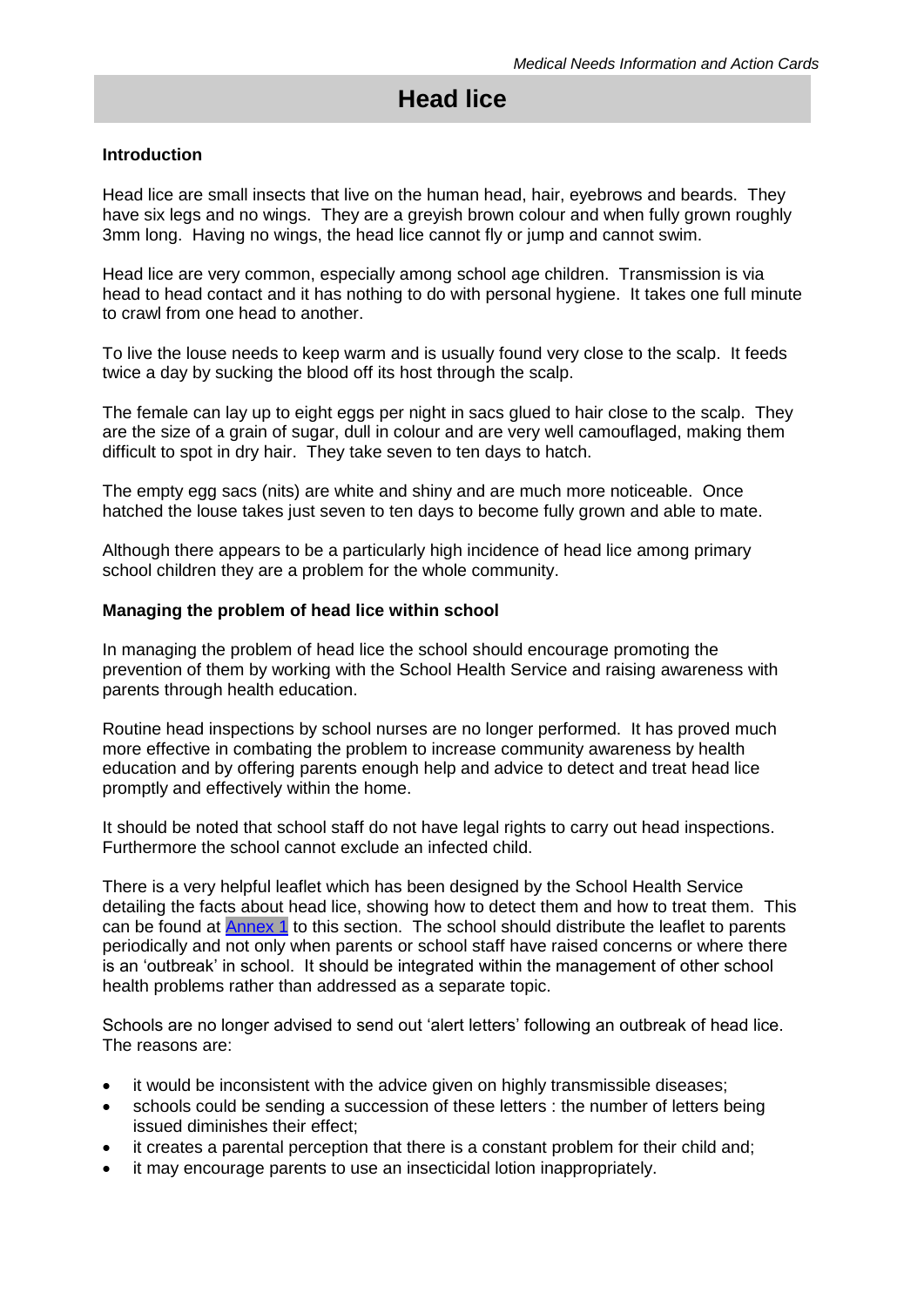# Head lice

**Introduction**

Head lice are small insects that live on the human head, hair, eyebrows and beards. They have six legs and no wings. They are a greyish brown colour and when fully grown roughly 3mm long. Having no wings, the head lice cannot fly or jump and cannot swim.

Head lice are very common, especially among school age children. Transmission is via head to head contact and it has nothing to do with personal hygiene. It takes one full minute to crawl from one head to another.

To live the louse needs to keep warm and is usually found very close to the scalp. It feeds twice a day by sucking the blood off its host through the scalp.

The female can lay up to eight eggs per night in sacs glued to hair close to the scalp. They are the size of a grain of sugar, dull in colour and are very well camouflaged, making them difficult to spot in dry hair. They take seven to ten days to hatch.

The empty egg sacs (nits) are white and shiny and are much more noticeable. Once hatched the louse takes just seven to ten days to become fully grown and able to mate.

Although there appears to be a particularly high incidence of head lice among primary school children they are a problem for the whole community.

**Managing the problem of head lice within school**

In managing the problem of head lice the school should encourage promoting the prevention of them by working with the School Health Service and raising awareness with parents through health education.

Routine head inspections by school nurses are no longer performed. It has proved much more effective in combating the problem to increase community awareness by health education and by offering parents enough help and advice to detect and treat head lice promptly and effectively within the home.

It should be noted that school staff do not have legal rights to carry out head inspections. Furthermore the school cannot exclude an infected child.

There is a very helpful leaflet which has been designed by the School Health Service detailing the facts about head lice, showing how to detect them and how to treat them. This can be found at Annex 1 to this section. The school should distribute the leaflet to parents periodically and not only when parents or school staff have raised concerns or where there is an 'outbreak' in school. It should be integrated within the management of other school health problems rather than addressed as a separate topic.

Schools are no longer advised to send out 'alert letters' following an outbreak of head lice. The reasons are:

- it would be inconsistent with the advice given on highly transmissible diseases;
- schools could be sending a succession of these letters : the number of letters being issued diminishes their effect;
- it creates a parental perception that there is a constant problem for their child and;
- it may encourage parents to use an insecticidal lotion inappropriately.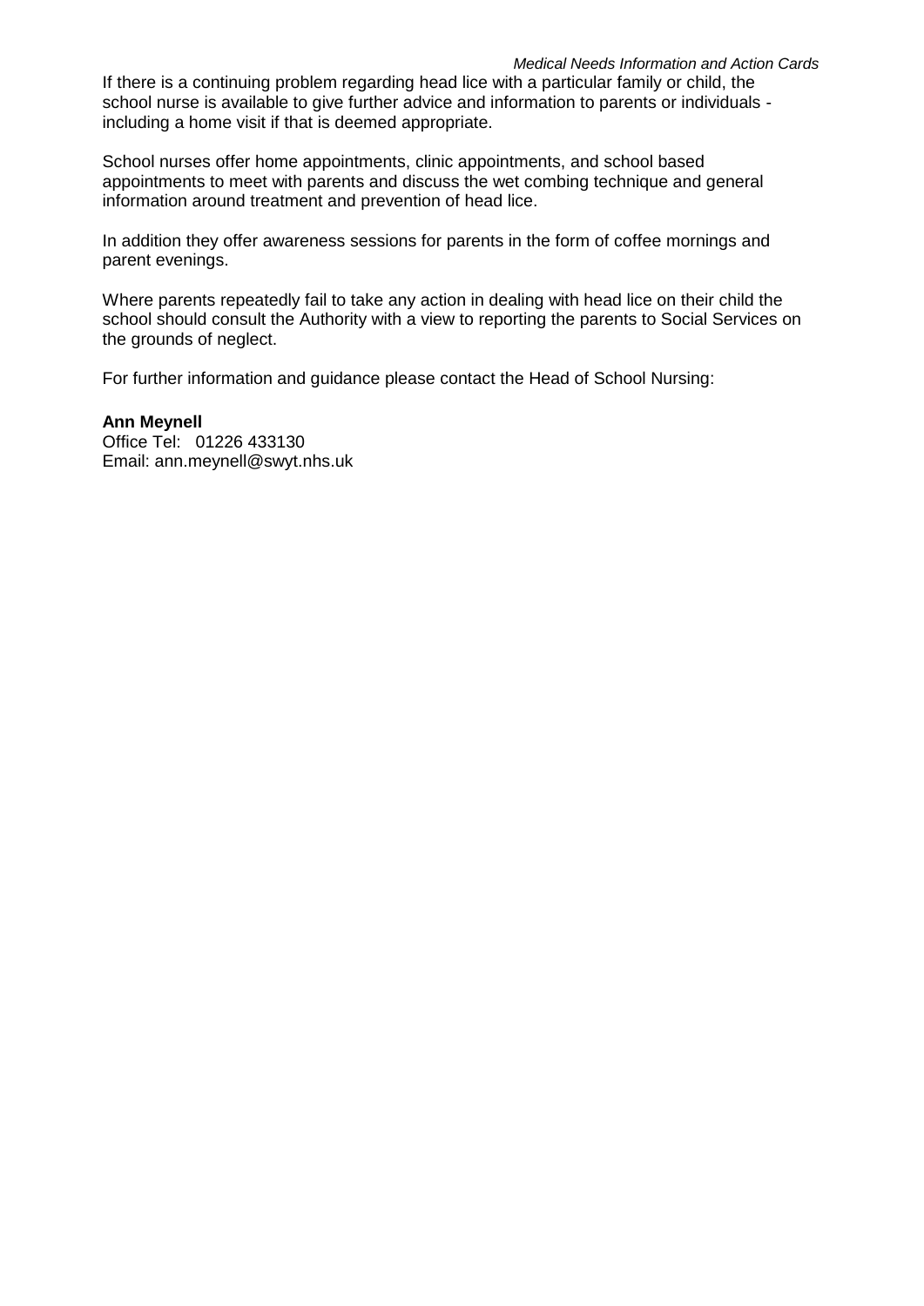If there is a continuing problem regarding head lice with a particular family or child, the school nurse is available to give further advice and information to parents or individuals - including a home visit if that is deemed appropriate.

School nurses offer home appointments, clinic appointments, and school based appointments to meet with parents and discuss the wet combing technique and general information around treatment and prevention of head lice.

In addition they offer awareness sessions for parents in the form of coffee mornings and parent evenings.

Where parents repeatedly fail to take any action in dealing with head lice on their child the school should consult the Authority with a view to reporting the parents to Social Services on the grounds of neglect.

For further information and guidance please contact the Head of School Nursing:

**Ann Meynell**
Office Tel: 01226 433130
Email: ann.meynell@swyt.nhs.uk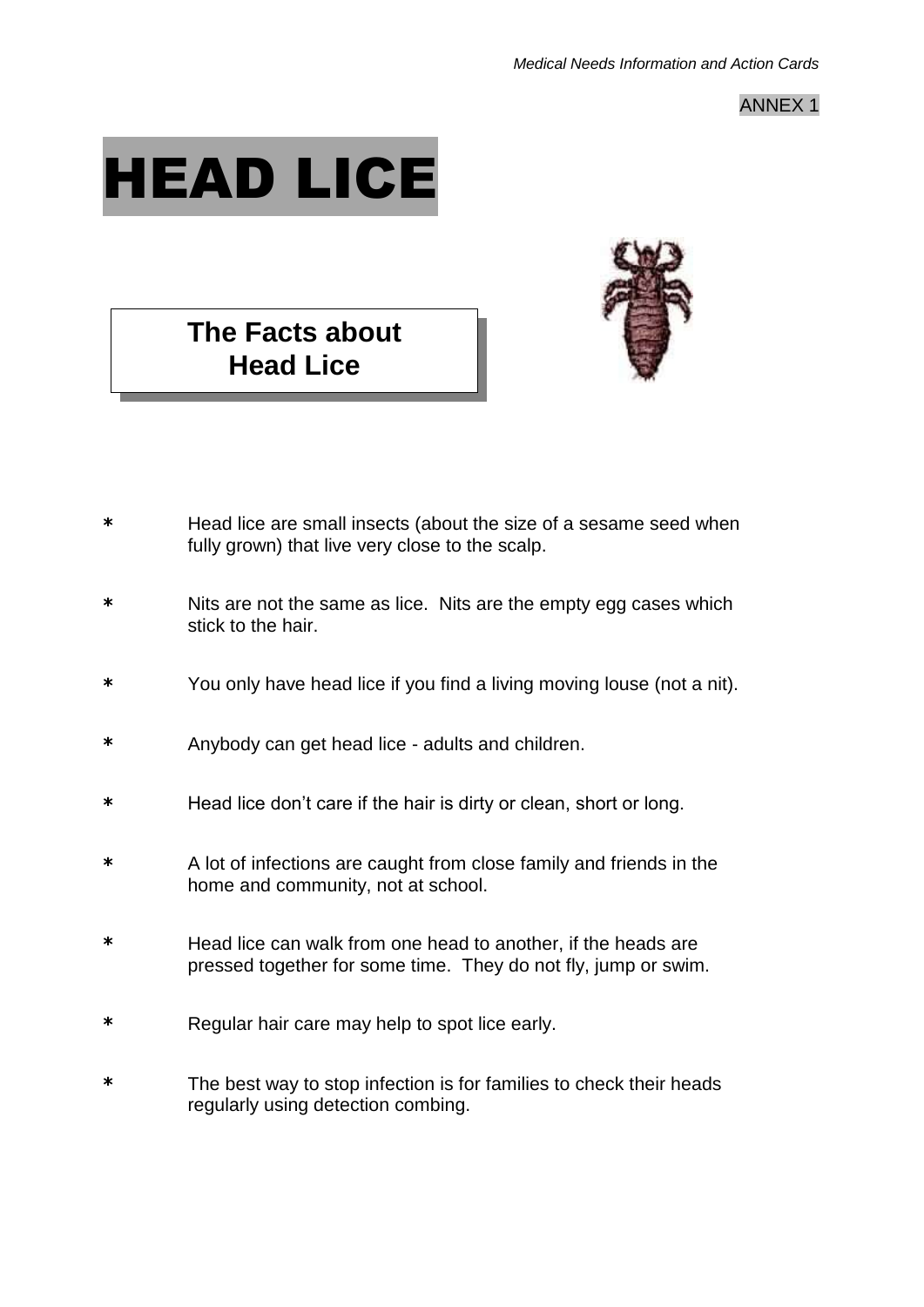ANNEX 1

# HEAD LICE

## The Facts about Head Lice

- Head lice are small insects (about the size of a sesame seed when fully grown) that live very close to the scalp.
- Nits are not the same as lice. Nits are the empty egg cases which stick to the hair.
- You only have head lice if you find a living moving louse (not a nit).
- Anybody can get head lice - adults and children.
- Head lice don't care if the hair is dirty or clean, short or long.
- A lot of infections are caught from close family and friends in the home and community, not at school.
- Head lice can walk from one head to another, if the heads are pressed together for some time. They do not fly, jump or swim.
- Regular hair care may help to spot lice early.
- The best way to stop infection is for families to check their heads regularly using detection combing.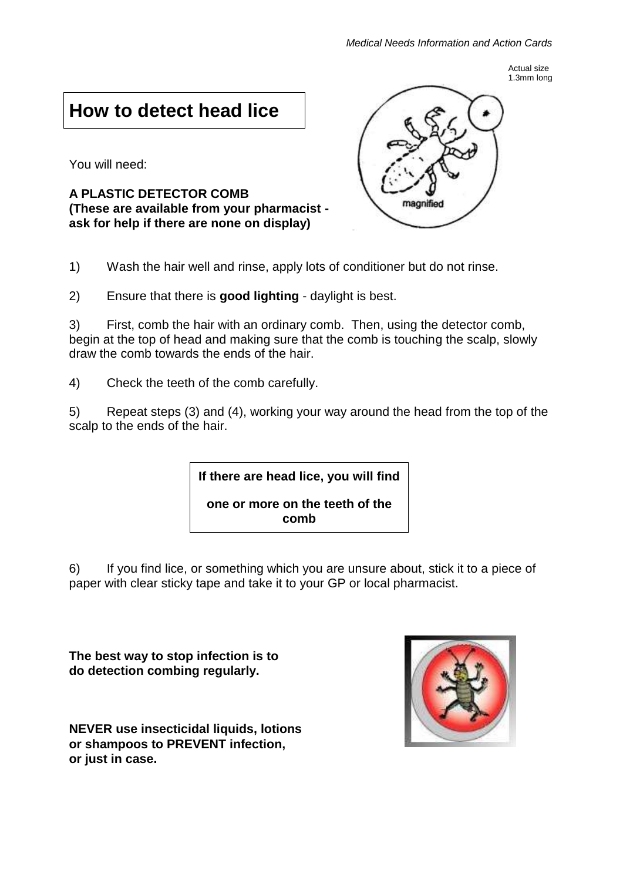# How to detect head lice

You will need:

**A PLASTIC DETECTOR COMB**
**(These are available from your pharmacist - ask for help if there are none on display)**

1) Wash the hair well and rinse, apply lots of conditioner but do not rinse.

2) Ensure that there is **good lighting** - daylight is best.

3) First, comb the hair with an ordinary comb. Then, using the detector comb, begin at the top of head and making sure that the comb is touching the scalp, slowly draw the comb towards the ends of the hair.

4) Check the teeth of the comb carefully.

5) Repeat steps (3) and (4), working your way around the head from the top of the scalp to the ends of the hair.

**If there are head lice, you will find one or more on the teeth of the comb**

6) If you find lice, or something which you are unsure about, stick it to a piece of paper with clear sticky tape and take it to your GP or local pharmacist.

**The best way to stop infection is to do detection combing regularly.**

**NEVER use insecticidal liquids, lotions or shampoos to PREVENT infection, or just in case.**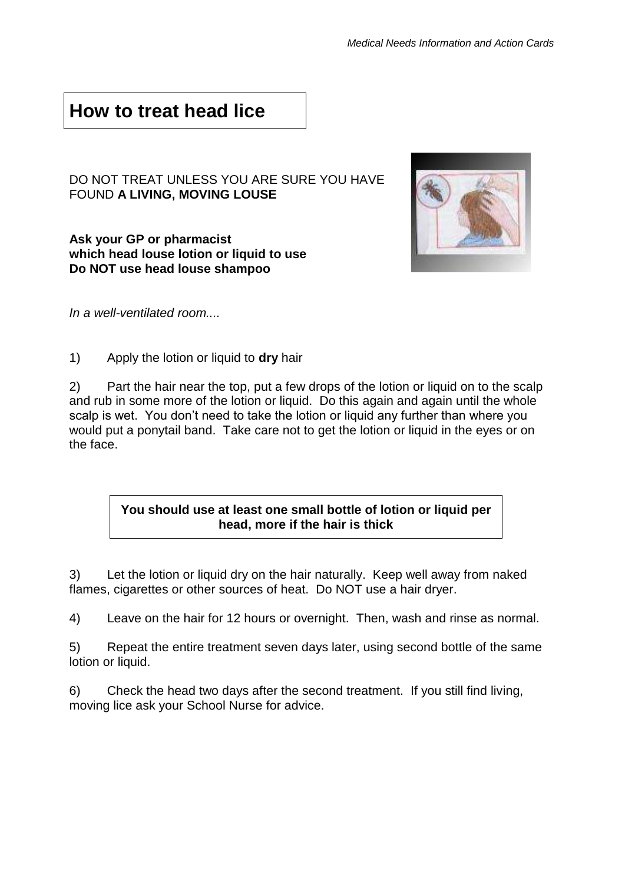# How to treat head lice

DO NOT TREAT UNLESS YOU ARE SURE YOU HAVE FOUND **A LIVING, MOVING LOUSE**

**Ask your GP or pharmacist which head louse lotion or liquid to use**
**Do NOT use head louse shampoo**

*In a well-ventilated room....*

1) Apply the lotion or liquid to **dry** hair

2) Part the hair near the top, put a few drops of the lotion or liquid on to the scalp and rub in some more of the lotion or liquid. Do this again and again until the whole scalp is wet. You don't need to take the lotion or liquid any further than where you would put a ponytail band. Take care not to get the lotion or liquid in the eyes or on the face.

**You should use at least one small bottle of lotion or liquid per head, more if the hair is thick**

3) Let the lotion or liquid dry on the hair naturally. Keep well away from naked flames, cigarettes or other sources of heat. Do NOT use a hair dryer.

4) Leave on the hair for 12 hours or overnight. Then, wash and rinse as normal.

5) Repeat the entire treatment seven days later, using second bottle of the same lotion or liquid.

6) Check the head two days after the second treatment. If you still find living, moving lice ask your School Nurse for advice.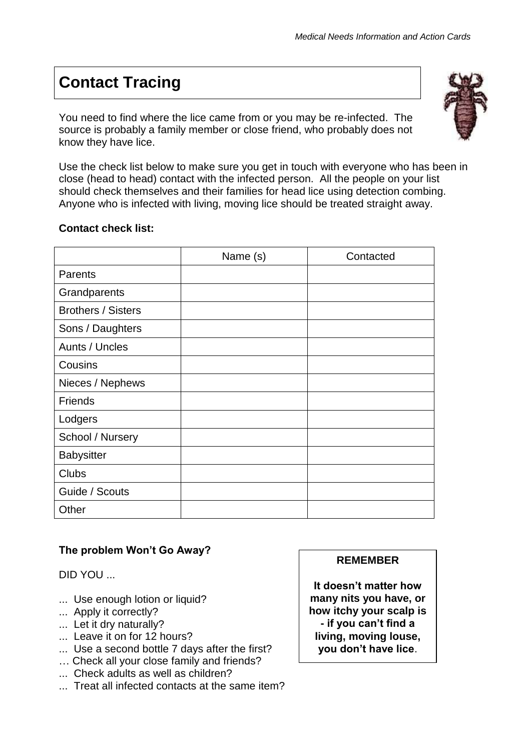# Contact Tracing

You need to find where the lice came from or you may be re-infected. The source is probably a family member or close friend, who probably does not know they have lice.

Use the check list below to make sure you get in touch with everyone who has been in close (head to head) contact with the infected person. All the people on your list should check themselves and their families for head lice using detection combing. Anyone who is infected with living, moving lice should be treated straight away.

**Contact check list:**

| | Name (s) | Contacted |
|---|---|---|
| Parents | | |
| Grandparents | | |
| Brothers / Sisters | | |
| Sons / Daughters | | |
| Aunts / Uncles | | |
| Cousins | | |
| Nieces / Nephews | | |
| Friends | | |
| Lodgers | | |
| School / Nursery | | |
| Babysitter | | |
| Clubs | | |
| Guide / Scouts | | |
| Other | | |

**The problem Won't Go Away?**

DID YOU ...

- ... Use enough lotion or liquid?
- ... Apply it correctly?
- ... Let it dry naturally?
- ... Leave it on for 12 hours?
- ... Use a second bottle 7 days after the first?
- … Check all your close family and friends?
- ... Check adults as well as children?
- ... Treat all infected contacts at the same item?

**REMEMBER**

**It doesn't matter how many nits you have, or how itchy your scalp is - if you can't find a living, moving louse, you don't have lice**.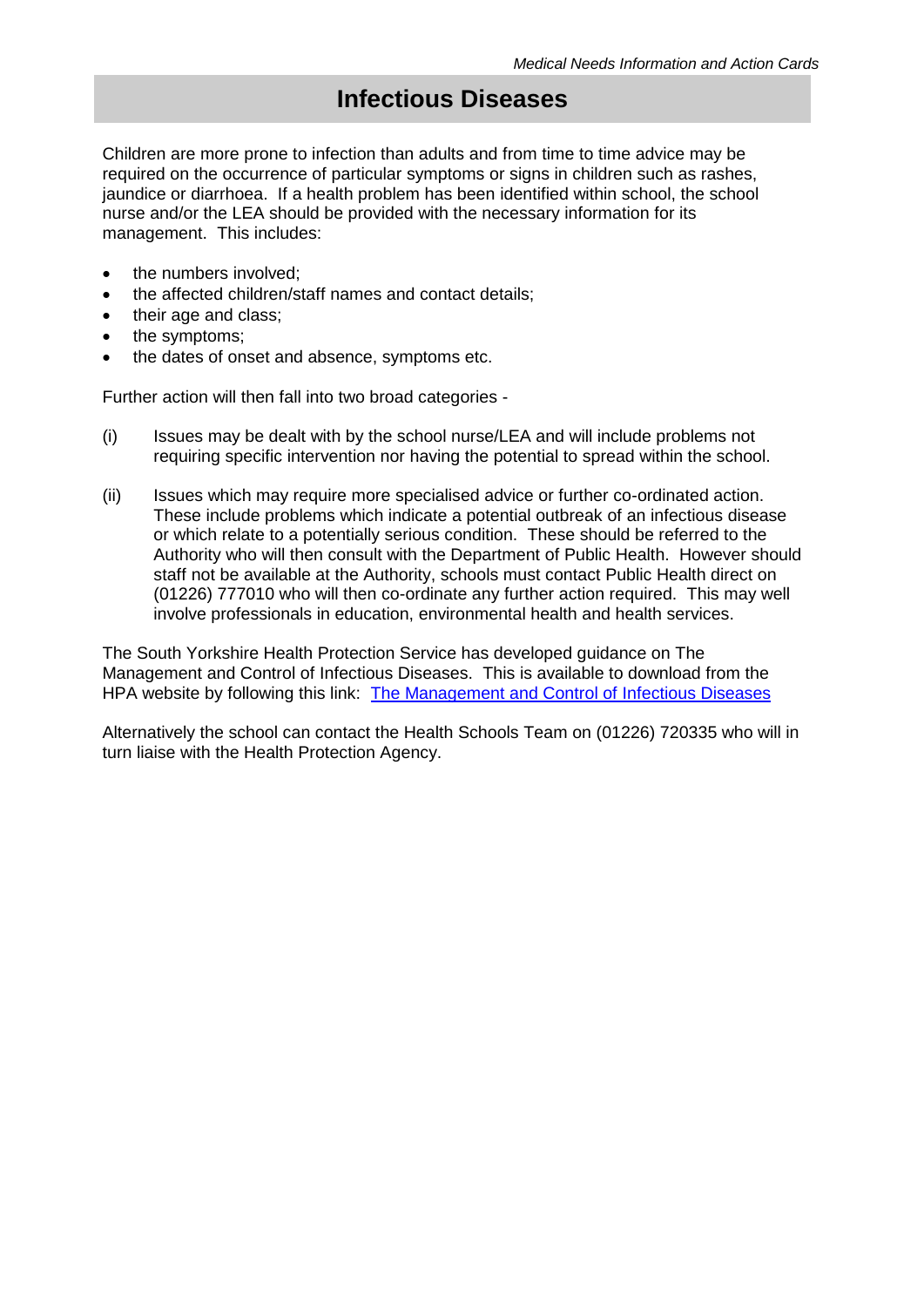# Infectious Diseases

Children are more prone to infection than adults and from time to time advice may be required on the occurrence of particular symptoms or signs in children such as rashes, jaundice or diarrhoea. If a health problem has been identified within school, the school nurse and/or the LEA should be provided with the necessary information for its management. This includes:

- the numbers involved;
- the affected children/staff names and contact details;
- their age and class;
- the symptoms;
- the dates of onset and absence, symptoms etc.

Further action will then fall into two broad categories -

(i) Issues may be dealt with by the school nurse/LEA and will include problems not requiring specific intervention nor having the potential to spread within the school.

(ii) Issues which may require more specialised advice or further co-ordinated action. These include problems which indicate a potential outbreak of an infectious disease or which relate to a potentially serious condition. These should be referred to the Authority who will then consult with the Department of Public Health. However should staff not be available at the Authority, schools must contact Public Health direct on (01226) 777010 who will then co-ordinate any further action required. This may well involve professionals in education, environmental health and health services.

The South Yorkshire Health Protection Service has developed guidance on The Management and Control of Infectious Diseases. This is available to download from the HPA website by following this link: The Management and Control of Infectious Diseases

Alternatively the school can contact the Health Schools Team on (01226) 720335 who will in turn liaise with the Health Protection Agency.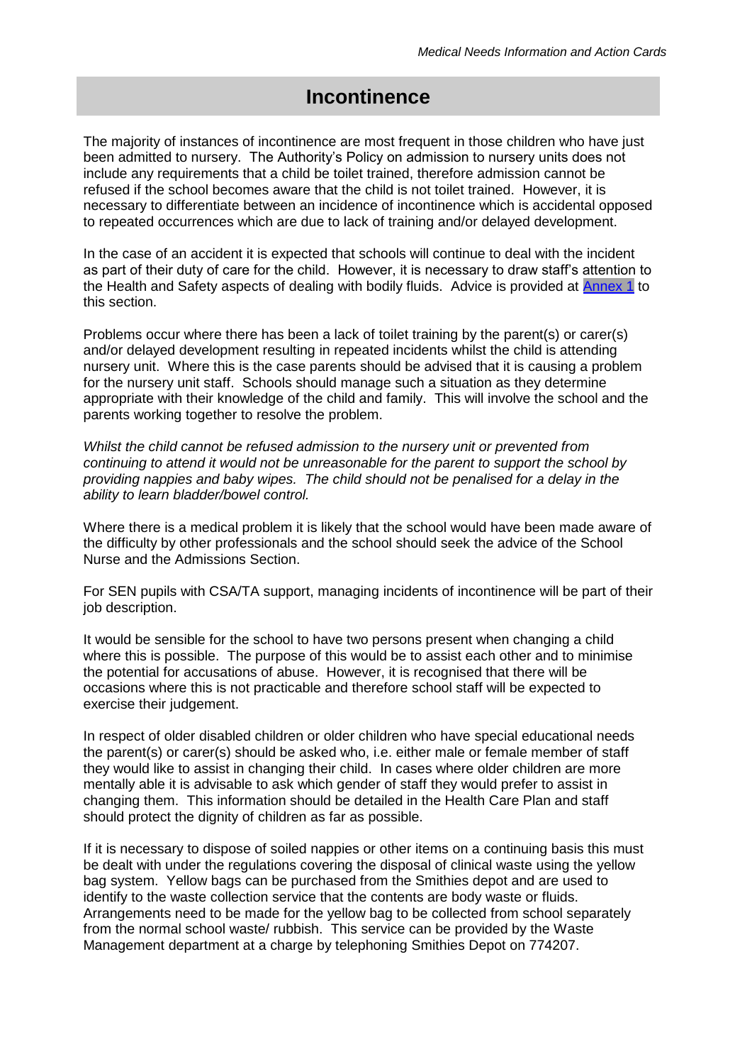# Incontinence

The majority of instances of incontinence are most frequent in those children who have just been admitted to nursery. The Authority's Policy on admission to nursery units does not include any requirements that a child be toilet trained, therefore admission cannot be refused if the school becomes aware that the child is not toilet trained. However, it is necessary to differentiate between an incidence of incontinence which is accidental opposed to repeated occurrences which are due to lack of training and/or delayed development.

In the case of an accident it is expected that schools will continue to deal with the incident as part of their duty of care for the child. However, it is necessary to draw staff's attention to the Health and Safety aspects of dealing with bodily fluids. Advice is provided at Annex 1 to this section.

Problems occur where there has been a lack of toilet training by the parent(s) or carer(s) and/or delayed development resulting in repeated incidents whilst the child is attending nursery unit. Where this is the case parents should be advised that it is causing a problem for the nursery unit staff. Schools should manage such a situation as they determine appropriate with their knowledge of the child and family. This will involve the school and the parents working together to resolve the problem.

*Whilst the child cannot be refused admission to the nursery unit or prevented from continuing to attend it would not be unreasonable for the parent to support the school by providing nappies and baby wipes. The child should not be penalised for a delay in the ability to learn bladder/bowel control.*

Where there is a medical problem it is likely that the school would have been made aware of the difficulty by other professionals and the school should seek the advice of the School Nurse and the Admissions Section.

For SEN pupils with CSA/TA support, managing incidents of incontinence will be part of their job description.

It would be sensible for the school to have two persons present when changing a child where this is possible. The purpose of this would be to assist each other and to minimise the potential for accusations of abuse. However, it is recognised that there will be occasions where this is not practicable and therefore school staff will be expected to exercise their judgement.

In respect of older disabled children or older children who have special educational needs the parent(s) or carer(s) should be asked who, i.e. either male or female member of staff they would like to assist in changing their child. In cases where older children are more mentally able it is advisable to ask which gender of staff they would prefer to assist in changing them. This information should be detailed in the Health Care Plan and staff should protect the dignity of children as far as possible.

If it is necessary to dispose of soiled nappies or other items on a continuing basis this must be dealt with under the regulations covering the disposal of clinical waste using the yellow bag system. Yellow bags can be purchased from the Smithies depot and are used to identify to the waste collection service that the contents are body waste or fluids. Arrangements need to be made for the yellow bag to be collected from school separately from the normal school waste/ rubbish. This service can be provided by the Waste Management department at a charge by telephoning Smithies Depot on 774207.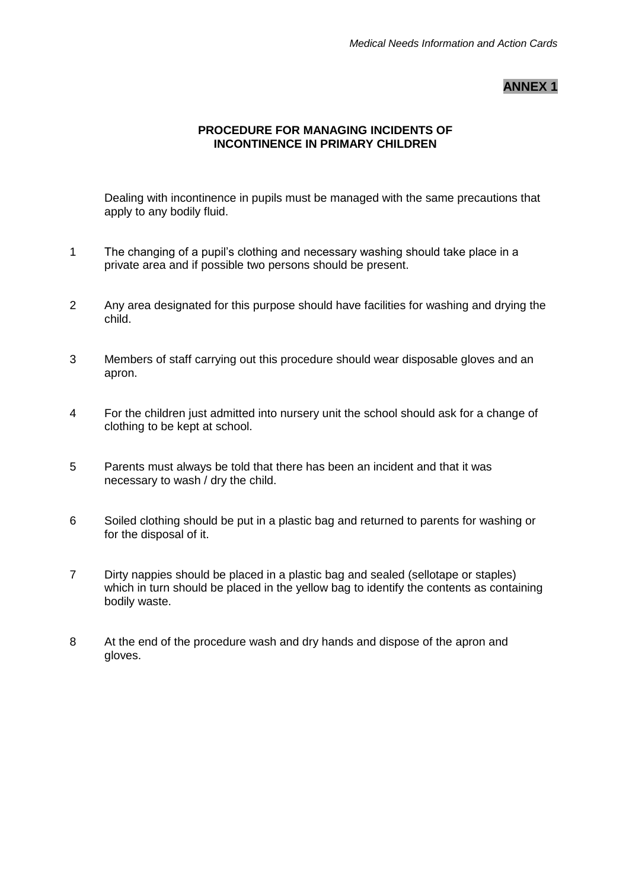**ANNEX 1**

## PROCEDURE FOR MANAGING INCIDENTS OF INCONTINENCE IN PRIMARY CHILDREN

Dealing with incontinence in pupils must be managed with the same precautions that apply to any bodily fluid.

1. The changing of a pupil's clothing and necessary washing should take place in a private area and if possible two persons should be present.

2. Any area designated for this purpose should have facilities for washing and drying the child.

3. Members of staff carrying out this procedure should wear disposable gloves and an apron.

4. For the children just admitted into nursery unit the school should ask for a change of clothing to be kept at school.

5. Parents must always be told that there has been an incident and that it was necessary to wash / dry the child.

6. Soiled clothing should be put in a plastic bag and returned to parents for washing or for the disposal of it.

7. Dirty nappies should be placed in a plastic bag and sealed (sellotape or staples) which in turn should be placed in the yellow bag to identify the contents as containing bodily waste.

8. At the end of the procedure wash and dry hands and dispose of the apron and gloves.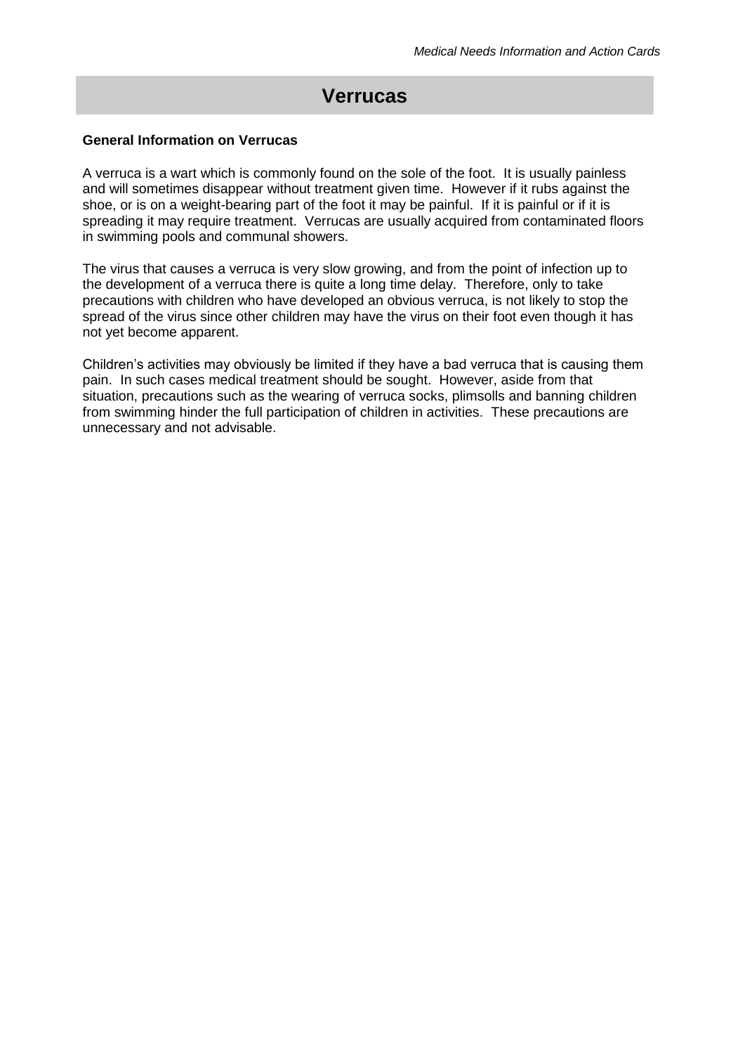# Verrucas

**General Information on Verrucas**

A verruca is a wart which is commonly found on the sole of the foot. It is usually painless and will sometimes disappear without treatment given time. However if it rubs against the shoe, or is on a weight-bearing part of the foot it may be painful. If it is painful or if it is spreading it may require treatment. Verrucas are usually acquired from contaminated floors in swimming pools and communal showers.

The virus that causes a verruca is very slow growing, and from the point of infection up to the development of a verruca there is quite a long time delay. Therefore, only to take precautions with children who have developed an obvious verruca, is not likely to stop the spread of the virus since other children may have the virus on their foot even though it has not yet become apparent.

Children's activities may obviously be limited if they have a bad verruca that is causing them pain. In such cases medical treatment should be sought. However, aside from that situation, precautions such as the wearing of verruca socks, plimsolls and banning children from swimming hinder the full participation of children in activities. These precautions are unnecessary and not advisable.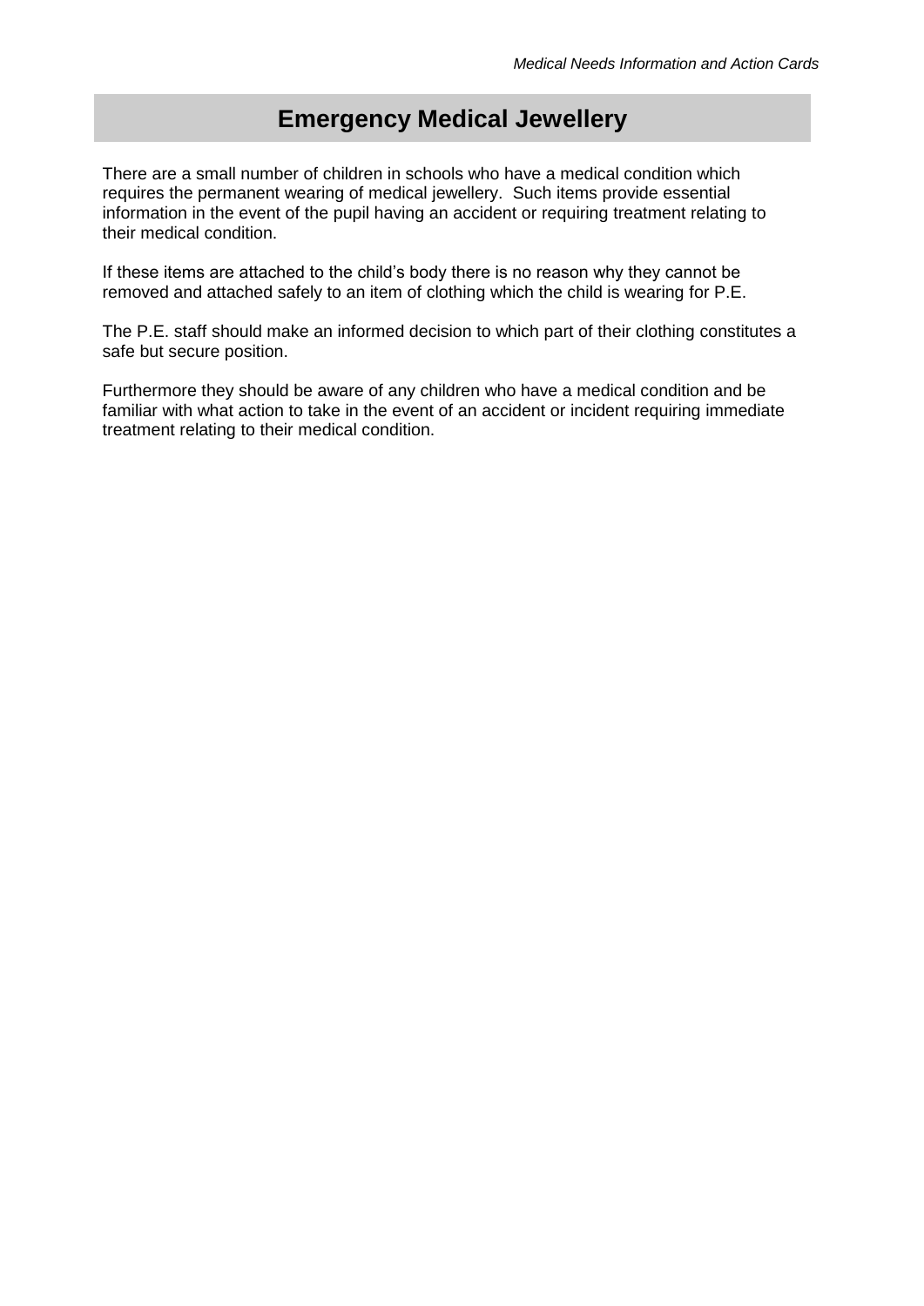# Emergency Medical Jewellery

There are a small number of children in schools who have a medical condition which requires the permanent wearing of medical jewellery. Such items provide essential information in the event of the pupil having an accident or requiring treatment relating to their medical condition.

If these items are attached to the child's body there is no reason why they cannot be removed and attached safely to an item of clothing which the child is wearing for P.E.

The P.E. staff should make an informed decision to which part of their clothing constitutes a safe but secure position.

Furthermore they should be aware of any children who have a medical condition and be familiar with what action to take in the event of an accident or incident requiring immediate treatment relating to their medical condition.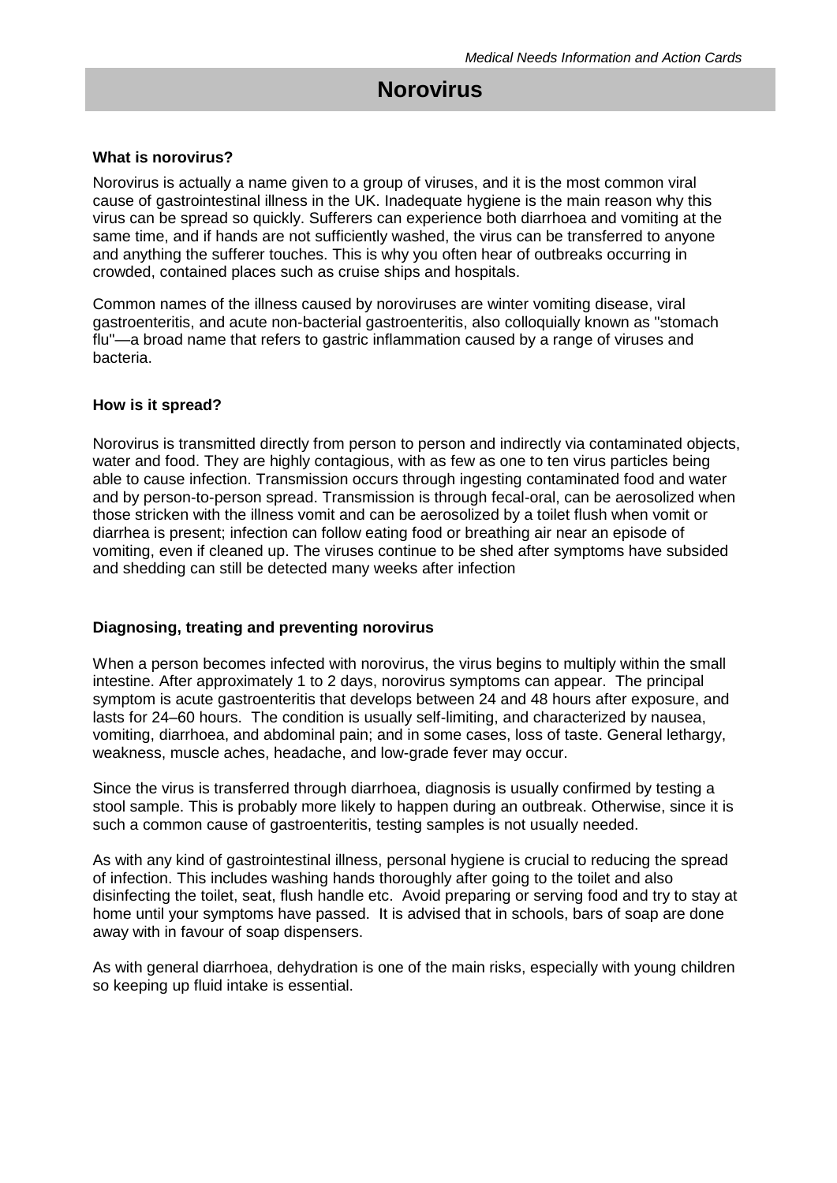# Norovirus

**What is norovirus?**

Norovirus is actually a name given to a group of viruses, and it is the most common viral cause of gastrointestinal illness in the UK. Inadequate hygiene is the main reason why this virus can be spread so quickly. Sufferers can experience both diarrhoea and vomiting at the same time, and if hands are not sufficiently washed, the virus can be transferred to anyone and anything the sufferer touches. This is why you often hear of outbreaks occurring in crowded, contained places such as cruise ships and hospitals.

Common names of the illness caused by noroviruses are winter vomiting disease, viral gastroenteritis, and acute non-bacterial gastroenteritis, also colloquially known as "stomach flu"—a broad name that refers to gastric inflammation caused by a range of viruses and bacteria.

**How is it spread?**

Norovirus is transmitted directly from person to person and indirectly via contaminated objects, water and food. They are highly contagious, with as few as one to ten virus particles being able to cause infection. Transmission occurs through ingesting contaminated food and water and by person-to-person spread. Transmission is through fecal-oral, can be aerosolized when those stricken with the illness vomit and can be aerosolized by a toilet flush when vomit or diarrhea is present; infection can follow eating food or breathing air near an episode of vomiting, even if cleaned up. The viruses continue to be shed after symptoms have subsided and shedding can still be detected many weeks after infection

**Diagnosing, treating and preventing norovirus**

When a person becomes infected with norovirus, the virus begins to multiply within the small intestine. After approximately 1 to 2 days, norovirus symptoms can appear. The principal symptom is acute gastroenteritis that develops between 24 and 48 hours after exposure, and lasts for 24–60 hours. The condition is usually self-limiting, and characterized by nausea, vomiting, diarrhoea, and abdominal pain; and in some cases, loss of taste. General lethargy, weakness, muscle aches, headache, and low-grade fever may occur.

Since the virus is transferred through diarrhoea, diagnosis is usually confirmed by testing a stool sample. This is probably more likely to happen during an outbreak. Otherwise, since it is such a common cause of gastroenteritis, testing samples is not usually needed.

As with any kind of gastrointestinal illness, personal hygiene is crucial to reducing the spread of infection. This includes washing hands thoroughly after going to the toilet and also disinfecting the toilet, seat, flush handle etc. Avoid preparing or serving food and try to stay at home until your symptoms have passed. It is advised that in schools, bars of soap are done away with in favour of soap dispensers.

As with general diarrhoea, dehydration is one of the main risks, especially with young children so keeping up fluid intake is essential.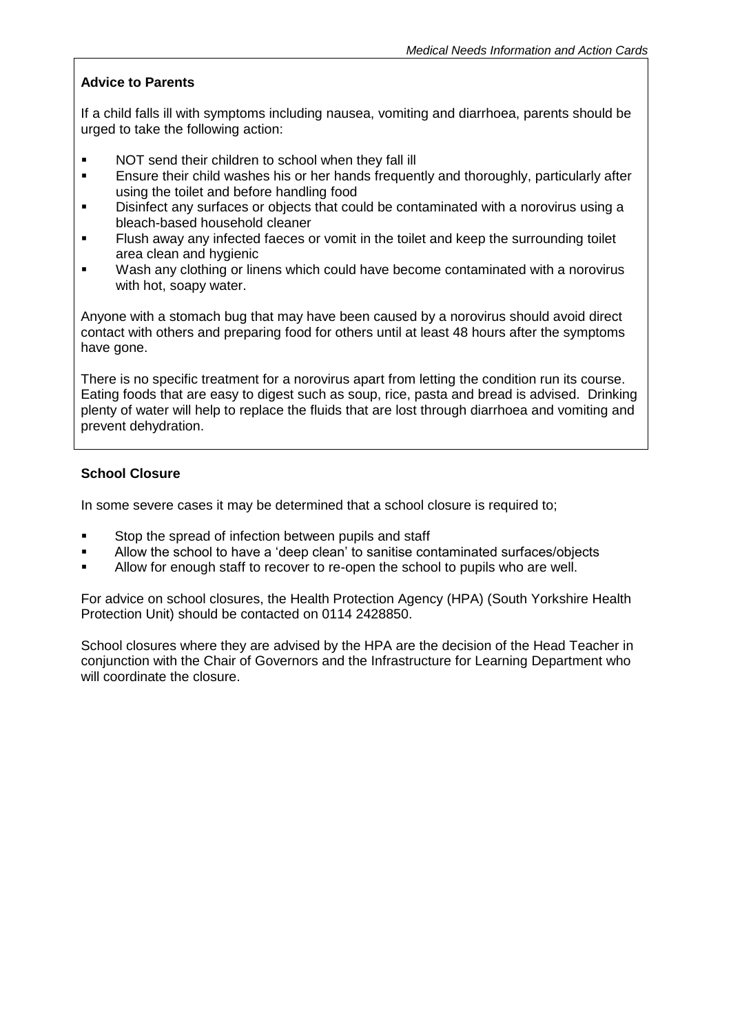### Advice to Parents

If a child falls ill with symptoms including nausea, vomiting and diarrhoea, parents should be urged to take the following action:

- NOT send their children to school when they fall ill
- Ensure their child washes his or her hands frequently and thoroughly, particularly after using the toilet and before handling food
- Disinfect any surfaces or objects that could be contaminated with a norovirus using a bleach-based household cleaner
- Flush away any infected faeces or vomit in the toilet and keep the surrounding toilet area clean and hygienic
- Wash any clothing or linens which could have become contaminated with a norovirus with hot, soapy water.

Anyone with a stomach bug that may have been caused by a norovirus should avoid direct contact with others and preparing food for others until at least 48 hours after the symptoms have gone.

There is no specific treatment for a norovirus apart from letting the condition run its course. Eating foods that are easy to digest such as soup, rice, pasta and bread is advised. Drinking plenty of water will help to replace the fluids that are lost through diarrhoea and vomiting and prevent dehydration.

### School Closure

In some severe cases it may be determined that a school closure is required to;

- Stop the spread of infection between pupils and staff
- Allow the school to have a 'deep clean' to sanitise contaminated surfaces/objects
- Allow for enough staff to recover to re-open the school to pupils who are well.

For advice on school closures, the Health Protection Agency (HPA) (South Yorkshire Health Protection Unit) should be contacted on 0114 2428850.

School closures where they are advised by the HPA are the decision of the Head Teacher in conjunction with the Chair of Governors and the Infrastructure for Learning Department who will coordinate the closure.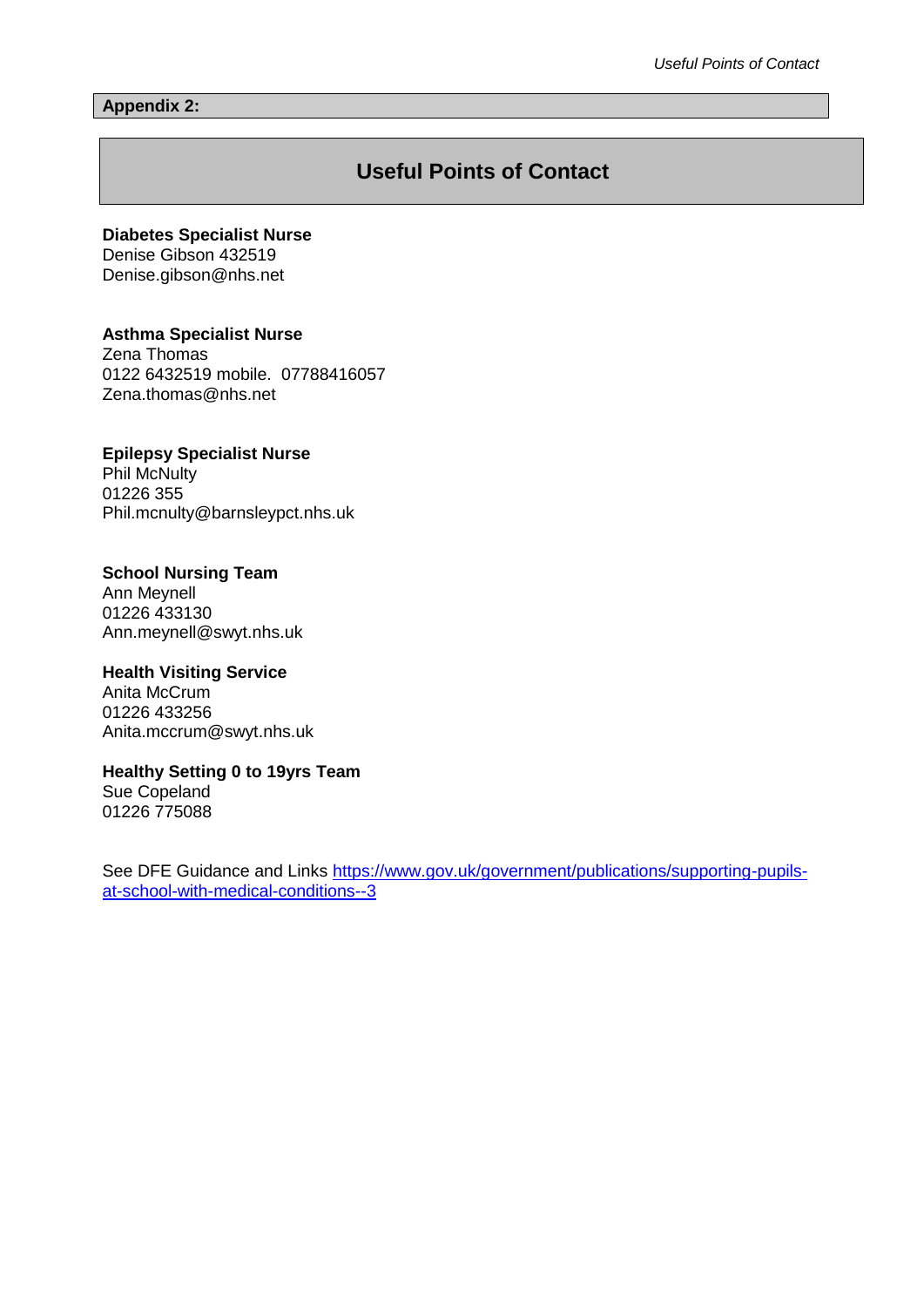**Appendix 2:**

## Useful Points of Contact

**Diabetes Specialist Nurse**
Denise Gibson 432519
Denise.gibson@nhs.net

**Asthma Specialist Nurse**
Zena Thomas
0122 6432519 mobile. 07788416057
Zena.thomas@nhs.net

**Epilepsy Specialist Nurse**
Phil McNulty
01226 355
Phil.mcnulty@barnsleypct.nhs.uk

**School Nursing Team**
Ann Meynell
01226 433130
Ann.meynell@swyt.nhs.uk

**Health Visiting Service**
Anita McCrum
01226 433256
Anita.mccrum@swyt.nhs.uk

**Healthy Setting 0 to 19yrs Team**
Sue Copeland
01226 775088

See DFE Guidance and Links [https://www.gov.uk/government/publications/supporting-pupils-at-school-with-medical-conditions--3](https://www.gov.uk/government/publications/supporting-pupils-at-school-with-medical-conditions--3)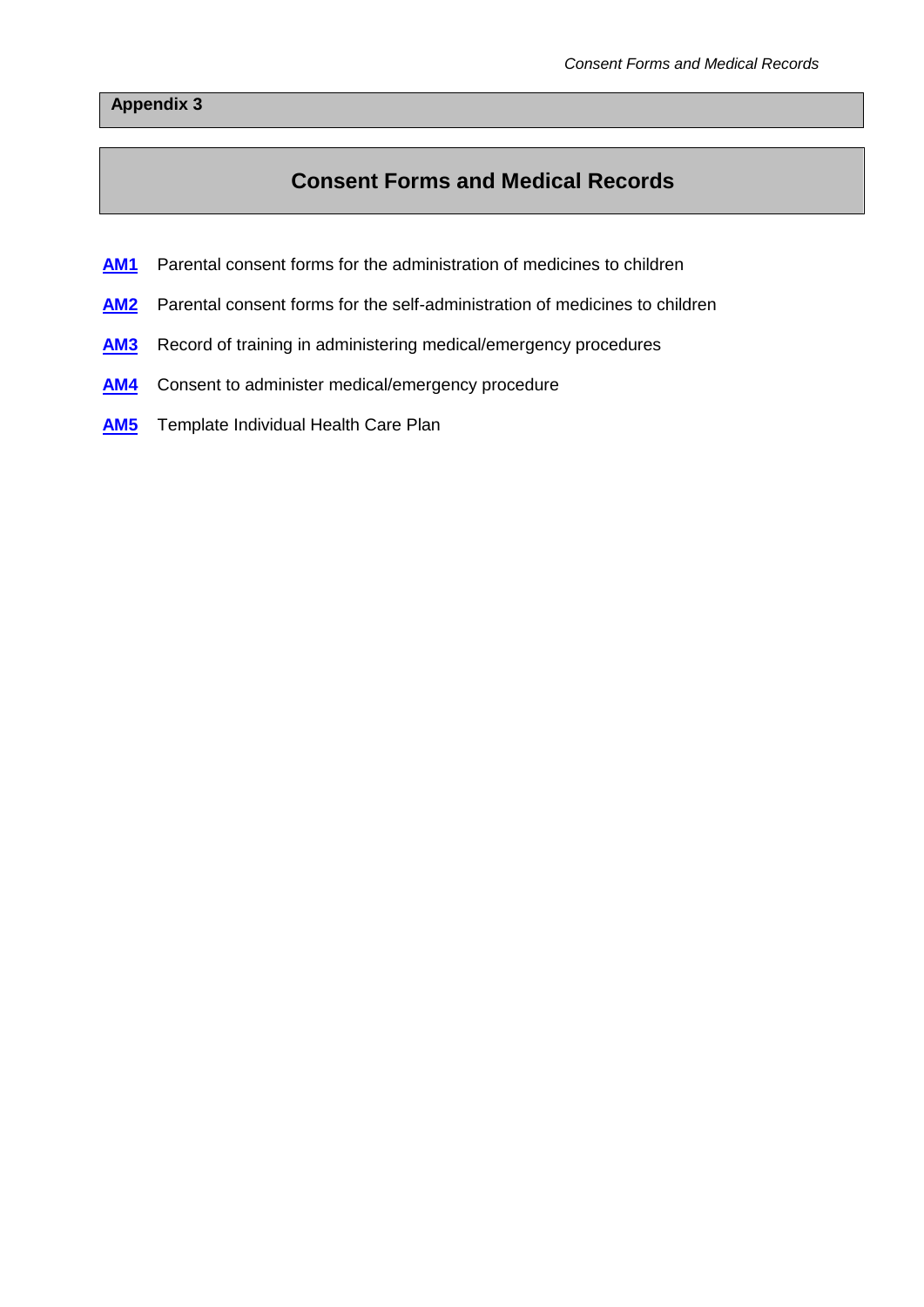**Appendix 3**

# Consent Forms and Medical Records

**AM1** Parental consent forms for the administration of medicines to children

**AM2** Parental consent forms for the self-administration of medicines to children

**AM3** Record of training in administering medical/emergency procedures

**AM4** Consent to administer medical/emergency procedure

**AM5** Template Individual Health Care Plan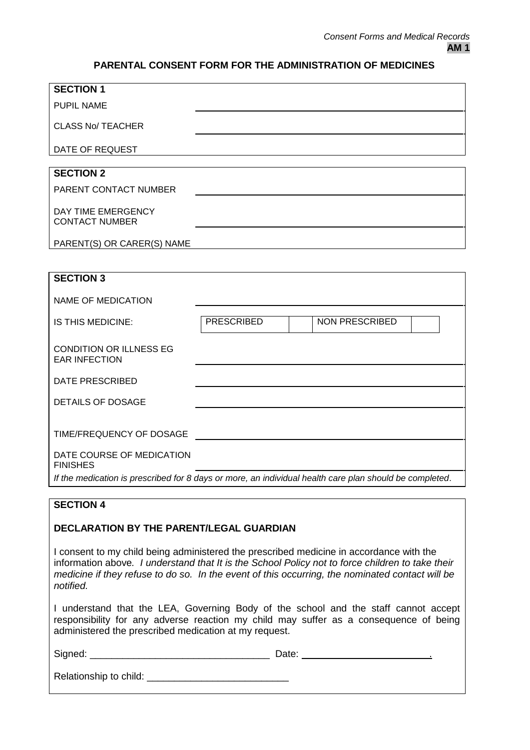*Consent Forms and Medical Records*

**AM 1**

## PARENTAL CONSENT FORM FOR THE ADMINISTRATION OF MEDICINES

**SECTION 1**

| | |
|---|---|
| PUPIL NAME | |
| CLASS No/ TEACHER | |
| DATE OF REQUEST | |

**SECTION 2**

| | |
|---|---|
| PARENT CONTACT NUMBER | |
| DAY TIME EMERGENCY CONTACT NUMBER | |
| PARENT(S) OR CARER(S) NAME | |

**SECTION 3**

| | | | | |
|---|---|---|---|---|
| NAME OF MEDICATION | | | | |
| IS THIS MEDICINE: | PRESCRIBED | | NON PRESCRIBED | |
| CONDITION OR ILLNESS EG EAR INFECTION | | | | |
| DATE PRESCRIBED | | | | |
| DETAILS OF DOSAGE | | | | |
| TIME/FREQUENCY OF DOSAGE | | | | |
| DATE COURSE OF MEDICATION FINISHES | | | | |

*If the medication is prescribed for 8 days or more, an individual health care plan should be completed*.

**SECTION 4**

**DECLARATION BY THE PARENT/LEGAL GUARDIAN**

I consent to my child being administered the prescribed medicine in accordance with the information above. *I understand that It is the School Policy not to force children to take their medicine if they refuse to do so. In the event of this occurring, the nominated contact will be notified.*

I understand that the LEA, Governing Body of the school and the staff cannot accept responsibility for any adverse reaction my child may suffer as a consequence of being administered the prescribed medication at my request.

Signed: _________________________________ Date: ________________________.

Relationship to child: __________________________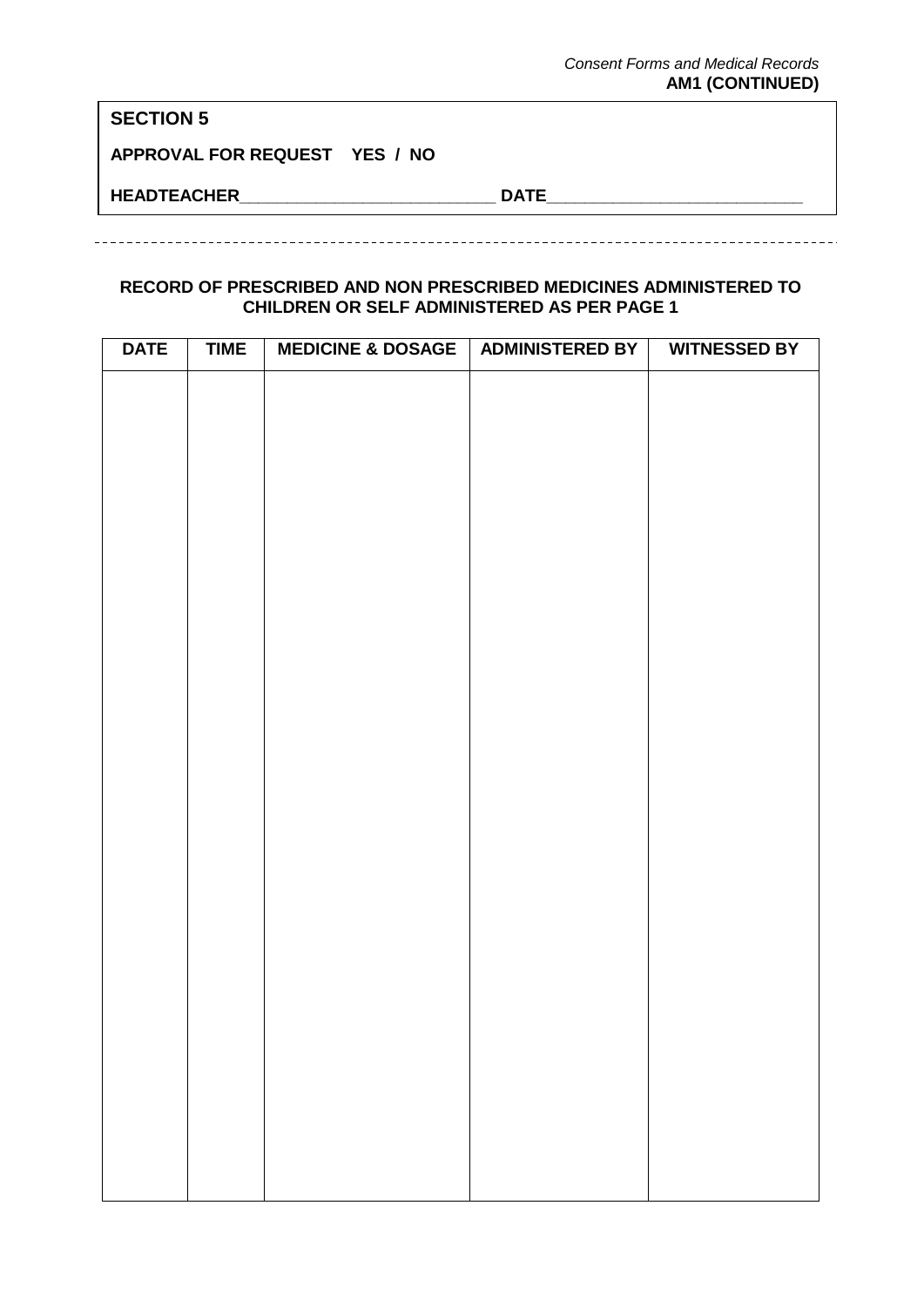*Consent Forms and Medical Records*
**AM1 (CONTINUED)**

**SECTION 5**

**APPROVAL FOR REQUEST YES / NO**

**HEADTEACHER**___________________________ **DATE**___________________________

---

**RECORD OF PRESCRIBED AND NON PRESCRIBED MEDICINES ADMINISTERED TO CHILDREN OR SELF ADMINISTERED AS PER PAGE 1**

| DATE | TIME | MEDICINE & DOSAGE | ADMINISTERED BY | WITNESSED BY |
|---|---|---|---|---|
| | | | | |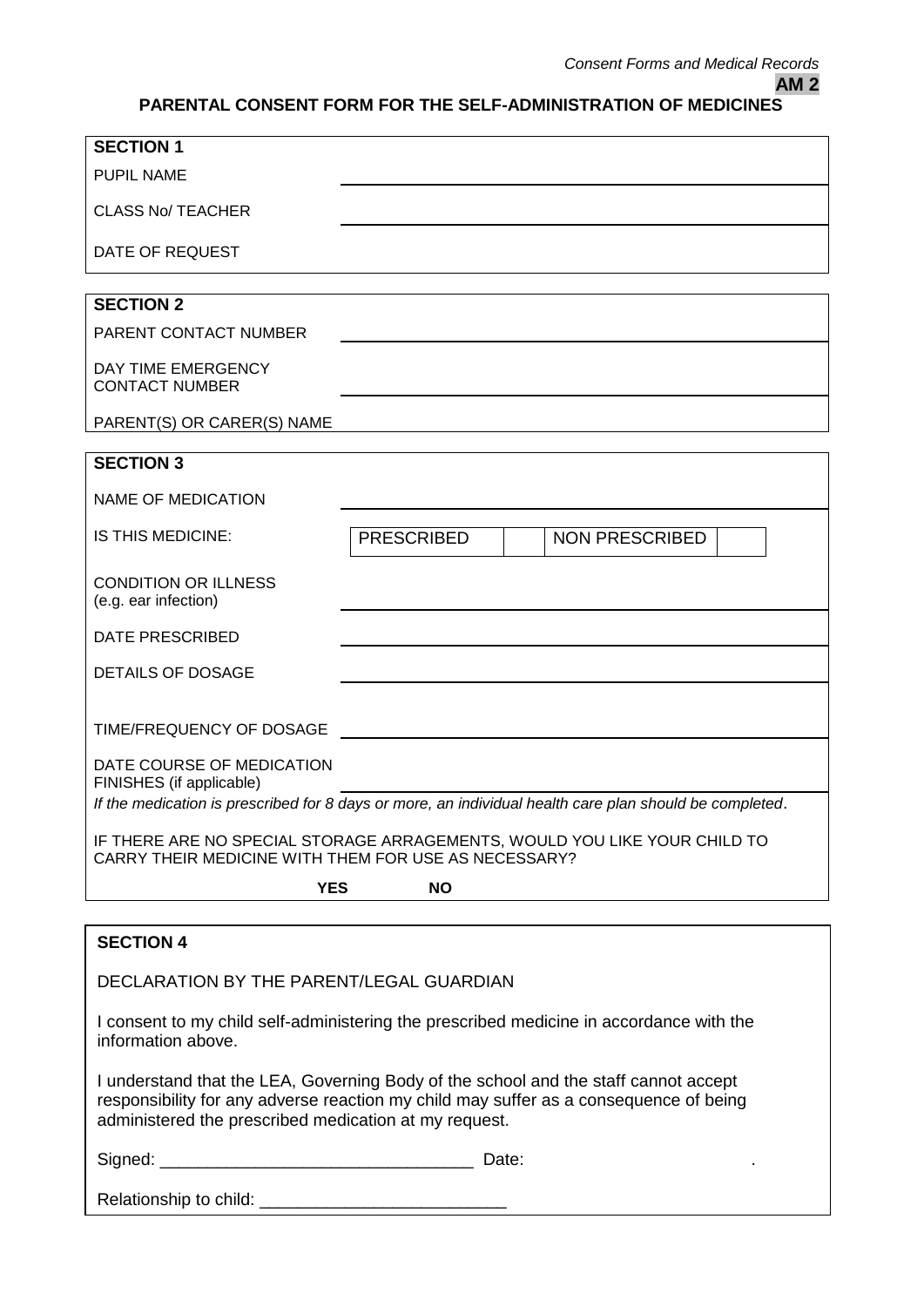**AM 2**

# PARENTAL CONSENT FORM FOR THE SELF-ADMINISTRATION OF MEDICINES

## SECTION 1

| | |
|---|---|
| PUPIL NAME | |
| CLASS No/ TEACHER | |
| DATE OF REQUEST | |

## SECTION 2

| | |
|---|---|
| PARENT CONTACT NUMBER | |
| DAY TIME EMERGENCY CONTACT NUMBER | |
| PARENT(S) OR CARER(S) NAME | |

## SECTION 3

| | | | | |
|---|---|---|---|---|
| NAME OF MEDICATION | | | | |
| IS THIS MEDICINE: | PRESCRIBED | | NON PRESCRIBED | |
| CONDITION OR ILLNESS (e.g. ear infection) | | | | |
| DATE PRESCRIBED | | | | |
| DETAILS OF DOSAGE | | | | |
| TIME/FREQUENCY OF DOSAGE | | | | |
| DATE COURSE OF MEDICATION FINISHES (if applicable) | | | | |

*If the medication is prescribed for 8 days or more, an individual health care plan should be completed*.

IF THERE ARE NO SPECIAL STORAGE ARRAGEMENTS, WOULD YOU LIKE YOUR CHILD TO CARRY THEIR MEDICINE WITH THEM FOR USE AS NECESSARY?

**YES** **NO**

## SECTION 4

DECLARATION BY THE PARENT/LEGAL GUARDIAN

I consent to my child self-administering the prescribed medicine in accordance with the information above.

I understand that the LEA, Governing Body of the school and the staff cannot accept responsibility for any adverse reaction my child may suffer as a consequence of being administered the prescribed medication at my request.

Signed: ________________________________ Date: .

Relationship to child: __________________________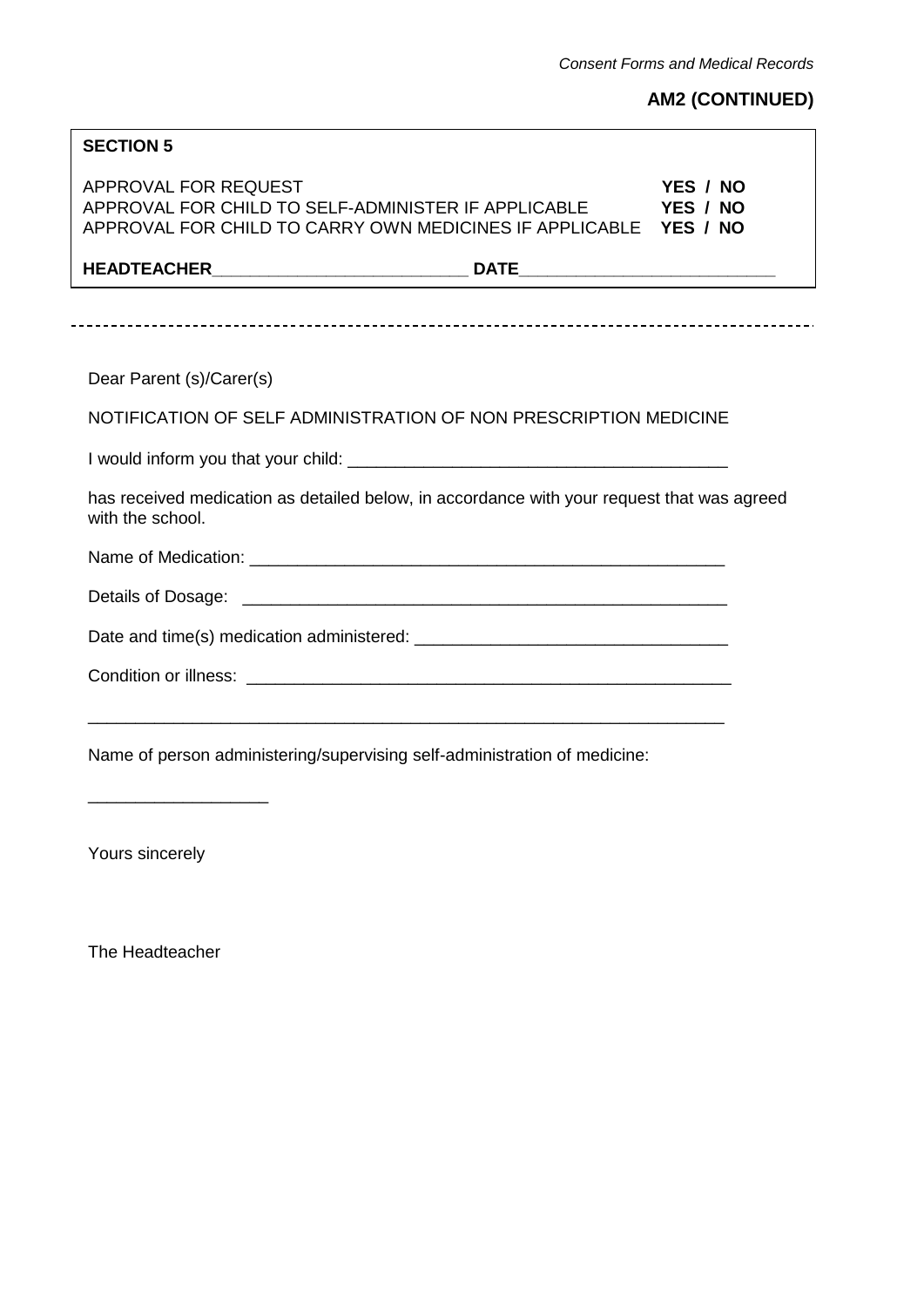**AM2 (CONTINUED)**

**SECTION 5**

APPROVAL FOR REQUEST **YES / NO**
APPROVAL FOR CHILD TO SELF-ADMINISTER IF APPLICABLE **YES / NO**
APPROVAL FOR CHILD TO CARRY OWN MEDICINES IF APPLICABLE **YES / NO**

**HEADTEACHER**___________________________ **DATE**___________________________

---

Dear Parent (s)/Carer(s)

NOTIFICATION OF SELF ADMINISTRATION OF NON PRESCRIPTION MEDICINE

I would inform you that your child: ________________________________________

has received medication as detailed below, in accordance with your request that was agreed with the school.

Name of Medication: ___________________________________________________

Details of Dosage: ____________________________________________________

Date and time(s) medication administered: _______________________________

Condition or illness: ___________________________________________________

____________________________________________________________________

Name of person administering/supervising self-administration of medicine:

___________________

Yours sincerely

The Headteacher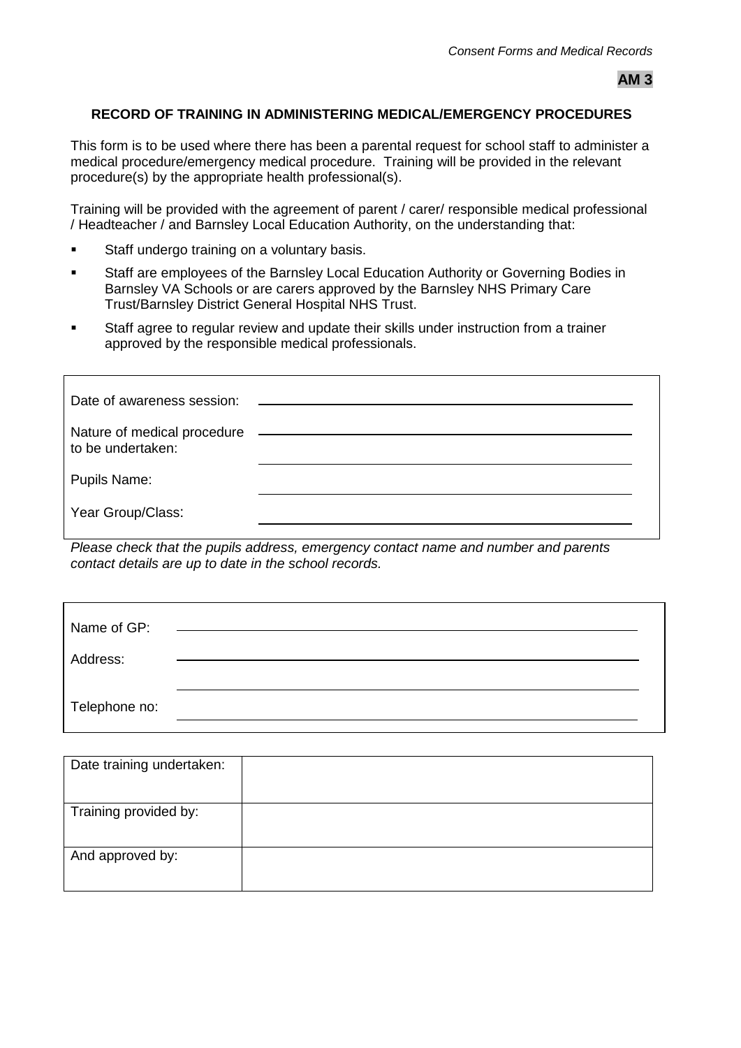**AM 3**

### RECORD OF TRAINING IN ADMINISTERING MEDICAL/EMERGENCY PROCEDURES

This form is to be used where there has been a parental request for school staff to administer a medical procedure/emergency medical procedure. Training will be provided in the relevant procedure(s) by the appropriate health professional(s).

Training will be provided with the agreement of parent / carer/ responsible medical professional / Headteacher / and Barnsley Local Education Authority, on the understanding that:

- Staff undergo training on a voluntary basis.
- Staff are employees of the Barnsley Local Education Authority or Governing Bodies in Barnsley VA Schools or are carers approved by the Barnsley NHS Primary Care Trust/Barnsley District General Hospital NHS Trust.
- Staff agree to regular review and update their skills under instruction from a trainer approved by the responsible medical professionals.

Date of awareness session: ____________________

Nature of medical procedure to be undertaken: ____________________

____________________

Pupils Name: ____________________

Year Group/Class: ____________________

*Please check that the pupils address, emergency contact name and number and parents contact details are up to date in the school records.*

Name of GP: ____________________

Address: ____________________

____________________

Telephone no: ____________________

| Date training undertaken: | |
|---|---|
| Training provided by: | |
| And approved by: | |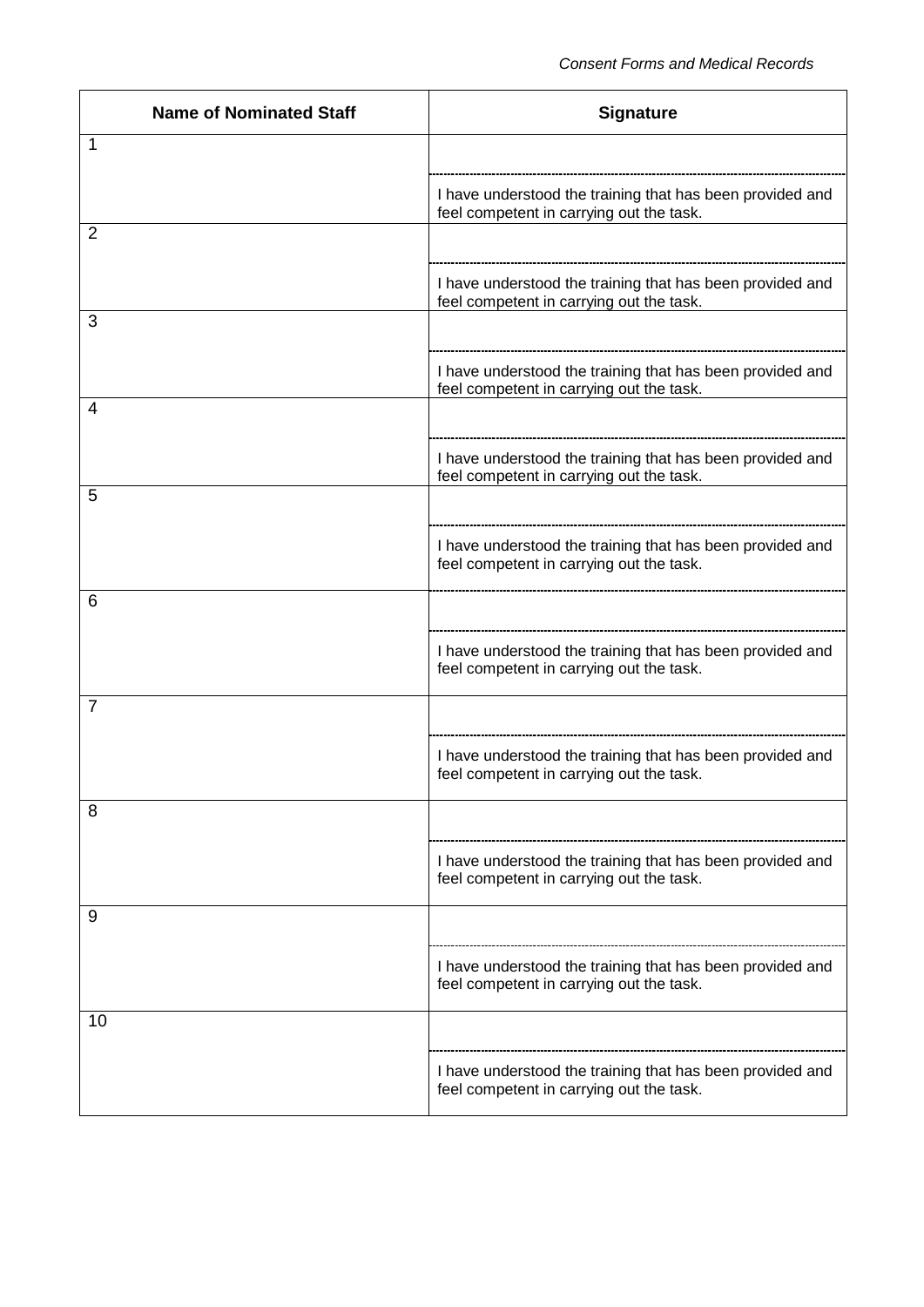| Name of Nominated Staff | Signature |
| --- | --- |
| 1 | I have understood the training that has been provided and feel competent in carrying out the task. |
| 2 | I have understood the training that has been provided and feel competent in carrying out the task. |
| 3 | I have understood the training that has been provided and feel competent in carrying out the task. |
| 4 | I have understood the training that has been provided and feel competent in carrying out the task. |
| 5 | I have understood the training that has been provided and feel competent in carrying out the task. |
| 6 | I have understood the training that has been provided and feel competent in carrying out the task. |
| 7 | I have understood the training that has been provided and feel competent in carrying out the task. |
| 8 | I have understood the training that has been provided and feel competent in carrying out the task. |
| 9 | I have understood the training that has been provided and feel competent in carrying out the task. |
| 10 | I have understood the training that has been provided and feel competent in carrying out the task. |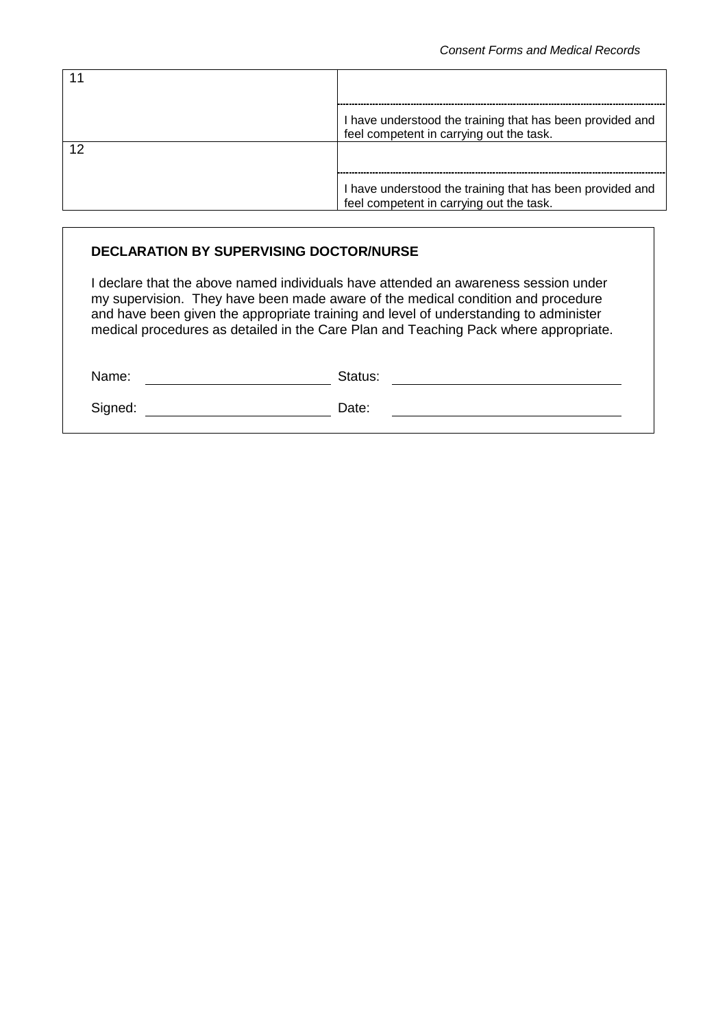| | |
|---|---|
| 11 | I have understood the training that has been provided and feel competent in carrying out the task. |
| 12 | I have understood the training that has been provided and feel competent in carrying out the task. |

**DECLARATION BY SUPERVISING DOCTOR/NURSE**

I declare that the above named individuals have attended an awareness session under my supervision. They have been made aware of the medical condition and procedure and have been given the appropriate training and level of understanding to administer medical procedures as detailed in the Care Plan and Teaching Pack where appropriate.

Name: ______________________ Status: ______________________

Signed: ______________________ Date: ______________________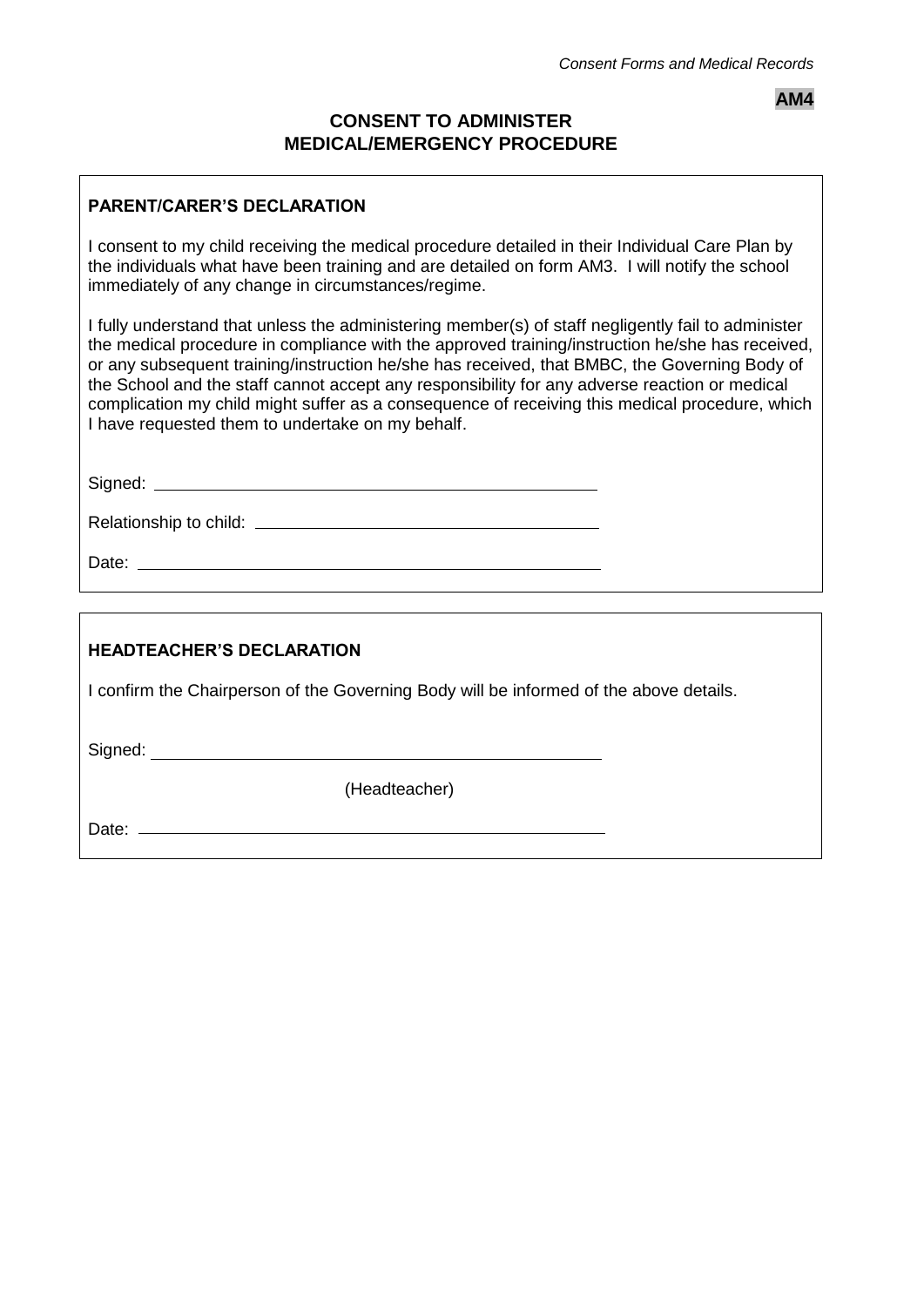AM4

# CONSENT TO ADMINISTER MEDICAL/EMERGENCY PROCEDURE

## PARENT/CARER'S DECLARATION

I consent to my child receiving the medical procedure detailed in their Individual Care Plan by the individuals what have been training and are detailed on form AM3. I will notify the school immediately of any change in circumstances/regime.

I fully understand that unless the administering member(s) of staff negligently fail to administer the medical procedure in compliance with the approved training/instruction he/she has received, or any subsequent training/instruction he/she has received, that BMBC, the Governing Body of the School and the staff cannot accept any responsibility for any adverse reaction or medical complication my child might suffer as a consequence of receiving this medical procedure, which I have requested them to undertake on my behalf.

Signed: ______________________________________________

Relationship to child: ___________________________________

Date: ________________________________________________

## HEADTEACHER'S DECLARATION

I confirm the Chairperson of the Governing Body will be informed of the above details.

Signed: ______________________________________________

(Headteacher)

Date: ________________________________________________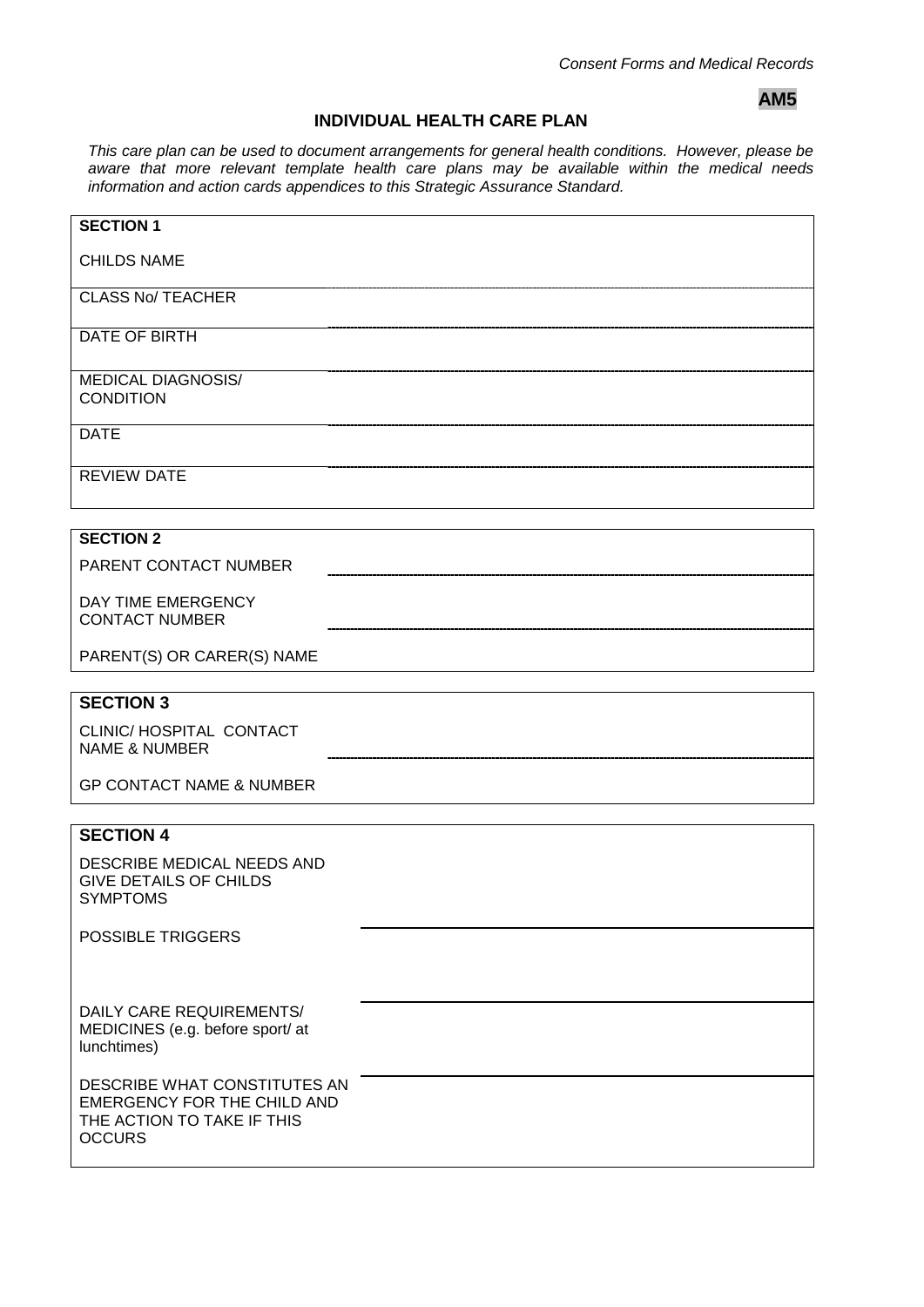*Consent Forms and Medical Records*

**AM5**

## INDIVIDUAL HEALTH CARE PLAN

*This care plan can be used to document arrangements for general health conditions. However, please be aware that more relevant template health care plans may be available within the medical needs information and action cards appendices to this Strategic Assurance Standard.*

| **SECTION 1** | |
|---|---|
| CHILDS NAME | |
| CLASS No/ TEACHER | |
| DATE OF BIRTH | |
| MEDICAL DIAGNOSIS/ CONDITION | |
| DATE | |
| REVIEW DATE | |

| **SECTION 2** | |
|---|---|
| PARENT CONTACT NUMBER | |
| DAY TIME EMERGENCY CONTACT NUMBER | |
| PARENT(S) OR CARER(S) NAME | |

| **SECTION 3** | |
|---|---|
| CLINIC/ HOSPITAL CONTACT NAME & NUMBER | |
| GP CONTACT NAME & NUMBER | |

| **SECTION 4** | |
|---|---|
| DESCRIBE MEDICAL NEEDS AND GIVE DETAILS OF CHILDS SYMPTOMS | |
| POSSIBLE TRIGGERS | |
| DAILY CARE REQUIREMENTS/ MEDICINES (e.g. before sport/ at lunchtimes) | |
| DESCRIBE WHAT CONSTITUTES AN EMERGENCY FOR THE CHILD AND THE ACTION TO TAKE IF THIS OCCURS | |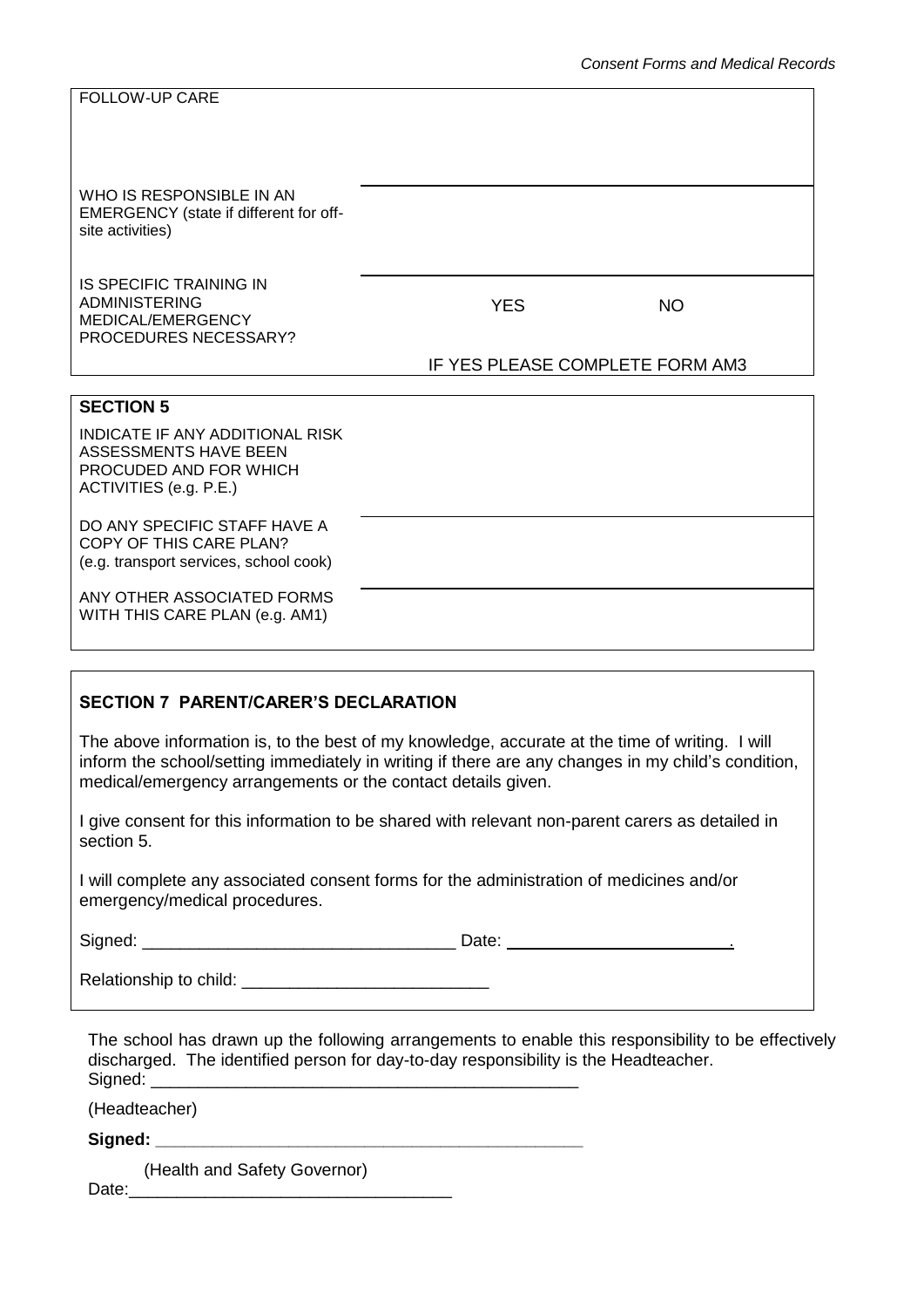| | | |
|---|---|---|
| FOLLOW-UP CARE | | |
| WHO IS RESPONSIBLE IN AN EMERGENCY (state if different for off-site activities) | | |
| IS SPECIFIC TRAINING IN ADMINISTERING MEDICAL/EMERGENCY PROCEDURES NECESSARY? | YES | NO |
| | IF YES PLEASE COMPLETE FORM AM3 | |

| | |
|---|---|
| **SECTION 5** | |
| INDICATE IF ANY ADDITIONAL RISK ASSESSMENTS HAVE BEEN PROCUDED AND FOR WHICH ACTIVITIES (e.g. P.E.) | |
| DO ANY SPECIFIC STAFF HAVE A COPY OF THIS CARE PLAN? (e.g. transport services, school cook) | |
| ANY OTHER ASSOCIATED FORMS WITH THIS CARE PLAN (e.g. AM1) | |

**SECTION 7 PARENT/CARER'S DECLARATION**

The above information is, to the best of my knowledge, accurate at the time of writing. I will inform the school/setting immediately in writing if there are any changes in my child's condition, medical/emergency arrangements or the contact details given.

I give consent for this information to be shared with relevant non-parent carers as detailed in section 5.

I will complete any associated consent forms for the administration of medicines and/or emergency/medical procedures.

Signed: ________________________________ Date: ________________________.

Relationship to child: _________________________

The school has drawn up the following arrangements to enable this responsibility to be effectively discharged. The identified person for day-to-day responsibility is the Headteacher.
Signed: _____________________________________________

(Headteacher)

**Signed: _____________________________________________**

(Health and Safety Governor)

Date:_________________________________